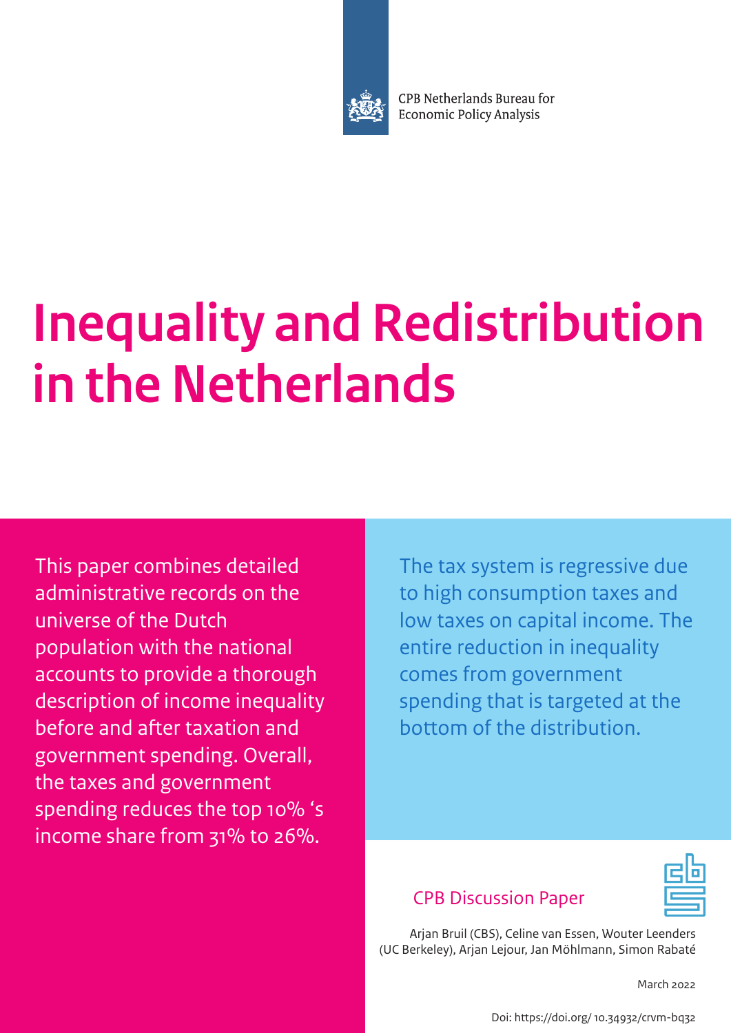CPB Netherlands Bureau for Economic Policy Analysis

# Inequality and Redistribution in the Netherlands

This paper combines detailed administrative records on the universe of the Dutch population with the national accounts to provide a thorough description of income inequality before and after taxation and government spending. Overall, the taxes and government spending reduces the top 10% 's income share from 31% to 26%.

The tax system is regressive due to high consumption taxes and low taxes on capital income. The entire reduction in inequality comes from government spending that is targeted at the bottom of the distribution.

CPB Discussion Paper

Arjan Bruil (CBS), Celine van Essen, Wouter Leenders (UC Berkeley), Arjan Lejour, Jan Möhlmann, Simon Rabaté

March 2022

Doi: https://doi.org/ 10.34932/crvm-bq32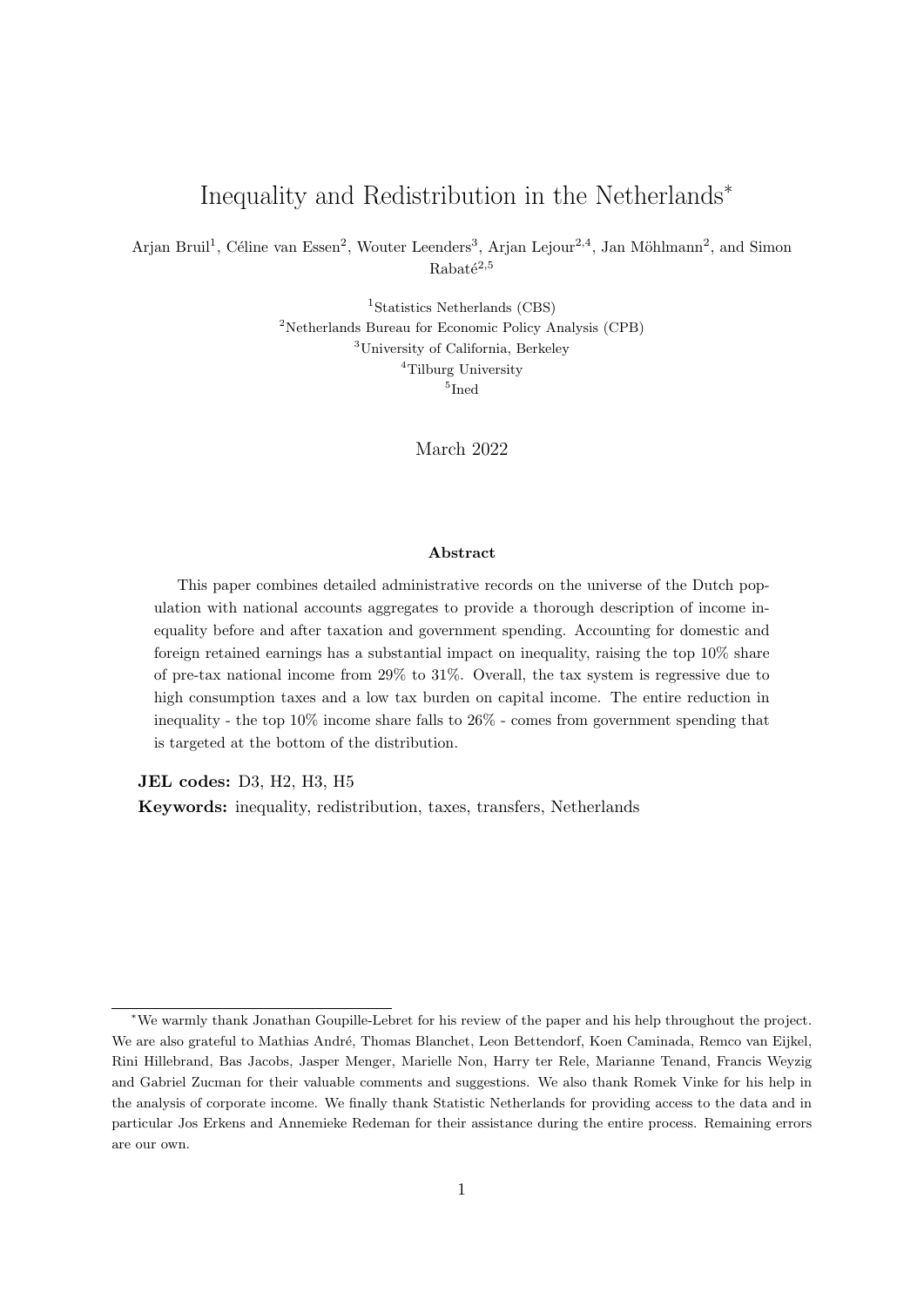# Inequality and Redistribution in the Netherlands*

Arjan Bruil[1], Céline van Essen[2], Wouter Leenders[3], Arjan Lejour[2,4], Jan Möhlmann[2], and Simon Rabaté[2,5]

[1]Statistics Netherlands (CBS)
[2]Netherlands Bureau for Economic Policy Analysis (CPB)
[3]University of California, Berkeley
[4]Tilburg University
[5]Ined

March 2022

**Abstract**

This paper combines detailed administrative records on the universe of the Dutch population with national accounts aggregates to provide a thorough description of income inequality before and after taxation and government spending. Accounting for domestic and foreign retained earnings has a substantial impact on inequality, raising the top 10% share of pre-tax national income from 29% to 31%. Overall, the tax system is regressive due to high consumption taxes and a low tax burden on capital income. The entire reduction in inequality - the top 10% income share falls to 26% - comes from government spending that is targeted at the bottom of the distribution.

**JEL codes:** D3, H2, H3, H5

**Keywords:** inequality, redistribution, taxes, transfers, Netherlands

*We warmly thank Jonathan Goupille-Lebret for his review of the paper and his help throughout the project. We are also grateful to Mathias André, Thomas Blanchet, Leon Bettendorf, Koen Caminada, Remco van Eijkel, Rini Hillebrand, Bas Jacobs, Jasper Menger, Marielle Non, Harry ter Rele, Marianne Tenand, Francis Weyzig and Gabriel Zucman for their valuable comments and suggestions. We also thank Romek Vinke for his help in the analysis of corporate income. We finally thank Statistic Netherlands for providing access to the data and in particular Jos Erkens and Annemieke Redeman for their assistance during the entire process. Remaining errors are our own.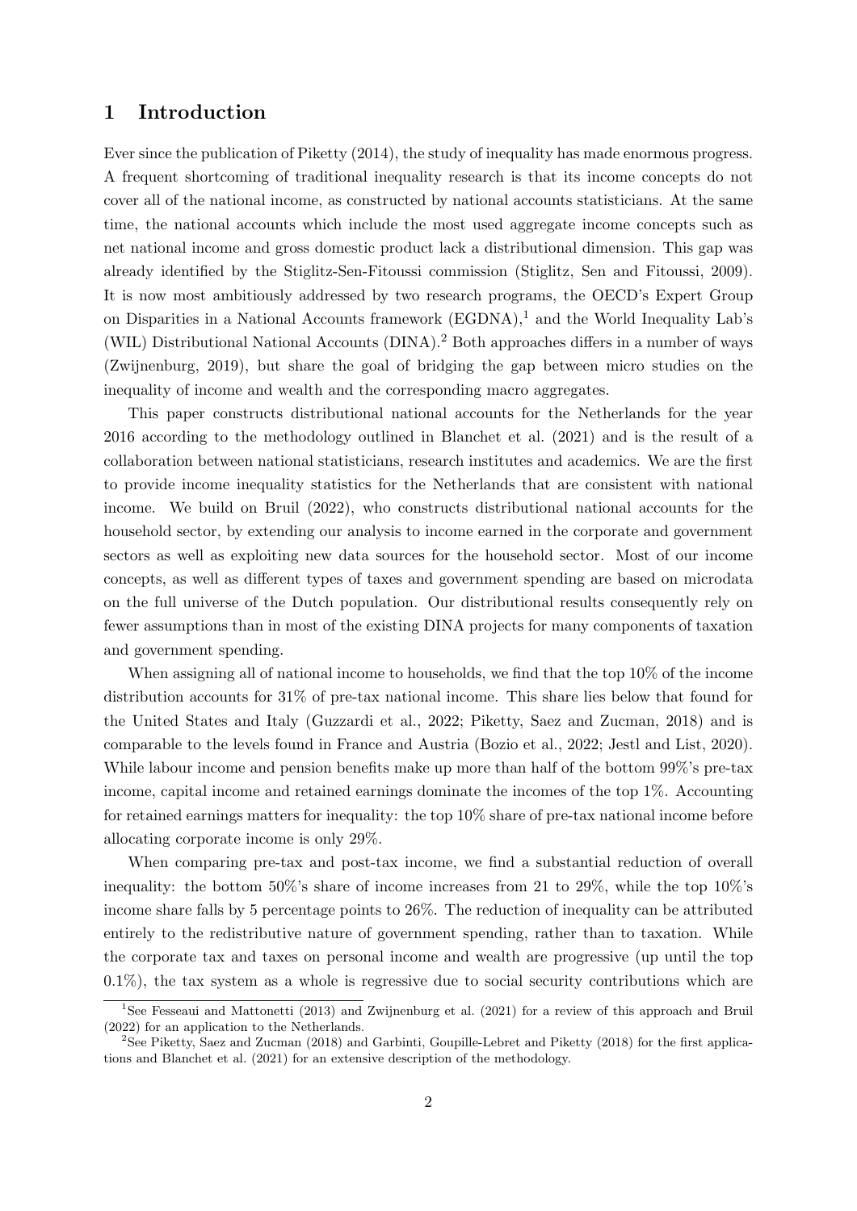## 1 Introduction

Ever since the publication of Piketty (2014), the study of inequality has made enormous progress. A frequent shortcoming of traditional inequality research is that its income concepts do not cover all of the national income, as constructed by national accounts statisticians. At the same time, the national accounts which include the most used aggregate income concepts such as net national income and gross domestic product lack a distributional dimension. This gap was already identified by the Stiglitz-Sen-Fitoussi commission (Stiglitz, Sen and Fitoussi, 2009). It is now most ambitiously addressed by two research programs, the OECD's Expert Group on Disparities in a National Accounts framework (EGDNA),[1] and the World Inequality Lab's (WIL) Distributional National Accounts (DINA).[2] Both approaches differs in a number of ways (Zwijnenburg, 2019), but share the goal of bridging the gap between micro studies on the inequality of income and wealth and the corresponding macro aggregates.

This paper constructs distributional national accounts for the Netherlands for the year 2016 according to the methodology outlined in Blanchet et al. (2021) and is the result of a collaboration between national statisticians, research institutes and academics. We are the first to provide income inequality statistics for the Netherlands that are consistent with national income. We build on Bruil (2022), who constructs distributional national accounts for the household sector, by extending our analysis to income earned in the corporate and government sectors as well as exploiting new data sources for the household sector. Most of our income concepts, as well as different types of taxes and government spending are based on microdata on the full universe of the Dutch population. Our distributional results consequently rely on fewer assumptions than in most of the existing DINA projects for many components of taxation and government spending.

When assigning all of national income to households, we find that the top 10% of the income distribution accounts for 31% of pre-tax national income. This share lies below that found for the United States and Italy (Guzzardi et al., 2022; Piketty, Saez and Zucman, 2018) and is comparable to the levels found in France and Austria (Bozio et al., 2022; Jestl and List, 2020). While labour income and pension benefits make up more than half of the bottom 99%'s pre-tax income, capital income and retained earnings dominate the incomes of the top 1%. Accounting for retained earnings matters for inequality: the top 10% share of pre-tax national income before allocating corporate income is only 29%.

When comparing pre-tax and post-tax income, we find a substantial reduction of overall inequality: the bottom 50%'s share of income increases from 21 to 29%, while the top 10%'s income share falls by 5 percentage points to 26%. The reduction of inequality can be attributed entirely to the redistributive nature of government spending, rather than to taxation. While the corporate tax and taxes on personal income and wealth are progressive (up until the top 0.1%), the tax system as a whole is regressive due to social security contributions which are

[1] See Fesseaui and Mattonetti (2013) and Zwijnenburg et al. (2021) for a review of this approach and Bruil (2022) for an application to the Netherlands.

[2] See Piketty, Saez and Zucman (2018) and Garbinti, Goupille-Lebret and Piketty (2018) for the first applications and Blanchet et al. (2021) for an extensive description of the methodology.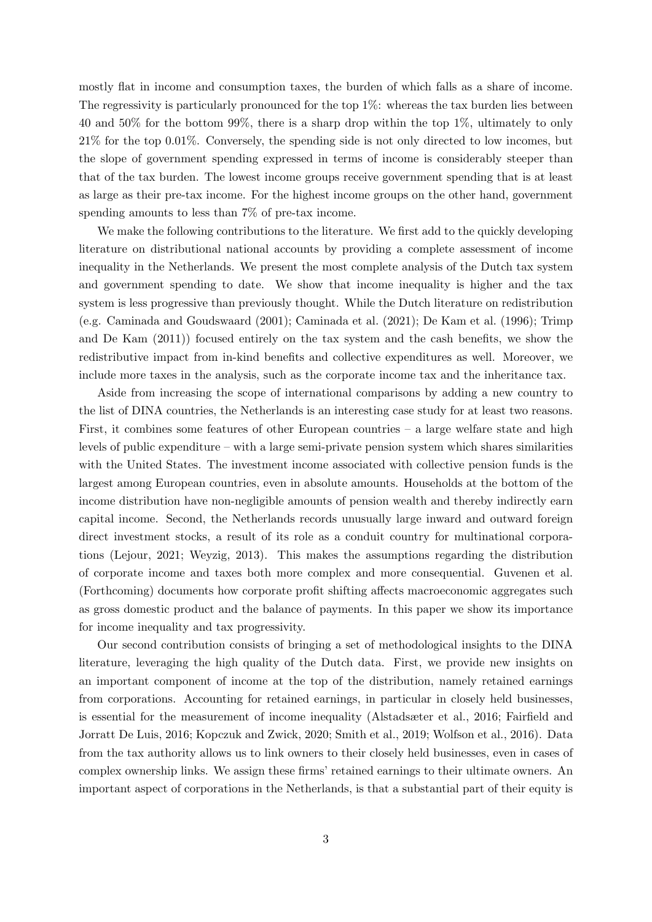mostly flat in income and consumption taxes, the burden of which falls as a share of income. The regressivity is particularly pronounced for the top 1%: whereas the tax burden lies between 40 and 50% for the bottom 99%, there is a sharp drop within the top 1%, ultimately to only 21% for the top 0.01%. Conversely, the spending side is not only directed to low incomes, but the slope of government spending expressed in terms of income is considerably steeper than that of the tax burden. The lowest income groups receive government spending that is at least as large as their pre-tax income. For the highest income groups on the other hand, government spending amounts to less than 7% of pre-tax income.

We make the following contributions to the literature. We first add to the quickly developing literature on distributional national accounts by providing a complete assessment of income inequality in the Netherlands. We present the most complete analysis of the Dutch tax system and government spending to date. We show that income inequality is higher and the tax system is less progressive than previously thought. While the Dutch literature on redistribution (e.g. Caminada and Goudswaard (2001); Caminada et al. (2021); De Kam et al. (1996); Trimp and De Kam (2011)) focused entirely on the tax system and the cash benefits, we show the redistributive impact from in-kind benefits and collective expenditures as well. Moreover, we include more taxes in the analysis, such as the corporate income tax and the inheritance tax.

Aside from increasing the scope of international comparisons by adding a new country to the list of DINA countries, the Netherlands is an interesting case study for at least two reasons. First, it combines some features of other European countries – a large welfare state and high levels of public expenditure – with a large semi-private pension system which shares similarities with the United States. The investment income associated with collective pension funds is the largest among European countries, even in absolute amounts. Households at the bottom of the income distribution have non-negligible amounts of pension wealth and thereby indirectly earn capital income. Second, the Netherlands records unusually large inward and outward foreign direct investment stocks, a result of its role as a conduit country for multinational corporations (Lejour, 2021; Weyzig, 2013). This makes the assumptions regarding the distribution of corporate income and taxes both more complex and more consequential. Guvenen et al. (Forthcoming) documents how corporate profit shifting affects macroeconomic aggregates such as gross domestic product and the balance of payments. In this paper we show its importance for income inequality and tax progressivity.

Our second contribution consists of bringing a set of methodological insights to the DINA literature, leveraging the high quality of the Dutch data. First, we provide new insights on an important component of income at the top of the distribution, namely retained earnings from corporations. Accounting for retained earnings, in particular in closely held businesses, is essential for the measurement of income inequality (Alstadsæter et al., 2016; Fairfield and Jorratt De Luis, 2016; Kopczuk and Zwick, 2020; Smith et al., 2019; Wolfson et al., 2016). Data from the tax authority allows us to link owners to their closely held businesses, even in cases of complex ownership links. We assign these firms' retained earnings to their ultimate owners. An important aspect of corporations in the Netherlands, is that a substantial part of their equity is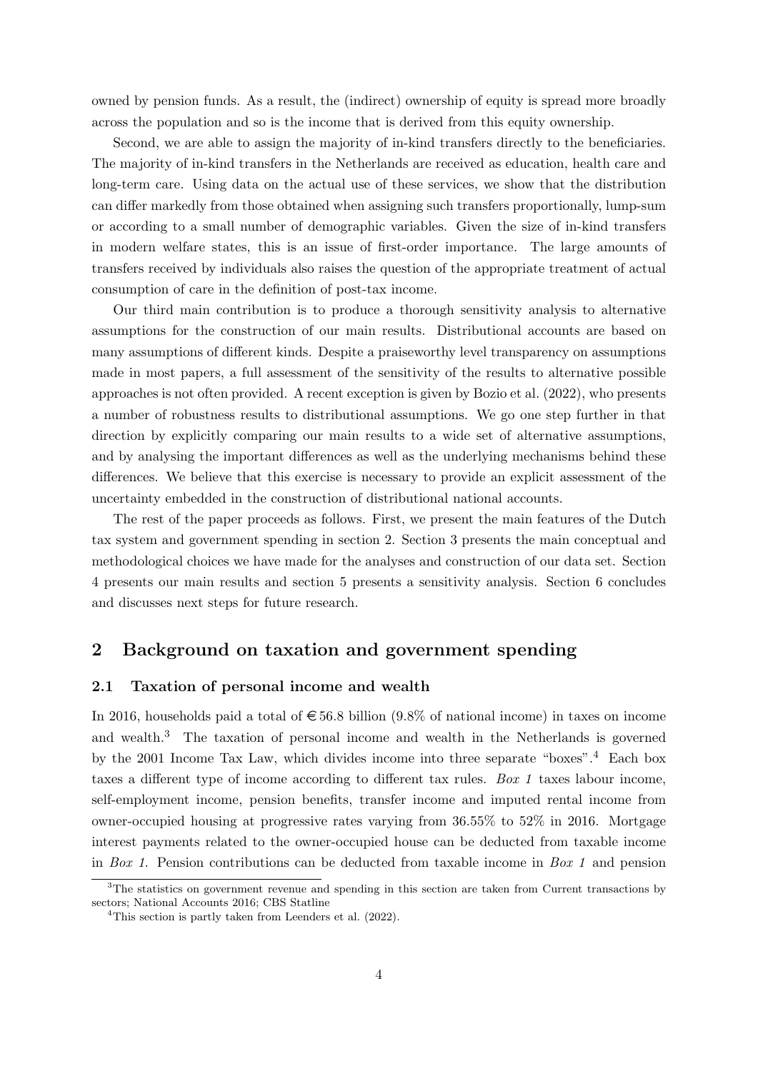owned by pension funds. As a result, the (indirect) ownership of equity is spread more broadly across the population and so is the income that is derived from this equity ownership.

Second, we are able to assign the majority of in-kind transfers directly to the beneficiaries. The majority of in-kind transfers in the Netherlands are received as education, health care and long-term care. Using data on the actual use of these services, we show that the distribution can differ markedly from those obtained when assigning such transfers proportionally, lump-sum or according to a small number of demographic variables. Given the size of in-kind transfers in modern welfare states, this is an issue of first-order importance. The large amounts of transfers received by individuals also raises the question of the appropriate treatment of actual consumption of care in the definition of post-tax income.

Our third main contribution is to produce a thorough sensitivity analysis to alternative assumptions for the construction of our main results. Distributional accounts are based on many assumptions of different kinds. Despite a praiseworthy level transparency on assumptions made in most papers, a full assessment of the sensitivity of the results to alternative possible approaches is not often provided. A recent exception is given by Bozio et al. (2022), who presents a number of robustness results to distributional assumptions. We go one step further in that direction by explicitly comparing our main results to a wide set of alternative assumptions, and by analysing the important differences as well as the underlying mechanisms behind these differences. We believe that this exercise is necessary to provide an explicit assessment of the uncertainty embedded in the construction of distributional national accounts.

The rest of the paper proceeds as follows. First, we present the main features of the Dutch tax system and government spending in section 2. Section 3 presents the main conceptual and methodological choices we have made for the analyses and construction of our data set. Section 4 presents our main results and section 5 presents a sensitivity analysis. Section 6 concludes and discusses next steps for future research.

## 2 Background on taxation and government spending

### 2.1 Taxation of personal income and wealth

In 2016, households paid a total of €56.8 billion (9.8% of national income) in taxes on income and wealth.[3] The taxation of personal income and wealth in the Netherlands is governed by the 2001 Income Tax Law, which divides income into three separate "boxes".[4] Each box taxes a different type of income according to different tax rules. *Box 1* taxes labour income, self-employment income, pension benefits, transfer income and imputed rental income from owner-occupied housing at progressive rates varying from 36.55% to 52% in 2016. Mortgage interest payments related to the owner-occupied house can be deducted from taxable income in *Box 1*. Pension contributions can be deducted from taxable income in *Box 1* and pension

[3] The statistics on government revenue and spending in this section are taken from Current transactions by sectors; National Accounts 2016; CBS Statline

[4] This section is partly taken from Leenders et al. (2022).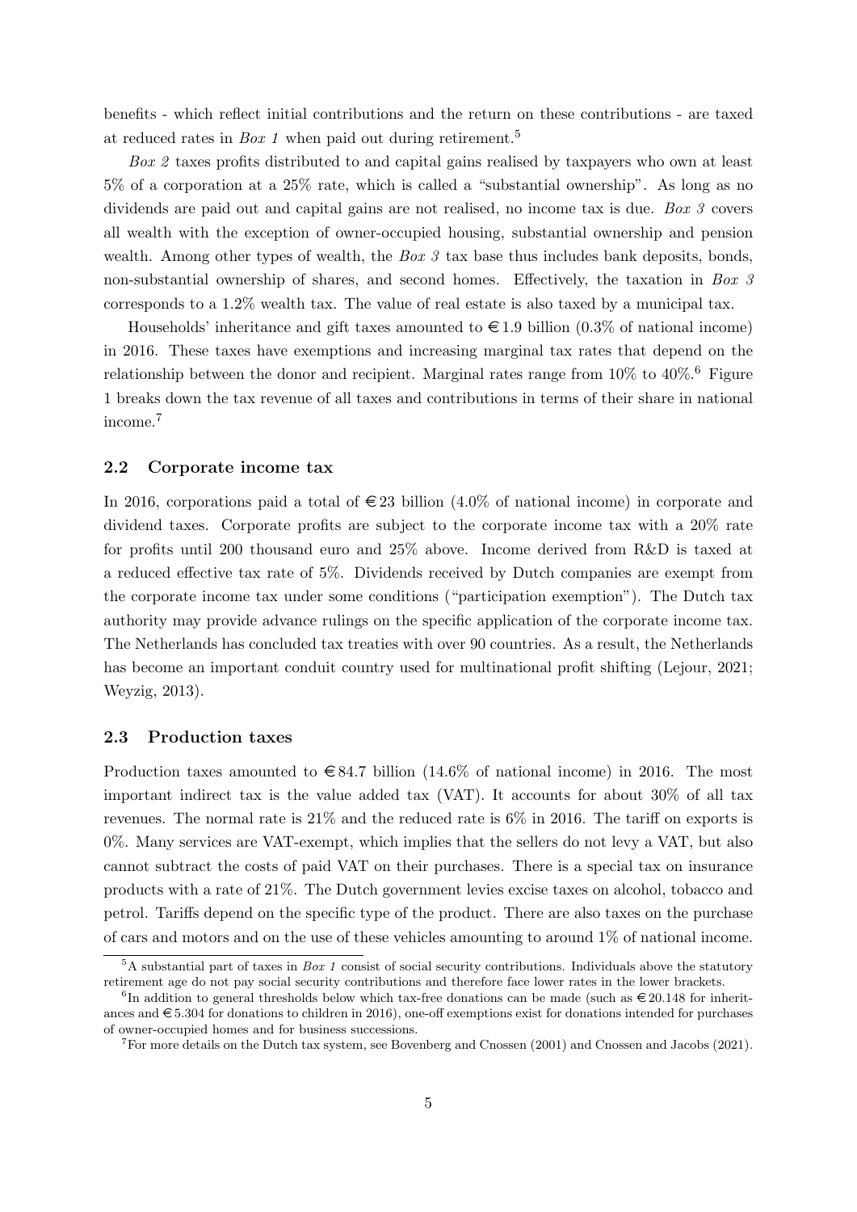benefits - which reflect initial contributions and the return on these contributions - are taxed at reduced rates in *Box 1* when paid out during retirement.[5]

*Box 2* taxes profits distributed to and capital gains realised by taxpayers who own at least 5% of a corporation at a 25% rate, which is called a "substantial ownership". As long as no dividends are paid out and capital gains are not realised, no income tax is due. *Box 3* covers all wealth with the exception of owner-occupied housing, substantial ownership and pension wealth. Among other types of wealth, the *Box 3* tax base thus includes bank deposits, bonds, non-substantial ownership of shares, and second homes. Effectively, the taxation in *Box 3* corresponds to a 1.2% wealth tax. The value of real estate is also taxed by a municipal tax.

Households' inheritance and gift taxes amounted to €1.9 billion (0.3% of national income) in 2016. These taxes have exemptions and increasing marginal tax rates that depend on the relationship between the donor and recipient. Marginal rates range from 10% to 40%.[6] Figure 1 breaks down the tax revenue of all taxes and contributions in terms of their share in national income.[7]

### 2.2 Corporate income tax

In 2016, corporations paid a total of €23 billion (4.0% of national income) in corporate and dividend taxes. Corporate profits are subject to the corporate income tax with a 20% rate for profits until 200 thousand euro and 25% above. Income derived from R&D is taxed at a reduced effective tax rate of 5%. Dividends received by Dutch companies are exempt from the corporate income tax under some conditions ("participation exemption"). The Dutch tax authority may provide advance rulings on the specific application of the corporate income tax. The Netherlands has concluded tax treaties with over 90 countries. As a result, the Netherlands has become an important conduit country used for multinational profit shifting (Lejour, 2021; Weyzig, 2013).

### 2.3 Production taxes

Production taxes amounted to €84.7 billion (14.6% of national income) in 2016. The most important indirect tax is the value added tax (VAT). It accounts for about 30% of all tax revenues. The normal rate is 21% and the reduced rate is 6% in 2016. The tariff on exports is 0%. Many services are VAT-exempt, which implies that the sellers do not levy a VAT, but also cannot subtract the costs of paid VAT on their purchases. There is a special tax on insurance products with a rate of 21%. The Dutch government levies excise taxes on alcohol, tobacco and petrol. Tariffs depend on the specific type of the product. There are also taxes on the purchase of cars and motors and on the use of these vehicles amounting to around 1% of national income.

[5] A substantial part of taxes in *Box 1* consist of social security contributions. Individuals above the statutory retirement age do not pay social security contributions and therefore face lower rates in the lower brackets.

[6] In addition to general thresholds below which tax-free donations can be made (such as €20.148 for inheritances and €5.304 for donations to children in 2016), one-off exemptions exist for donations intended for purchases of owner-occupied homes and for business successions.

[7] For more details on the Dutch tax system, see Bovenberg and Cnossen (2001) and Cnossen and Jacobs (2021).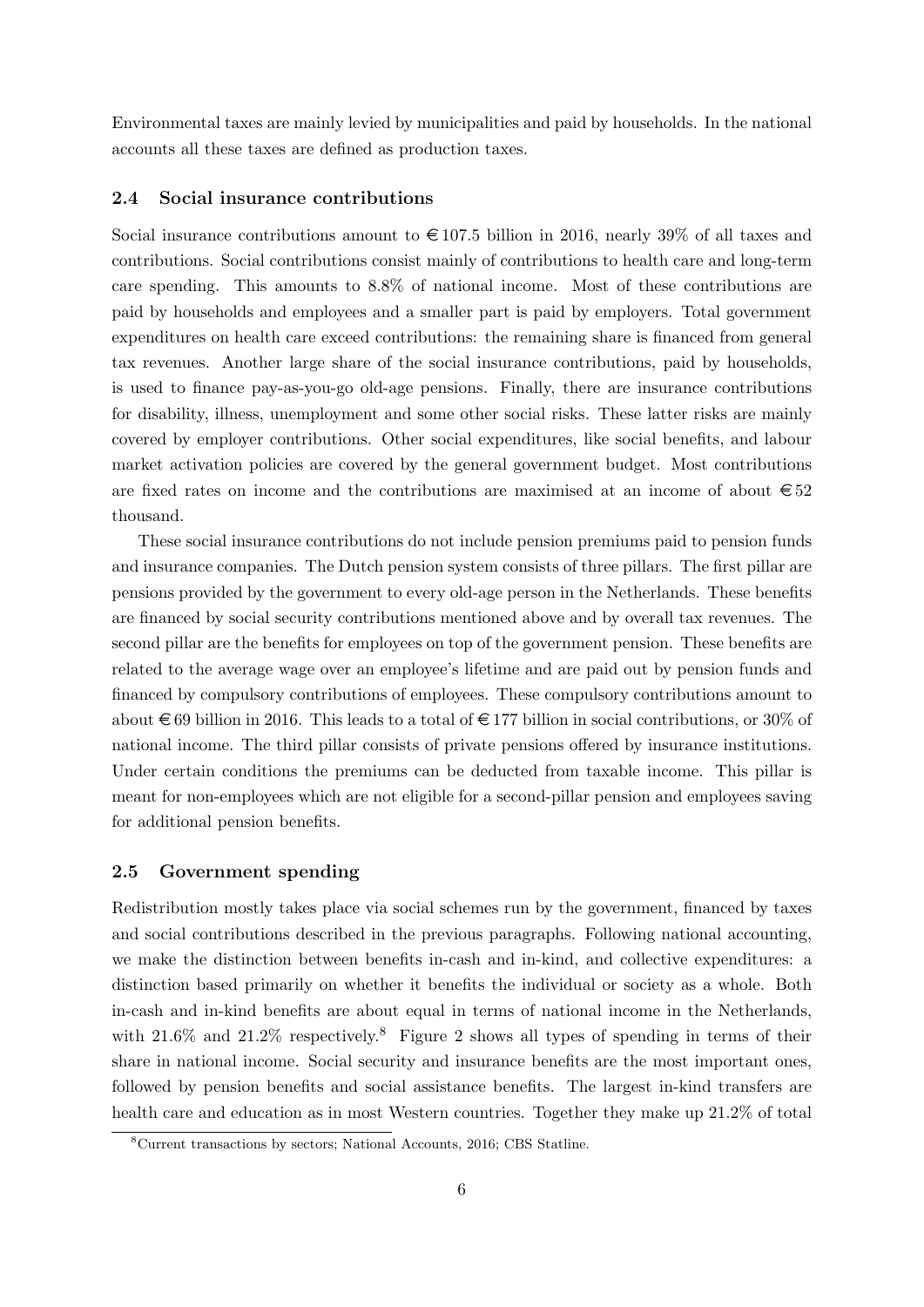Environmental taxes are mainly levied by municipalities and paid by households. In the national accounts all these taxes are defined as production taxes.

### 2.4 Social insurance contributions

Social insurance contributions amount to €107.5 billion in 2016, nearly 39% of all taxes and contributions. Social contributions consist mainly of contributions to health care and long-term care spending. This amounts to 8.8% of national income. Most of these contributions are paid by households and employees and a smaller part is paid by employers. Total government expenditures on health care exceed contributions: the remaining share is financed from general tax revenues. Another large share of the social insurance contributions, paid by households, is used to finance pay-as-you-go old-age pensions. Finally, there are insurance contributions for disability, illness, unemployment and some other social risks. These latter risks are mainly covered by employer contributions. Other social expenditures, like social benefits, and labour market activation policies are covered by the general government budget. Most contributions are fixed rates on income and the contributions are maximised at an income of about €52 thousand.

These social insurance contributions do not include pension premiums paid to pension funds and insurance companies. The Dutch pension system consists of three pillars. The first pillar are pensions provided by the government to every old-age person in the Netherlands. These benefits are financed by social security contributions mentioned above and by overall tax revenues. The second pillar are the benefits for employees on top of the government pension. These benefits are related to the average wage over an employee's lifetime and are paid out by pension funds and financed by compulsory contributions of employees. These compulsory contributions amount to about €69 billion in 2016. This leads to a total of €177 billion in social contributions, or 30% of national income. The third pillar consists of private pensions offered by insurance institutions. Under certain conditions the premiums can be deducted from taxable income. This pillar is meant for non-employees which are not eligible for a second-pillar pension and employees saving for additional pension benefits.

### 2.5 Government spending

Redistribution mostly takes place via social schemes run by the government, financed by taxes and social contributions described in the previous paragraphs. Following national accounting, we make the distinction between benefits in-cash and in-kind, and collective expenditures: a distinction based primarily on whether it benefits the individual or society as a whole. Both in-cash and in-kind benefits are about equal in terms of national income in the Netherlands, with 21.6% and 21.2% respectively.[8] Figure 2 shows all types of spending in terms of their share in national income. Social security and insurance benefits are the most important ones, followed by pension benefits and social assistance benefits. The largest in-kind transfers are health care and education as in most Western countries. Together they make up 21.2% of total

[8]Current transactions by sectors; National Accounts, 2016; CBS Statline.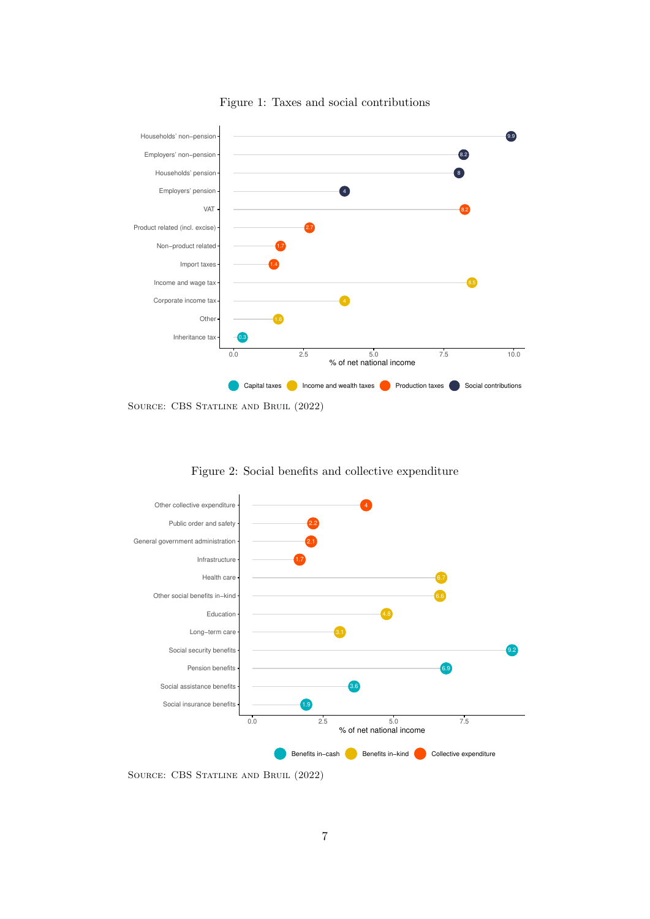Figure 1: Taxes and social contributions

| Category | Item | % of net national income |
|---|---|---|
| Social contributions | Households' non–pension | 9.9 |
| Social contributions | Employers' non–pension | 8.2 |
| Social contributions | Households' pension | 8 |
| Social contributions | Employers' pension | 4 |
| Production taxes | VAT | 8.2 |
| Production taxes | Product related (incl. excise) | 2.7 |
| Production taxes | Non–product related | 1.7 |
| Production taxes | Import taxes | 1.4 |
| Income and wealth taxes | Income and wage tax | 8.5 |
| Income and wealth taxes | Corporate income tax | 4 |
| Income and wealth taxes | Other | 1.6 |
| Capital taxes | Inheritance tax | 0.3 |

Source: CBS Statline and Bruil (2022)

Figure 2: Social benefits and collective expenditure

| Category | Item | % of net national income |
|---|---|---|
| Collective expenditure | Other collective expenditure | 4 |
| Collective expenditure | Public order and safety | 2.2 |
| Collective expenditure | General government administration | 2.1 |
| Collective expenditure | Infrastructure | 1.7 |
| Benefits in–kind | Health care | 6.7 |
| Benefits in–kind | Other social benefits in–kind | 6.6 |
| Benefits in–kind | Education | 4.8 |
| Benefits in–kind | Long–term care | 3.1 |
| Benefits in–cash | Social security benefits | 9.2 |
| Benefits in–cash | Pension benefits | 6.9 |
| Benefits in–cash | Social assistance benefits | 3.6 |
| Benefits in–cash | Social insurance benefits | 1.9 |

Source: CBS Statline and Bruil (2022)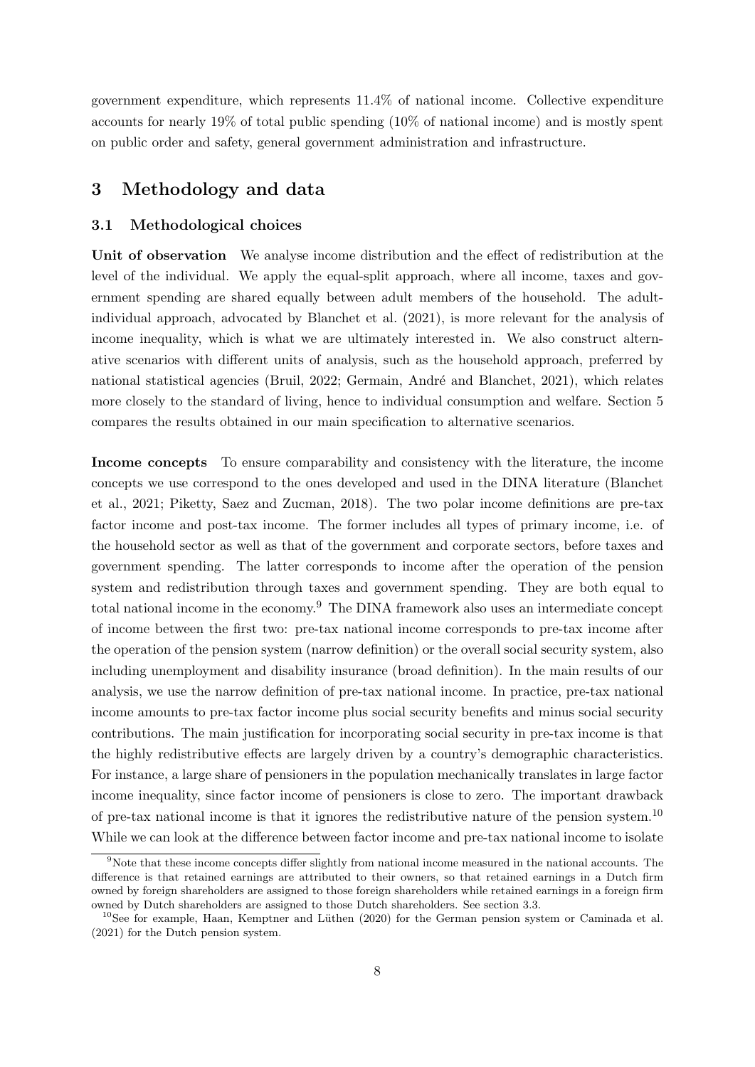government expenditure, which represents 11.4% of national income. Collective expenditure accounts for nearly 19% of total public spending (10% of national income) and is mostly spent on public order and safety, general government administration and infrastructure.

## 3 Methodology and data

### 3.1 Methodological choices

**Unit of observation** We analyse income distribution and the effect of redistribution at the level of the individual. We apply the equal-split approach, where all income, taxes and government spending are shared equally between adult members of the household. The adult-individual approach, advocated by Blanchet et al. (2021), is more relevant for the analysis of income inequality, which is what we are ultimately interested in. We also construct alternative scenarios with different units of analysis, such as the household approach, preferred by national statistical agencies (Bruil, 2022; Germain, André and Blanchet, 2021), which relates more closely to the standard of living, hence to individual consumption and welfare. Section 5 compares the results obtained in our main specification to alternative scenarios.

**Income concepts** To ensure comparability and consistency with the literature, the income concepts we use correspond to the ones developed and used in the DINA literature (Blanchet et al., 2021; Piketty, Saez and Zucman, 2018). The two polar income definitions are pre-tax factor income and post-tax income. The former includes all types of primary income, i.e. of the household sector as well as that of the government and corporate sectors, before taxes and government spending. The latter corresponds to income after the operation of the pension system and redistribution through taxes and government spending. They are both equal to total national income in the economy.[9] The DINA framework also uses an intermediate concept of income between the first two: pre-tax national income corresponds to pre-tax income after the operation of the pension system (narrow definition) or the overall social security system, also including unemployment and disability insurance (broad definition). In the main results of our analysis, we use the narrow definition of pre-tax national income. In practice, pre-tax national income amounts to pre-tax factor income plus social security benefits and minus social security contributions. The main justification for incorporating social security in pre-tax income is that the highly redistributive effects are largely driven by a country's demographic characteristics. For instance, a large share of pensioners in the population mechanically translates in large factor income inequality, since factor income of pensioners is close to zero. The important drawback of pre-tax national income is that it ignores the redistributive nature of the pension system.[10] While we can look at the difference between factor income and pre-tax national income to isolate

[9] Note that these income concepts differ slightly from national income measured in the national accounts. The difference is that retained earnings are attributed to their owners, so that retained earnings in a Dutch firm owned by foreign shareholders are assigned to those foreign shareholders while retained earnings in a foreign firm owned by Dutch shareholders are assigned to those Dutch shareholders. See section 3.3.

[10] See for example, Haan, Kemptner and Lüthen (2020) for the German pension system or Caminada et al. (2021) for the Dutch pension system.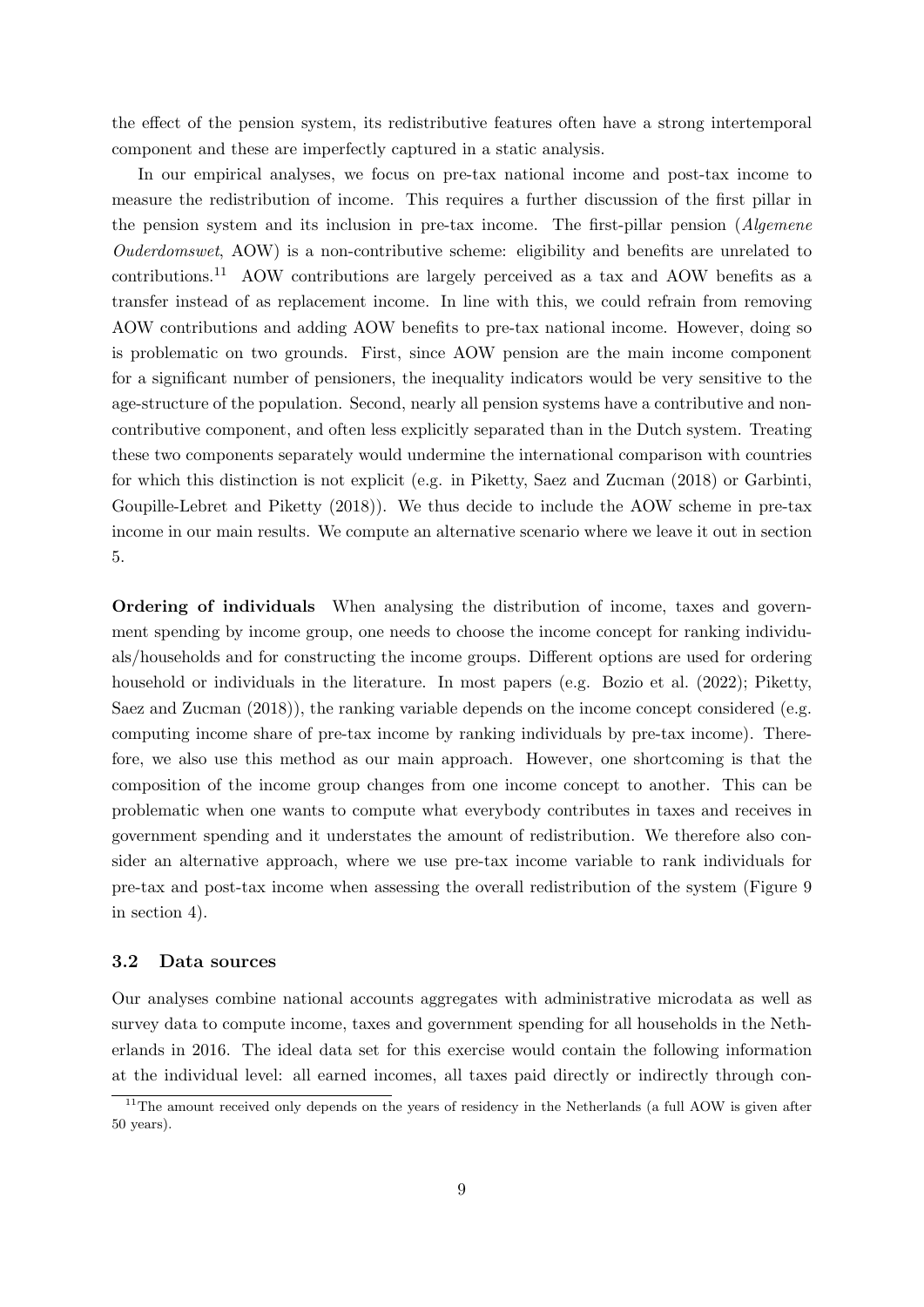the effect of the pension system, its redistributive features often have a strong intertemporal component and these are imperfectly captured in a static analysis.

In our empirical analyses, we focus on pre-tax national income and post-tax income to measure the redistribution of income. This requires a further discussion of the first pillar in the pension system and its inclusion in pre-tax income. The first-pillar pension (*Algemene Ouderdomswet*, AOW) is a non-contributive scheme: eligibility and benefits are unrelated to contributions.[11] AOW contributions are largely perceived as a tax and AOW benefits as a transfer instead of as replacement income. In line with this, we could refrain from removing AOW contributions and adding AOW benefits to pre-tax national income. However, doing so is problematic on two grounds. First, since AOW pension are the main income component for a significant number of pensioners, the inequality indicators would be very sensitive to the age-structure of the population. Second, nearly all pension systems have a contributive and non-contributive component, and often less explicitly separated than in the Dutch system. Treating these two components separately would undermine the international comparison with countries for which this distinction is not explicit (e.g. in Piketty, Saez and Zucman (2018) or Garbinti, Goupille-Lebret and Piketty (2018)). We thus decide to include the AOW scheme in pre-tax income in our main results. We compute an alternative scenario where we leave it out in section 5.

**Ordering of individuals** When analysing the distribution of income, taxes and government spending by income group, one needs to choose the income concept for ranking individuals/households and for constructing the income groups. Different options are used for ordering household or individuals in the literature. In most papers (e.g. Bozio et al. (2022); Piketty, Saez and Zucman (2018)), the ranking variable depends on the income concept considered (e.g. computing income share of pre-tax income by ranking individuals by pre-tax income). Therefore, we also use this method as our main approach. However, one shortcoming is that the composition of the income group changes from one income concept to another. This can be problematic when one wants to compute what everybody contributes in taxes and receives in government spending and it understates the amount of redistribution. We therefore also consider an alternative approach, where we use pre-tax income variable to rank individuals for pre-tax and post-tax income when assessing the overall redistribution of the system (Figure 9 in section 4).

### 3.2 Data sources

Our analyses combine national accounts aggregates with administrative microdata as well as survey data to compute income, taxes and government spending for all households in the Netherlands in 2016. The ideal data set for this exercise would contain the following information at the individual level: all earned incomes, all taxes paid directly or indirectly through con-

[11] The amount received only depends on the years of residency in the Netherlands (a full AOW is given after 50 years).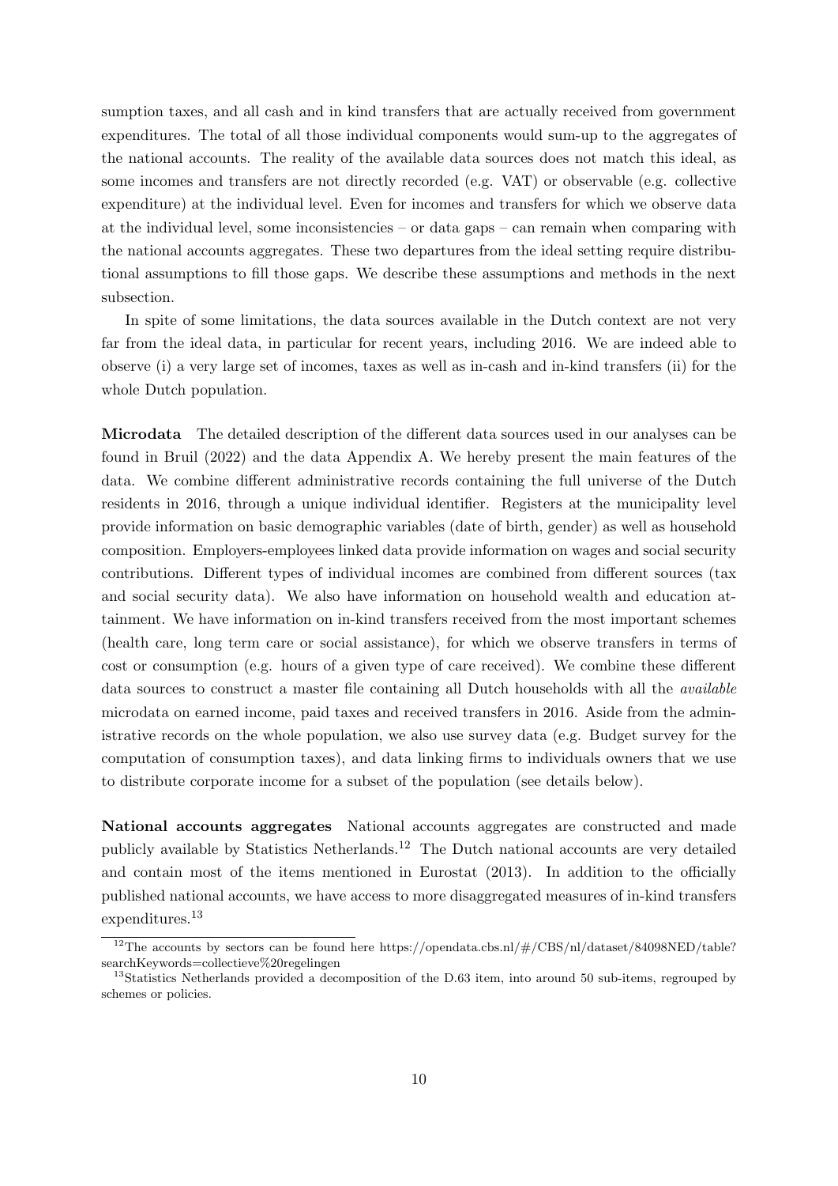sumption taxes, and all cash and in kind transfers that are actually received from government expenditures. The total of all those individual components would sum-up to the aggregates of the national accounts. The reality of the available data sources does not match this ideal, as some incomes and transfers are not directly recorded (e.g. VAT) or observable (e.g. collective expenditure) at the individual level. Even for incomes and transfers for which we observe data at the individual level, some inconsistencies – or data gaps – can remain when comparing with the national accounts aggregates. These two departures from the ideal setting require distributional assumptions to fill those gaps. We describe these assumptions and methods in the next subsection.

In spite of some limitations, the data sources available in the Dutch context are not very far from the ideal data, in particular for recent years, including 2016. We are indeed able to observe (i) a very large set of incomes, taxes as well as in-cash and in-kind transfers (ii) for the whole Dutch population.

**Microdata** The detailed description of the different data sources used in our analyses can be found in Bruil (2022) and the data Appendix A. We hereby present the main features of the data. We combine different administrative records containing the full universe of the Dutch residents in 2016, through a unique individual identifier. Registers at the municipality level provide information on basic demographic variables (date of birth, gender) as well as household composition. Employers-employees linked data provide information on wages and social security contributions. Different types of individual incomes are combined from different sources (tax and social security data). We also have information on household wealth and education attainment. We have information on in-kind transfers received from the most important schemes (health care, long term care or social assistance), for which we observe transfers in terms of cost or consumption (e.g. hours of a given type of care received). We combine these different data sources to construct a master file containing all Dutch households with all the *available* microdata on earned income, paid taxes and received transfers in 2016. Aside from the administrative records on the whole population, we also use survey data (e.g. Budget survey for the computation of consumption taxes), and data linking firms to individuals owners that we use to distribute corporate income for a subset of the population (see details below).

**National accounts aggregates** National accounts aggregates are constructed and made publicly available by Statistics Netherlands.[12] The Dutch national accounts are very detailed and contain most of the items mentioned in Eurostat (2013). In addition to the officially published national accounts, we have access to more disaggregated measures of in-kind transfers expenditures.[13]

[12]The accounts by sectors can be found here https://opendata.cbs.nl/#/CBS/nl/dataset/84098NED/table?searchKeywords=collectieve%20regelingen

[13]Statistics Netherlands provided a decomposition of the D.63 item, into around 50 sub-items, regrouped by schemes or policies.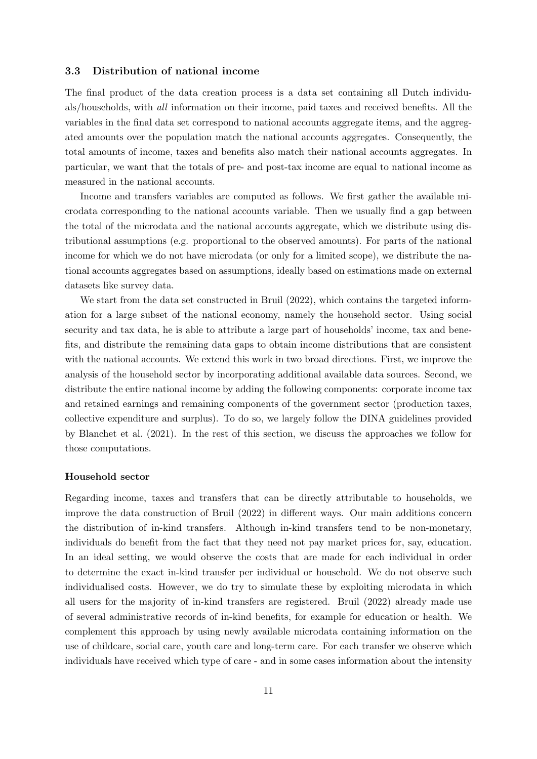### 3.3 Distribution of national income

The final product of the data creation process is a data set containing all Dutch individuals/households, with *all* information on their income, paid taxes and received benefits. All the variables in the final data set correspond to national accounts aggregate items, and the aggregated amounts over the population match the national accounts aggregates. Consequently, the total amounts of income, taxes and benefits also match their national accounts aggregates. In particular, we want that the totals of pre- and post-tax income are equal to national income as measured in the national accounts.

Income and transfers variables are computed as follows. We first gather the available microdata corresponding to the national accounts variable. Then we usually find a gap between the total of the microdata and the national accounts aggregate, which we distribute using distributional assumptions (e.g. proportional to the observed amounts). For parts of the national income for which we do not have microdata (or only for a limited scope), we distribute the national accounts aggregates based on assumptions, ideally based on estimations made on external datasets like survey data.

We start from the data set constructed in Bruil (2022), which contains the targeted information for a large subset of the national economy, namely the household sector. Using social security and tax data, he is able to attribute a large part of households' income, tax and benefits, and distribute the remaining data gaps to obtain income distributions that are consistent with the national accounts. We extend this work in two broad directions. First, we improve the analysis of the household sector by incorporating additional available data sources. Second, we distribute the entire national income by adding the following components: corporate income tax and retained earnings and remaining components of the government sector (production taxes, collective expenditure and surplus). To do so, we largely follow the DINA guidelines provided by Blanchet et al. (2021). In the rest of this section, we discuss the approaches we follow for those computations.

**Household sector**

Regarding income, taxes and transfers that can be directly attributable to households, we improve the data construction of Bruil (2022) in different ways. Our main additions concern the distribution of in-kind transfers. Although in-kind transfers tend to be non-monetary, individuals do benefit from the fact that they need not pay market prices for, say, education. In an ideal setting, we would observe the costs that are made for each individual in order to determine the exact in-kind transfer per individual or household. We do not observe such individualised costs. However, we do try to simulate these by exploiting microdata in which all users for the majority of in-kind transfers are registered. Bruil (2022) already made use of several administrative records of in-kind benefits, for example for education or health. We complement this approach by using newly available microdata containing information on the use of childcare, social care, youth care and long-term care. For each transfer we observe which individuals have received which type of care - and in some cases information about the intensity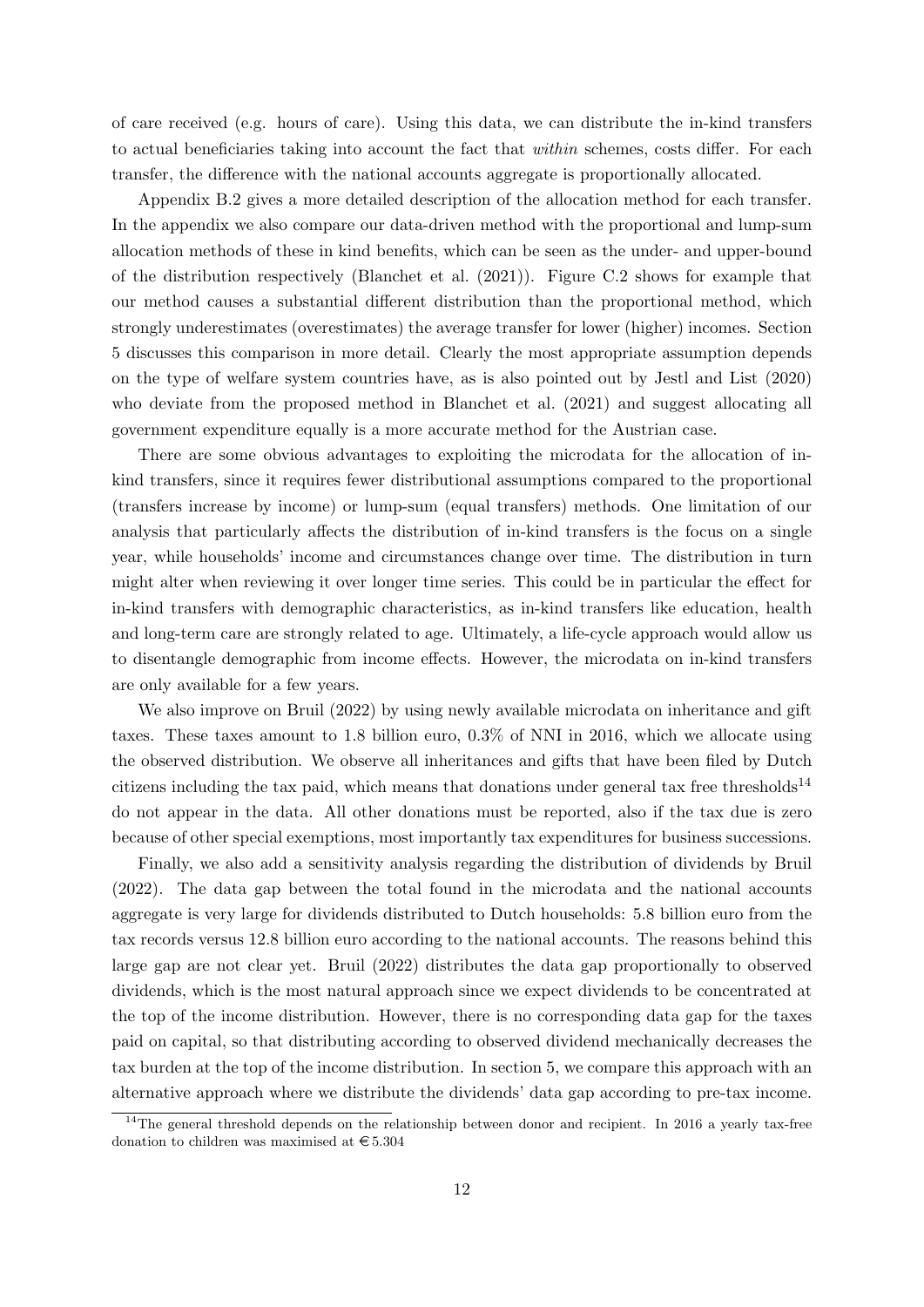of care received (e.g. hours of care). Using this data, we can distribute the in-kind transfers to actual beneficiaries taking into account the fact that *within* schemes, costs differ. For each transfer, the difference with the national accounts aggregate is proportionally allocated.

Appendix B.2 gives a more detailed description of the allocation method for each transfer. In the appendix we also compare our data-driven method with the proportional and lump-sum allocation methods of these in kind benefits, which can be seen as the under- and upper-bound of the distribution respectively (Blanchet et al. (2021)). Figure C.2 shows for example that our method causes a substantial different distribution than the proportional method, which strongly underestimates (overestimates) the average transfer for lower (higher) incomes. Section 5 discusses this comparison in more detail. Clearly the most appropriate assumption depends on the type of welfare system countries have, as is also pointed out by Jestl and List (2020) who deviate from the proposed method in Blanchet et al. (2021) and suggest allocating all government expenditure equally is a more accurate method for the Austrian case.

There are some obvious advantages to exploiting the microdata for the allocation of in-kind transfers, since it requires fewer distributional assumptions compared to the proportional (transfers increase by income) or lump-sum (equal transfers) methods. One limitation of our analysis that particularly affects the distribution of in-kind transfers is the focus on a single year, while households' income and circumstances change over time. The distribution in turn might alter when reviewing it over longer time series. This could be in particular the effect for in-kind transfers with demographic characteristics, as in-kind transfers like education, health and long-term care are strongly related to age. Ultimately, a life-cycle approach would allow us to disentangle demographic from income effects. However, the microdata on in-kind transfers are only available for a few years.

We also improve on Bruil (2022) by using newly available microdata on inheritance and gift taxes. These taxes amount to 1.8 billion euro, 0.3% of NNI in 2016, which we allocate using the observed distribution. We observe all inheritances and gifts that have been filed by Dutch citizens including the tax paid, which means that donations under general tax free thresholds[14] do not appear in the data. All other donations must be reported, also if the tax due is zero because of other special exemptions, most importantly tax expenditures for business successions.

Finally, we also add a sensitivity analysis regarding the distribution of dividends by Bruil (2022). The data gap between the total found in the microdata and the national accounts aggregate is very large for dividends distributed to Dutch households: 5.8 billion euro from the tax records versus 12.8 billion euro according to the national accounts. The reasons behind this large gap are not clear yet. Bruil (2022) distributes the data gap proportionally to observed dividends, which is the most natural approach since we expect dividends to be concentrated at the top of the income distribution. However, there is no corresponding data gap for the taxes paid on capital, so that distributing according to observed dividend mechanically decreases the tax burden at the top of the income distribution. In section 5, we compare this approach with an alternative approach where we distribute the dividends' data gap according to pre-tax income.

[14] The general threshold depends on the relationship between donor and recipient. In 2016 a yearly tax-free donation to children was maximised at €5.304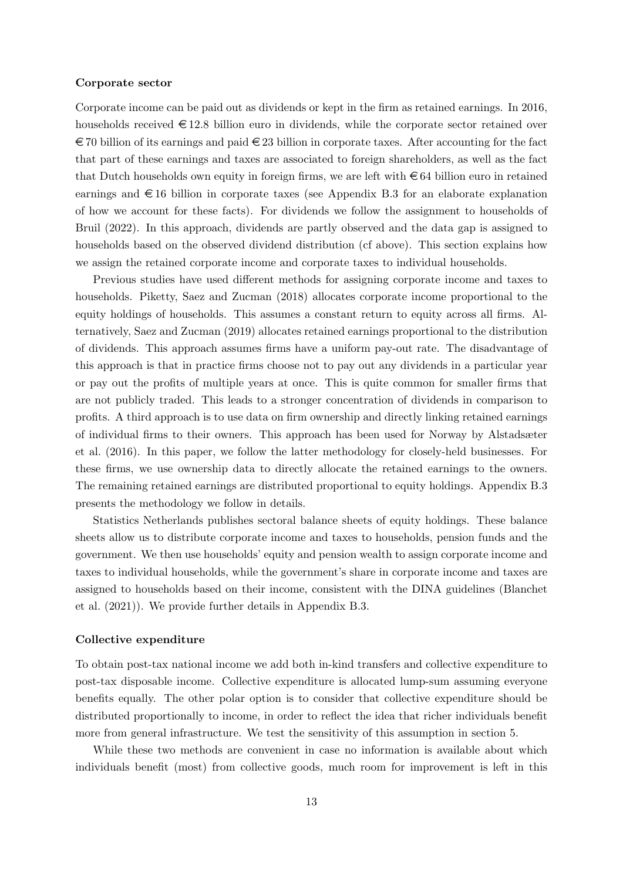**Corporate sector**

Corporate income can be paid out as dividends or kept in the firm as retained earnings. In 2016, households received €12.8 billion euro in dividends, while the corporate sector retained over €70 billion of its earnings and paid €23 billion in corporate taxes. After accounting for the fact that part of these earnings and taxes are associated to foreign shareholders, as well as the fact that Dutch households own equity in foreign firms, we are left with €64 billion euro in retained earnings and €16 billion in corporate taxes (see Appendix B.3 for an elaborate explanation of how we account for these facts). For dividends we follow the assignment to households of Bruil (2022). In this approach, dividends are partly observed and the data gap is assigned to households based on the observed dividend distribution (cf above). This section explains how we assign the retained corporate income and corporate taxes to individual households.

Previous studies have used different methods for assigning corporate income and taxes to households. Piketty, Saez and Zucman (2018) allocates corporate income proportional to the equity holdings of households. This assumes a constant return to equity across all firms. Alternatively, Saez and Zucman (2019) allocates retained earnings proportional to the distribution of dividends. This approach assumes firms have a uniform pay-out rate. The disadvantage of this approach is that in practice firms choose not to pay out any dividends in a particular year or pay out the profits of multiple years at once. This is quite common for smaller firms that are not publicly traded. This leads to a stronger concentration of dividends in comparison to profits. A third approach is to use data on firm ownership and directly linking retained earnings of individual firms to their owners. This approach has been used for Norway by Alstadsæter et al. (2016). In this paper, we follow the latter methodology for closely-held businesses. For these firms, we use ownership data to directly allocate the retained earnings to the owners. The remaining retained earnings are distributed proportional to equity holdings. Appendix B.3 presents the methodology we follow in details.

Statistics Netherlands publishes sectoral balance sheets of equity holdings. These balance sheets allow us to distribute corporate income and taxes to households, pension funds and the government. We then use households' equity and pension wealth to assign corporate income and taxes to individual households, while the government's share in corporate income and taxes are assigned to households based on their income, consistent with the DINA guidelines (Blanchet et al. (2021)). We provide further details in Appendix B.3.

**Collective expenditure**

To obtain post-tax national income we add both in-kind transfers and collective expenditure to post-tax disposable income. Collective expenditure is allocated lump-sum assuming everyone benefits equally. The other polar option is to consider that collective expenditure should be distributed proportionally to income, in order to reflect the idea that richer individuals benefit more from general infrastructure. We test the sensitivity of this assumption in section 5.

While these two methods are convenient in case no information is available about which individuals benefit (most) from collective goods, much room for improvement is left in this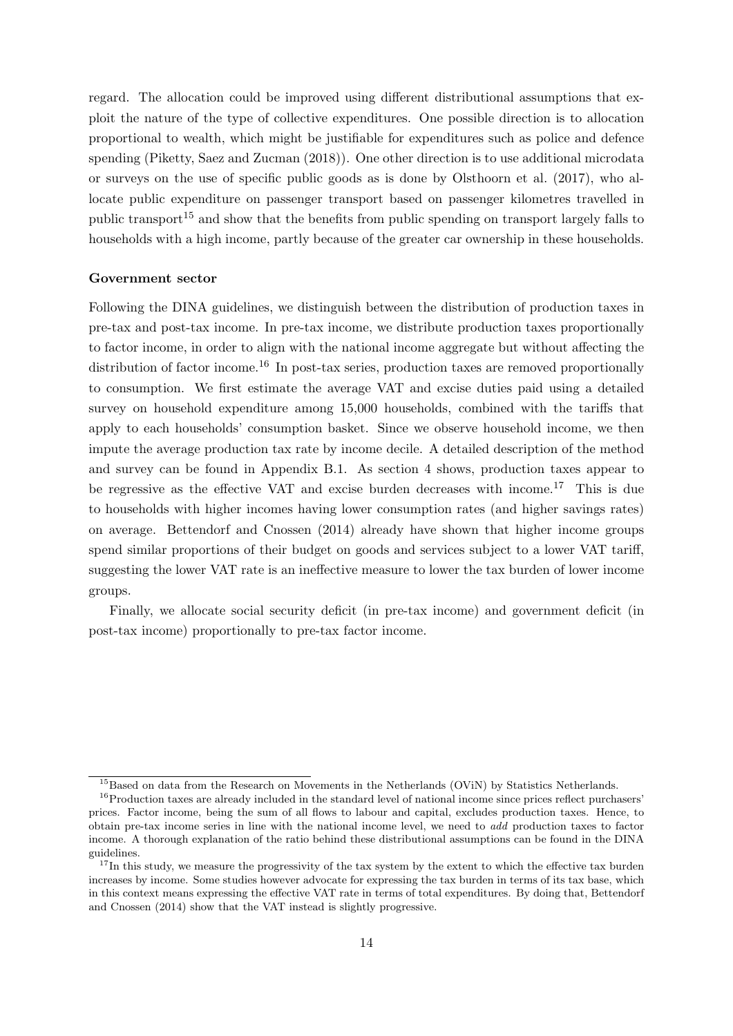regard. The allocation could be improved using different distributional assumptions that exploit the nature of the type of collective expenditures. One possible direction is to allocation proportional to wealth, which might be justifiable for expenditures such as police and defence spending (Piketty, Saez and Zucman (2018)). One other direction is to use additional microdata or surveys on the use of specific public goods as is done by Olsthoorn et al. (2017), who allocate public expenditure on passenger transport based on passenger kilometres travelled in public transport[15] and show that the benefits from public spending on transport largely falls to households with a high income, partly because of the greater car ownership in these households.

**Government sector**

Following the DINA guidelines, we distinguish between the distribution of production taxes in pre-tax and post-tax income. In pre-tax income, we distribute production taxes proportionally to factor income, in order to align with the national income aggregate but without affecting the distribution of factor income.[16] In post-tax series, production taxes are removed proportionally to consumption. We first estimate the average VAT and excise duties paid using a detailed survey on household expenditure among 15,000 households, combined with the tariffs that apply to each households' consumption basket. Since we observe household income, we then impute the average production tax rate by income decile. A detailed description of the method and survey can be found in Appendix B.1. As section 4 shows, production taxes appear to be regressive as the effective VAT and excise burden decreases with income.[17] This is due to households with higher incomes having lower consumption rates (and higher savings rates) on average. Bettendorf and Cnossen (2014) already have shown that higher income groups spend similar proportions of their budget on goods and services subject to a lower VAT tariff, suggesting the lower VAT rate is an ineffective measure to lower the tax burden of lower income groups.

Finally, we allocate social security deficit (in pre-tax income) and government deficit (in post-tax income) proportionally to pre-tax factor income.

---

[15] Based on data from the Research on Movements in the Netherlands (OViN) by Statistics Netherlands.

[16] Production taxes are already included in the standard level of national income since prices reflect purchasers' prices. Factor income, being the sum of all flows to labour and capital, excludes production taxes. Hence, to obtain pre-tax income series in line with the national income level, we need to *add* production taxes to factor income. A thorough explanation of the ratio behind these distributional assumptions can be found in the DINA guidelines.

[17] In this study, we measure the progressivity of the tax system by the extent to which the effective tax burden increases by income. Some studies however advocate for expressing the tax burden in terms of its tax base, which in this context means expressing the effective VAT rate in terms of total expenditures. By doing that, Bettendorf and Cnossen (2014) show that the VAT instead is slightly progressive.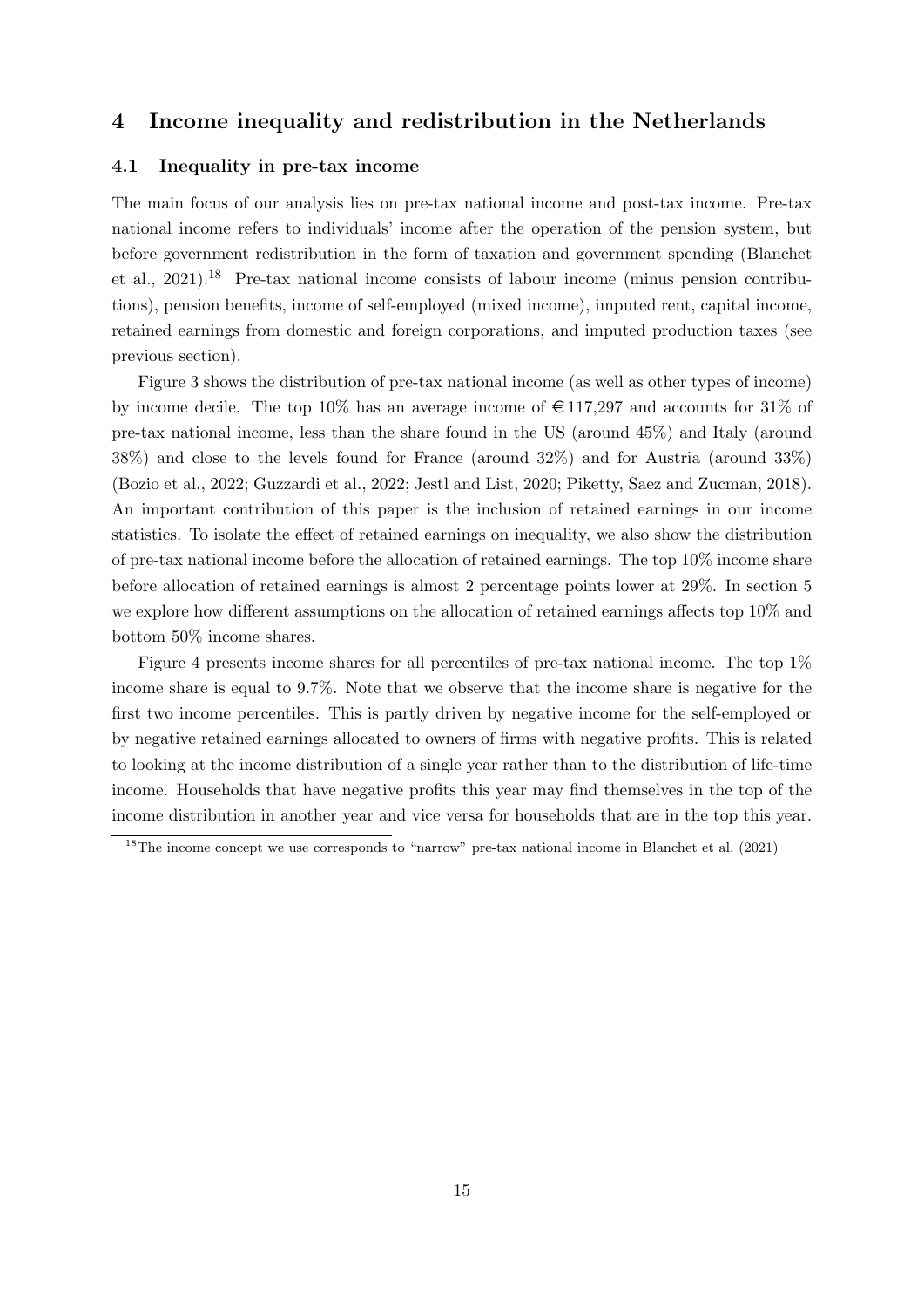## 4 Income inequality and redistribution in the Netherlands

### 4.1 Inequality in pre-tax income

The main focus of our analysis lies on pre-tax national income and post-tax income. Pre-tax national income refers to individuals' income after the operation of the pension system, but before government redistribution in the form of taxation and government spending (Blanchet et al., 2021).[18] Pre-tax national income consists of labour income (minus pension contributions), pension benefits, income of self-employed (mixed income), imputed rent, capital income, retained earnings from domestic and foreign corporations, and imputed production taxes (see previous section).

Figure 3 shows the distribution of pre-tax national income (as well as other types of income) by income decile. The top 10% has an average income of €117,297 and accounts for 31% of pre-tax national income, less than the share found in the US (around 45%) and Italy (around 38%) and close to the levels found for France (around 32%) and for Austria (around 33%) (Bozio et al., 2022; Guzzardi et al., 2022; Jestl and List, 2020; Piketty, Saez and Zucman, 2018). An important contribution of this paper is the inclusion of retained earnings in our income statistics. To isolate the effect of retained earnings on inequality, we also show the distribution of pre-tax national income before the allocation of retained earnings. The top 10% income share before allocation of retained earnings is almost 2 percentage points lower at 29%. In section 5 we explore how different assumptions on the allocation of retained earnings affects top 10% and bottom 50% income shares.

Figure 4 presents income shares for all percentiles of pre-tax national income. The top 1% income share is equal to 9.7%. Note that we observe that the income share is negative for the first two income percentiles. This is partly driven by negative income for the self-employed or by negative retained earnings allocated to owners of firms with negative profits. This is related to looking at the income distribution of a single year rather than to the distribution of life-time income. Households that have negative profits this year may find themselves in the top of the income distribution in another year and vice versa for households that are in the top this year.

[18] The income concept we use corresponds to "narrow" pre-tax national income in Blanchet et al. (2021)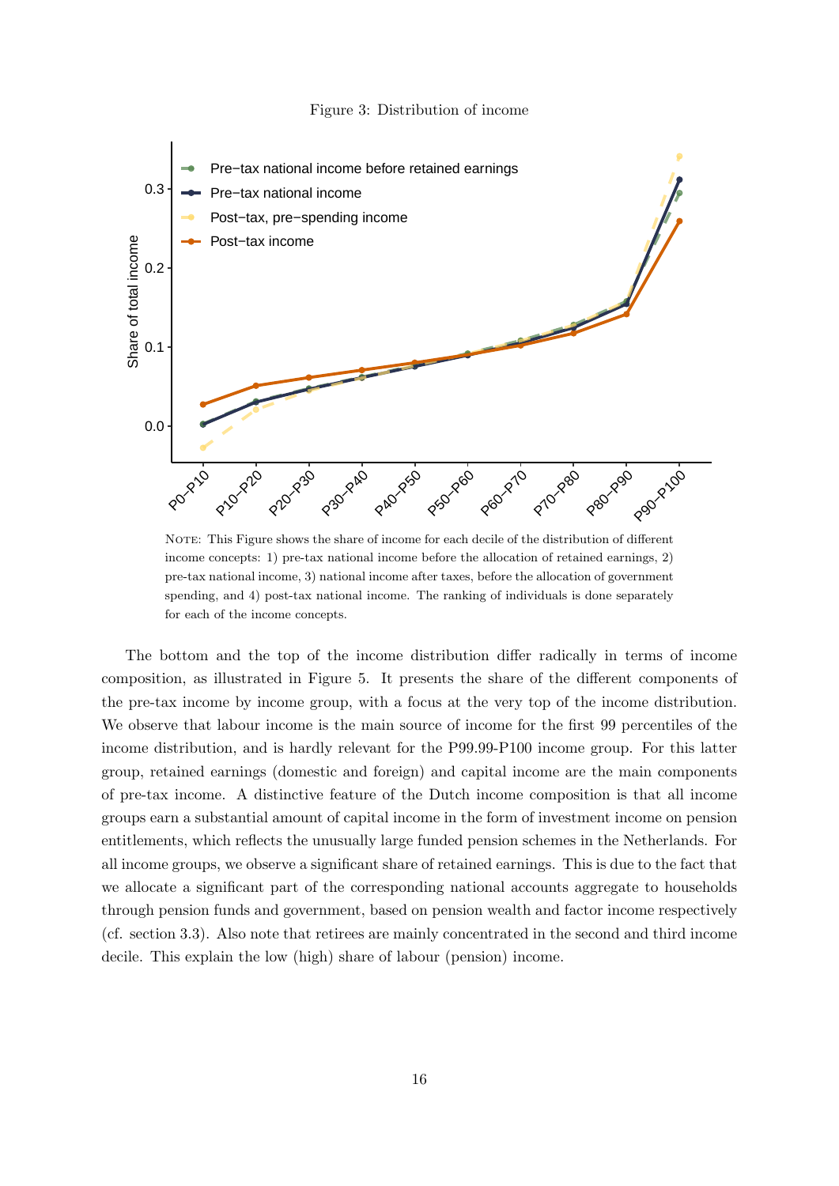Figure 3: Distribution of income

NOTE: This Figure shows the share of income for each decile of the distribution of different income concepts: 1) pre-tax national income before the allocation of retained earnings, 2) pre-tax national income, 3) national income after taxes, before the allocation of government spending, and 4) post-tax national income. The ranking of individuals is done separately for each of the income concepts.

The bottom and the top of the income distribution differ radically in terms of income composition, as illustrated in Figure 5. It presents the share of the different components of the pre-tax income by income group, with a focus at the very top of the income distribution. We observe that labour income is the main source of income for the first 99 percentiles of the income distribution, and is hardly relevant for the P99.99-P100 income group. For this latter group, retained earnings (domestic and foreign) and capital income are the main components of pre-tax income. A distinctive feature of the Dutch income composition is that all income groups earn a substantial amount of capital income in the form of investment income on pension entitlements, which reflects the unusually large funded pension schemes in the Netherlands. For all income groups, we observe a significant share of retained earnings. This is due to the fact that we allocate a significant part of the corresponding national accounts aggregate to households through pension funds and government, based on pension wealth and factor income respectively (cf. section 3.3). Also note that retirees are mainly concentrated in the second and third income decile. This explain the low (high) share of labour (pension) income.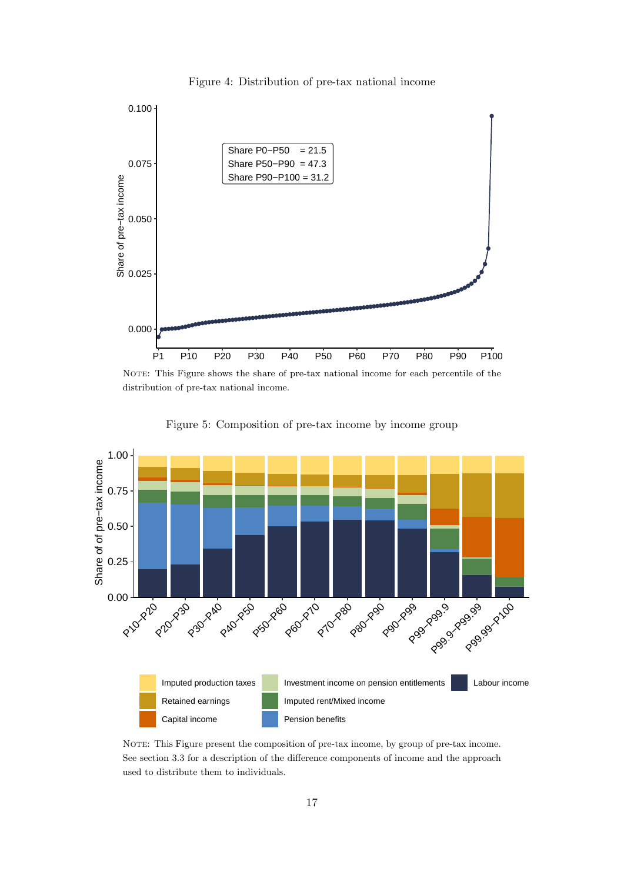Figure 4: Distribution of pre-tax national income

NOTE: This Figure shows the share of pre-tax national income for each percentile of the distribution of pre-tax national income.

Figure 5: Composition of pre-tax income by income group

NOTE: This Figure present the composition of pre-tax income, by group of pre-tax income. See section 3.3 for a description of the difference components of income and the approach used to distribute them to individuals.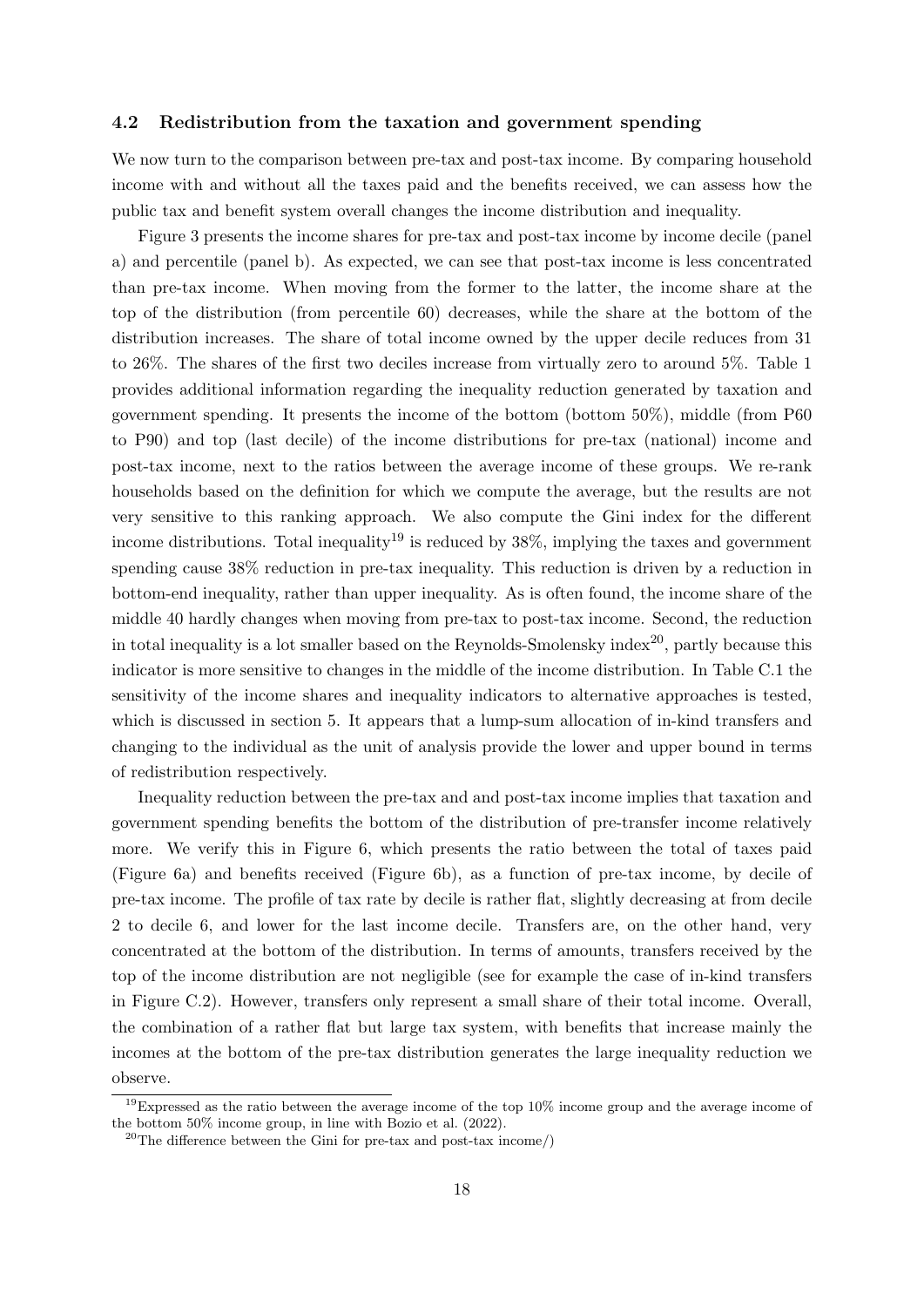### 4.2 Redistribution from the taxation and government spending

We now turn to the comparison between pre-tax and post-tax income. By comparing household income with and without all the taxes paid and the benefits received, we can assess how the public tax and benefit system overall changes the income distribution and inequality.

Figure 3 presents the income shares for pre-tax and post-tax income by income decile (panel a) and percentile (panel b). As expected, we can see that post-tax income is less concentrated than pre-tax income. When moving from the former to the latter, the income share at the top of the distribution (from percentile 60) decreases, while the share at the bottom of the distribution increases. The share of total income owned by the upper decile reduces from 31 to 26%. The shares of the first two deciles increase from virtually zero to around 5%. Table 1 provides additional information regarding the inequality reduction generated by taxation and government spending. It presents the income of the bottom (bottom 50%), middle (from P60 to P90) and top (last decile) of the income distributions for pre-tax (national) income and post-tax income, next to the ratios between the average income of these groups. We re-rank households based on the definition for which we compute the average, but the results are not very sensitive to this ranking approach. We also compute the Gini index for the different income distributions. Total inequality[19] is reduced by 38%, implying the taxes and government spending cause 38% reduction in pre-tax inequality. This reduction is driven by a reduction in bottom-end inequality, rather than upper inequality. As is often found, the income share of the middle 40 hardly changes when moving from pre-tax to post-tax income. Second, the reduction in total inequality is a lot smaller based on the Reynolds-Smolensky index[20], partly because this indicator is more sensitive to changes in the middle of the income distribution. In Table C.1 the sensitivity of the income shares and inequality indicators to alternative approaches is tested, which is discussed in section 5. It appears that a lump-sum allocation of in-kind transfers and changing to the individual as the unit of analysis provide the lower and upper bound in terms of redistribution respectively.

Inequality reduction between the pre-tax and and post-tax income implies that taxation and government spending benefits the bottom of the distribution of pre-transfer income relatively more. We verify this in Figure 6, which presents the ratio between the total of taxes paid (Figure 6a) and benefits received (Figure 6b), as a function of pre-tax income, by decile of pre-tax income. The profile of tax rate by decile is rather flat, slightly decreasing at from decile 2 to decile 6, and lower for the last income decile. Transfers are, on the other hand, very concentrated at the bottom of the distribution. In terms of amounts, transfers received by the top of the income distribution are not negligible (see for example the case of in-kind transfers in Figure C.2). However, transfers only represent a small share of their total income. Overall, the combination of a rather flat but large tax system, with benefits that increase mainly the incomes at the bottom of the pre-tax distribution generates the large inequality reduction we observe.

[19] Expressed as the ratio between the average income of the top 10% income group and the average income of the bottom 50% income group, in line with Bozio et al. (2022).

[20] The difference between the Gini for pre-tax and post-tax income/)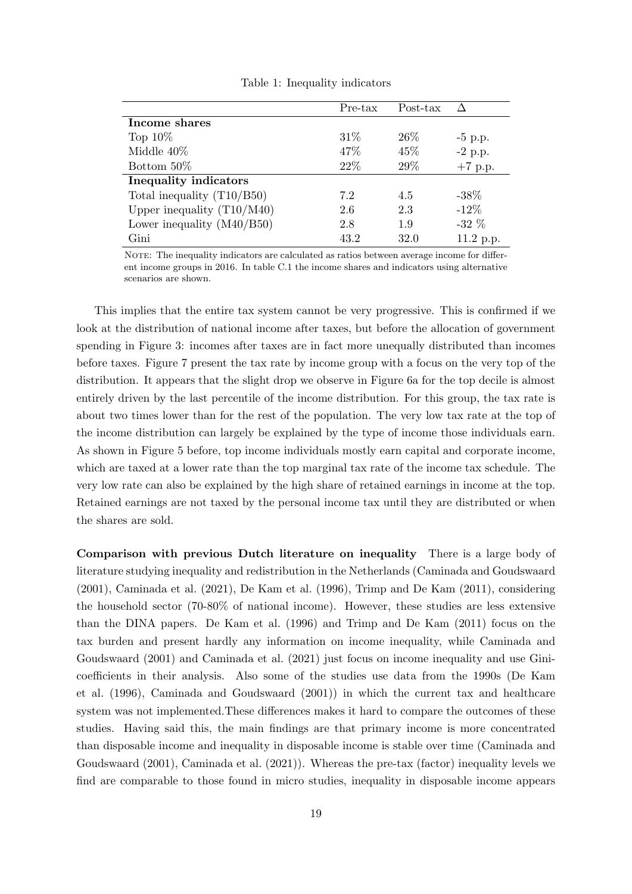Table 1: Inequality indicators

| | Pre-tax | Post-tax | Δ |
|---|---|---|---|
| **Income shares** | | | |
| Top 10% | 31% | 26% | -5 p.p. |
| Middle 40% | 47% | 45% | -2 p.p. |
| Bottom 50% | 22% | 29% | +7 p.p. |
| **Inequality indicators** | | | |
| Total inequality (T10/B50) | 7.2 | 4.5 | -38% |
| Upper inequality (T10/M40) | 2.6 | 2.3 | -12% |
| Lower inequality (M40/B50) | 2.8 | 1.9 | -32 % |
| Gini | 43.2 | 32.0 | 11.2 p.p. |

NOTE: The inequality indicators are calculated as ratios between average income for different income groups in 2016. In table C.1 the income shares and indicators using alternative scenarios are shown.

This implies that the entire tax system cannot be very progressive. This is confirmed if we look at the distribution of national income after taxes, but before the allocation of government spending in Figure 3: incomes after taxes are in fact more unequally distributed than incomes before taxes. Figure 7 present the tax rate by income group with a focus on the very top of the distribution. It appears that the slight drop we observe in Figure 6a for the top decile is almost entirely driven by the last percentile of the income distribution. For this group, the tax rate is about two times lower than for the rest of the population. The very low tax rate at the top of the income distribution can largely be explained by the type of income those individuals earn. As shown in Figure 5 before, top income individuals mostly earn capital and corporate income, which are taxed at a lower rate than the top marginal tax rate of the income tax schedule. The very low rate can also be explained by the high share of retained earnings in income at the top. Retained earnings are not taxed by the personal income tax until they are distributed or when the shares are sold.

**Comparison with previous Dutch literature on inequality** There is a large body of literature studying inequality and redistribution in the Netherlands (Caminada and Goudswaard (2001), Caminada et al. (2021), De Kam et al. (1996), Trimp and De Kam (2011), considering the household sector (70-80% of national income). However, these studies are less extensive than the DINA papers. De Kam et al. (1996) and Trimp and De Kam (2011) focus on the tax burden and present hardly any information on income inequality, while Caminada and Goudswaard (2001) and Caminada et al. (2021) just focus on income inequality and use Gini-coefficients in their analysis. Also some of the studies use data from the 1990s (De Kam et al. (1996), Caminada and Goudswaard (2001)) in which the current tax and healthcare system was not implemented.These differences makes it hard to compare the outcomes of these studies. Having said this, the main findings are that primary income is more concentrated than disposable income and inequality in disposable income is stable over time (Caminada and Goudswaard (2001), Caminada et al. (2021)). Whereas the pre-tax (factor) inequality levels we find are comparable to those found in micro studies, inequality in disposable income appears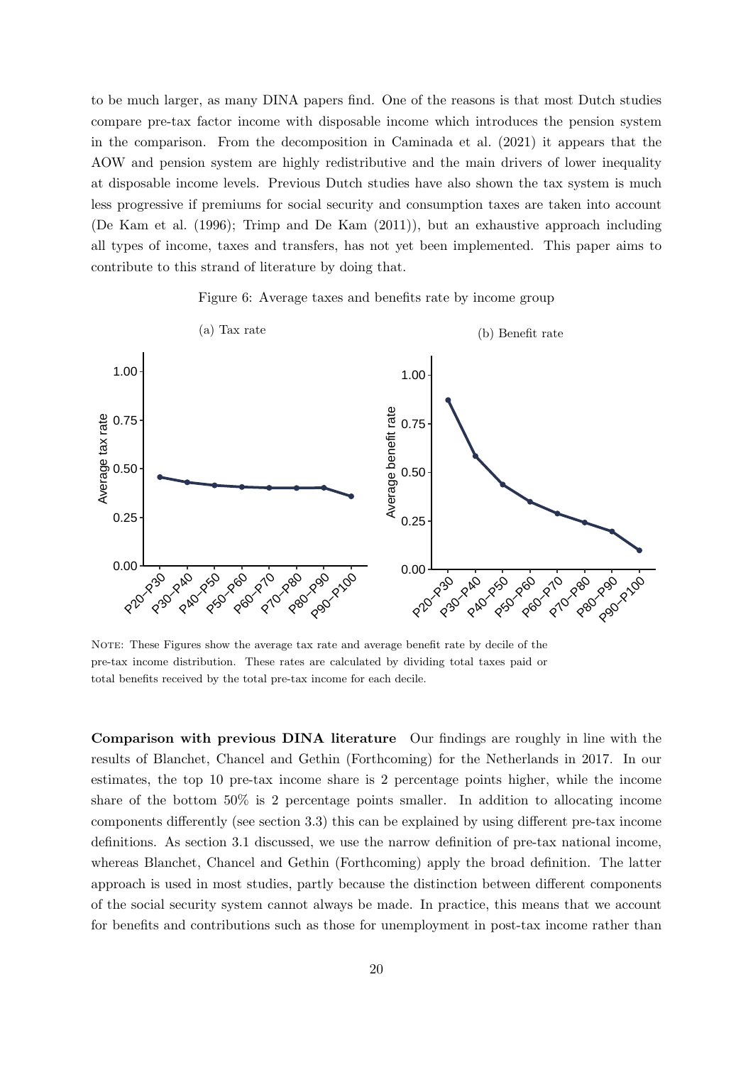to be much larger, as many DINA papers find. One of the reasons is that most Dutch studies compare pre-tax factor income with disposable income which introduces the pension system in the comparison. From the decomposition in Caminada et al. (2021) it appears that the AOW and pension system are highly redistributive and the main drivers of lower inequality at disposable income levels. Previous Dutch studies have also shown the tax system is much less progressive if premiums for social security and consumption taxes are taken into account (De Kam et al. (1996); Trimp and De Kam (2011)), but an exhaustive approach including all types of income, taxes and transfers, has not yet been implemented. This paper aims to contribute to this strand of literature by doing that.

Figure 6: Average taxes and benefits rate by income group

(a) Tax rate

(b) Benefit rate

NOTE: These Figures show the average tax rate and average benefit rate by decile of the pre-tax income distribution. These rates are calculated by dividing total taxes paid or total benefits received by the total pre-tax income for each decile.

**Comparison with previous DINA literature** Our findings are roughly in line with the results of Blanchet, Chancel and Gethin (Forthcoming) for the Netherlands in 2017. In our estimates, the top 10 pre-tax income share is 2 percentage points higher, while the income share of the bottom 50% is 2 percentage points smaller. In addition to allocating income components differently (see section 3.3) this can be explained by using different pre-tax income definitions. As section 3.1 discussed, we use the narrow definition of pre-tax national income, whereas Blanchet, Chancel and Gethin (Forthcoming) apply the broad definition. The latter approach is used in most studies, partly because the distinction between different components of the social security system cannot always be made. In practice, this means that we account for benefits and contributions such as those for unemployment in post-tax income rather than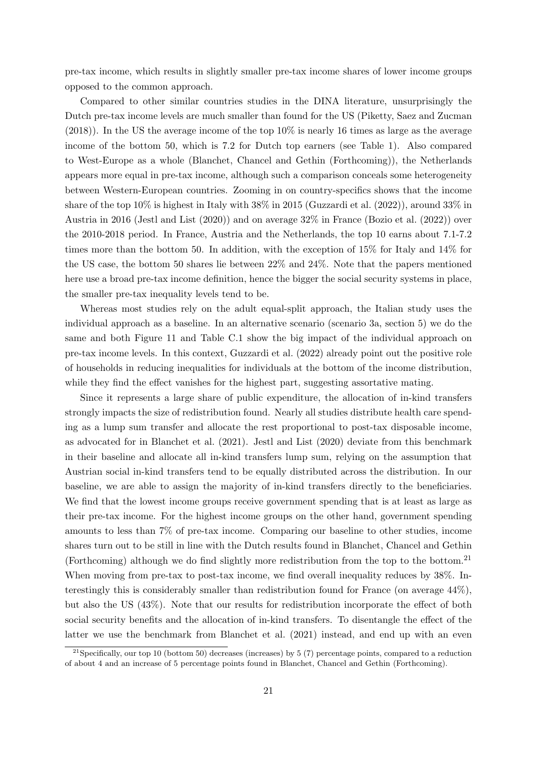pre-tax income, which results in slightly smaller pre-tax income shares of lower income groups opposed to the common approach.

Compared to other similar countries studies in the DINA literature, unsurprisingly the Dutch pre-tax income levels are much smaller than found for the US (Piketty, Saez and Zucman (2018)). In the US the average income of the top 10% is nearly 16 times as large as the average income of the bottom 50, which is 7.2 for Dutch top earners (see Table 1). Also compared to West-Europe as a whole (Blanchet, Chancel and Gethin (Forthcoming)), the Netherlands appears more equal in pre-tax income, although such a comparison conceals some heterogeneity between Western-European countries. Zooming in on country-specifics shows that the income share of the top 10% is highest in Italy with 38% in 2015 (Guzzardi et al. (2022)), around 33% in Austria in 2016 (Jestl and List (2020)) and on average 32% in France (Bozio et al. (2022)) over the 2010-2018 period. In France, Austria and the Netherlands, the top 10 earns about 7.1-7.2 times more than the bottom 50. In addition, with the exception of 15% for Italy and 14% for the US case, the bottom 50 shares lie between 22% and 24%. Note that the papers mentioned here use a broad pre-tax income definition, hence the bigger the social security systems in place, the smaller pre-tax inequality levels tend to be.

Whereas most studies rely on the adult equal-split approach, the Italian study uses the individual approach as a baseline. In an alternative scenario (scenario 3a, section 5) we do the same and both Figure 11 and Table C.1 show the big impact of the individual approach on pre-tax income levels. In this context, Guzzardi et al. (2022) already point out the positive role of households in reducing inequalities for individuals at the bottom of the income distribution, while they find the effect vanishes for the highest part, suggesting assortative mating.

Since it represents a large share of public expenditure, the allocation of in-kind transfers strongly impacts the size of redistribution found. Nearly all studies distribute health care spending as a lump sum transfer and allocate the rest proportional to post-tax disposable income, as advocated for in Blanchet et al. (2021). Jestl and List (2020) deviate from this benchmark in their baseline and allocate all in-kind transfers lump sum, relying on the assumption that Austrian social in-kind transfers tend to be equally distributed across the distribution. In our baseline, we are able to assign the majority of in-kind transfers directly to the beneficiaries. We find that the lowest income groups receive government spending that is at least as large as their pre-tax income. For the highest income groups on the other hand, government spending amounts to less than 7% of pre-tax income. Comparing our baseline to other studies, income shares turn out to be still in line with the Dutch results found in Blanchet, Chancel and Gethin (Forthcoming) although we do find slightly more redistribution from the top to the bottom.[21] When moving from pre-tax to post-tax income, we find overall inequality reduces by 38%. Interestingly this is considerably smaller than redistribution found for France (on average 44%), but also the US (43%). Note that our results for redistribution incorporate the effect of both social security benefits and the allocation of in-kind transfers. To disentangle the effect of the latter we use the benchmark from Blanchet et al. (2021) instead, and end up with an even

[21] Specifically, our top 10 (bottom 50) decreases (increases) by 5 (7) percentage points, compared to a reduction of about 4 and an increase of 5 percentage points found in Blanchet, Chancel and Gethin (Forthcoming).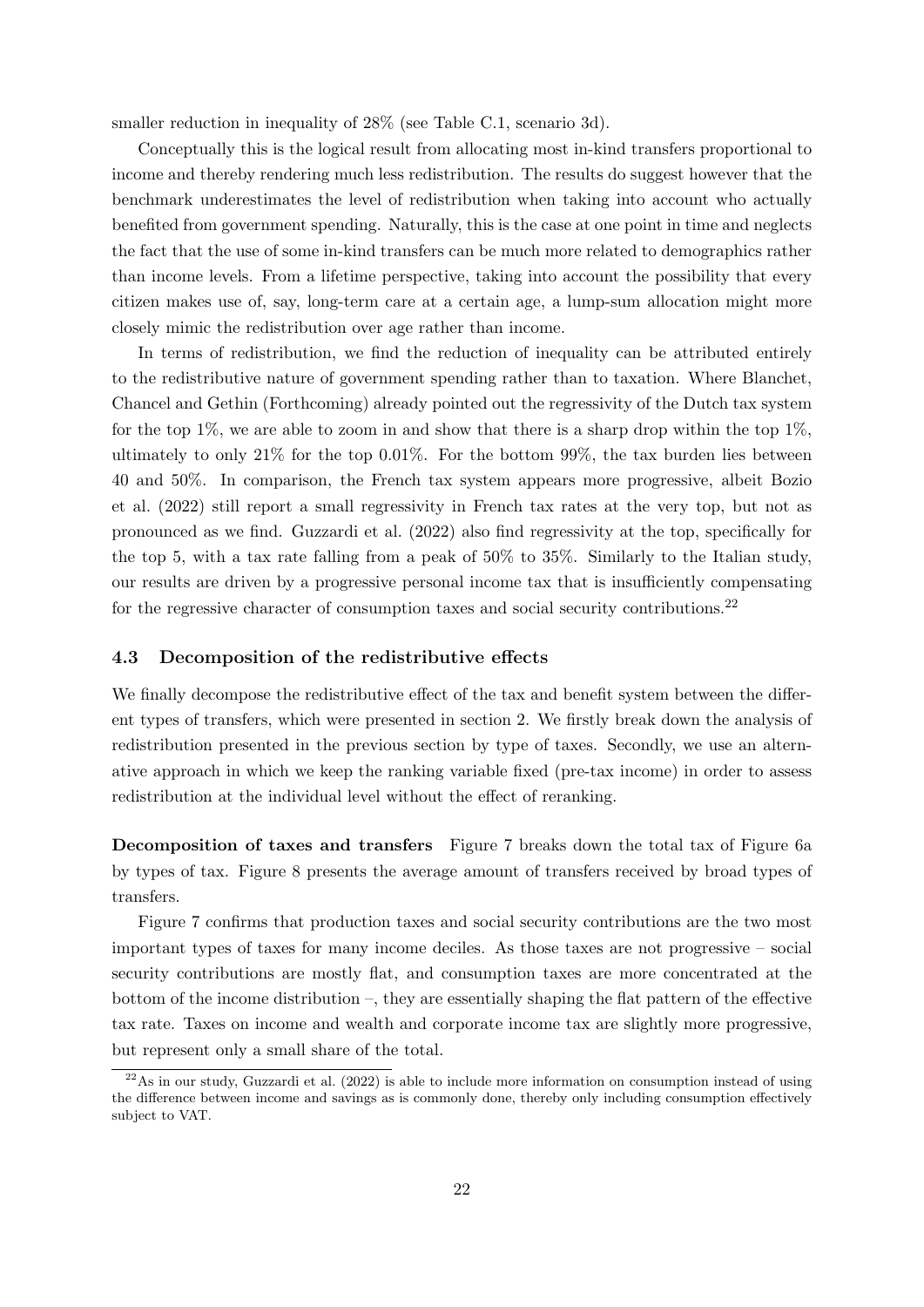smaller reduction in inequality of 28% (see Table C.1, scenario 3d).

Conceptually this is the logical result from allocating most in-kind transfers proportional to income and thereby rendering much less redistribution. The results do suggest however that the benchmark underestimates the level of redistribution when taking into account who actually benefited from government spending. Naturally, this is the case at one point in time and neglects the fact that the use of some in-kind transfers can be much more related to demographics rather than income levels. From a lifetime perspective, taking into account the possibility that every citizen makes use of, say, long-term care at a certain age, a lump-sum allocation might more closely mimic the redistribution over age rather than income.

In terms of redistribution, we find the reduction of inequality can be attributed entirely to the redistributive nature of government spending rather than to taxation. Where Blanchet, Chancel and Gethin (Forthcoming) already pointed out the regressivity of the Dutch tax system for the top 1%, we are able to zoom in and show that there is a sharp drop within the top 1%, ultimately to only 21% for the top 0.01%. For the bottom 99%, the tax burden lies between 40 and 50%. In comparison, the French tax system appears more progressive, albeit Bozio et al. (2022) still report a small regressivity in French tax rates at the very top, but not as pronounced as we find. Guzzardi et al. (2022) also find regressivity at the top, specifically for the top 5, with a tax rate falling from a peak of 50% to 35%. Similarly to the Italian study, our results are driven by a progressive personal income tax that is insufficiently compensating for the regressive character of consumption taxes and social security contributions.[22]

### 4.3 Decomposition of the redistributive effects

We finally decompose the redistributive effect of the tax and benefit system between the different types of transfers, which were presented in section 2. We firstly break down the analysis of redistribution presented in the previous section by type of taxes. Secondly, we use an alternative approach in which we keep the ranking variable fixed (pre-tax income) in order to assess redistribution at the individual level without the effect of reranking.

**Decomposition of taxes and transfers** Figure 7 breaks down the total tax of Figure 6a by types of tax. Figure 8 presents the average amount of transfers received by broad types of transfers.

Figure 7 confirms that production taxes and social security contributions are the two most important types of taxes for many income deciles. As those taxes are not progressive – social security contributions are mostly flat, and consumption taxes are more concentrated at the bottom of the income distribution –, they are essentially shaping the flat pattern of the effective tax rate. Taxes on income and wealth and corporate income tax are slightly more progressive, but represent only a small share of the total.

[22]As in our study, Guzzardi et al. (2022) is able to include more information on consumption instead of using the difference between income and savings as is commonly done, thereby only including consumption effectively subject to VAT.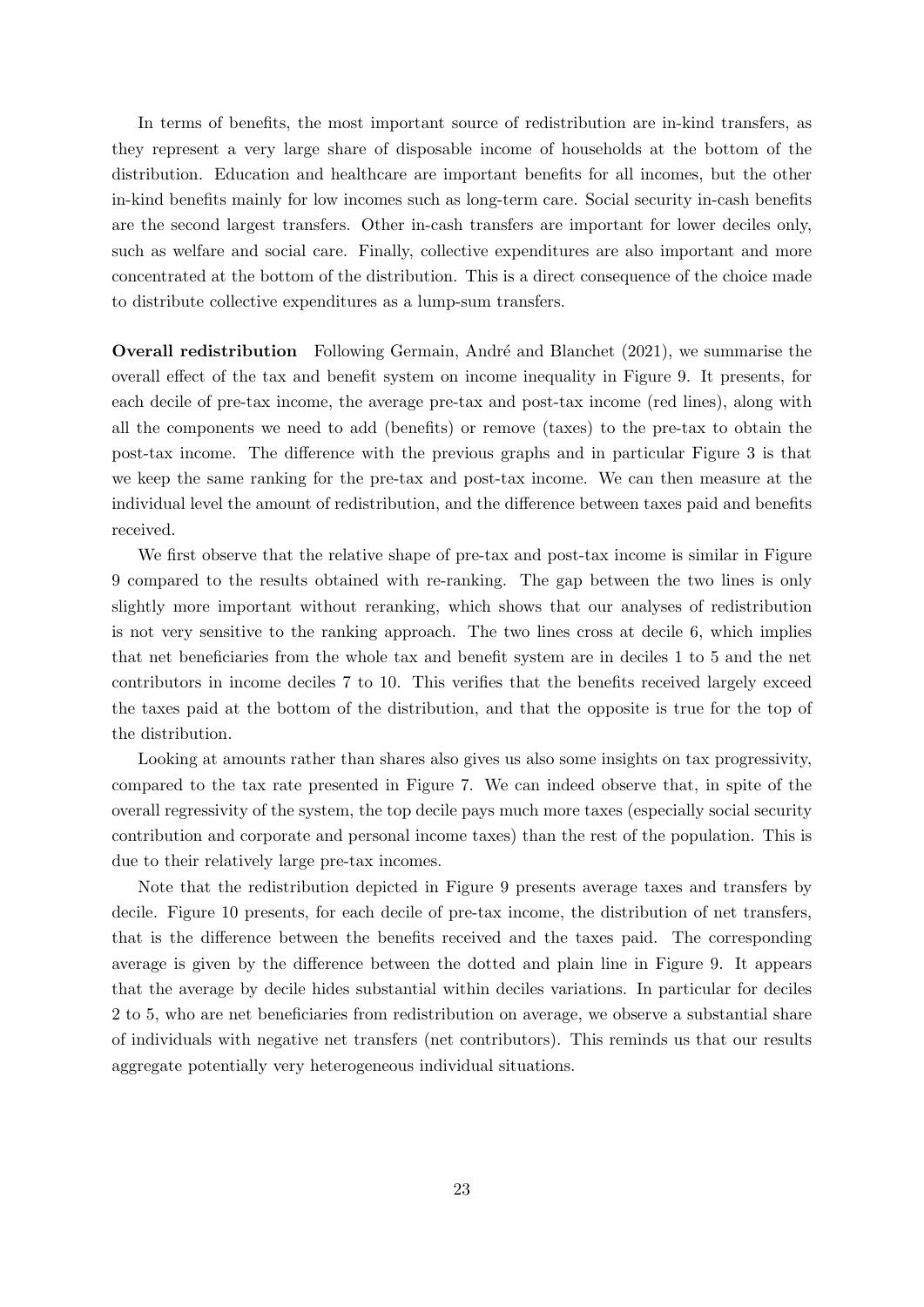In terms of benefits, the most important source of redistribution are in-kind transfers, as they represent a very large share of disposable income of households at the bottom of the distribution. Education and healthcare are important benefits for all incomes, but the other in-kind benefits mainly for low incomes such as long-term care. Social security in-cash benefits are the second largest transfers. Other in-cash transfers are important for lower deciles only, such as welfare and social care. Finally, collective expenditures are also important and more concentrated at the bottom of the distribution. This is a direct consequence of the choice made to distribute collective expenditures as a lump-sum transfers.

**Overall redistribution** Following Germain, André and Blanchet (2021), we summarise the overall effect of the tax and benefit system on income inequality in Figure 9. It presents, for each decile of pre-tax income, the average pre-tax and post-tax income (red lines), along with all the components we need to add (benefits) or remove (taxes) to the pre-tax to obtain the post-tax income. The difference with the previous graphs and in particular Figure 3 is that we keep the same ranking for the pre-tax and post-tax income. We can then measure at the individual level the amount of redistribution, and the difference between taxes paid and benefits received.

We first observe that the relative shape of pre-tax and post-tax income is similar in Figure 9 compared to the results obtained with re-ranking. The gap between the two lines is only slightly more important without reranking, which shows that our analyses of redistribution is not very sensitive to the ranking approach. The two lines cross at decile 6, which implies that net beneficiaries from the whole tax and benefit system are in deciles 1 to 5 and the net contributors in income deciles 7 to 10. This verifies that the benefits received largely exceed the taxes paid at the bottom of the distribution, and that the opposite is true for the top of the distribution.

Looking at amounts rather than shares also gives us also some insights on tax progressivity, compared to the tax rate presented in Figure 7. We can indeed observe that, in spite of the overall regressivity of the system, the top decile pays much more taxes (especially social security contribution and corporate and personal income taxes) than the rest of the population. This is due to their relatively large pre-tax incomes.

Note that the redistribution depicted in Figure 9 presents average taxes and transfers by decile. Figure 10 presents, for each decile of pre-tax income, the distribution of net transfers, that is the difference between the benefits received and the taxes paid. The corresponding average is given by the difference between the dotted and plain line in Figure 9. It appears that the average by decile hides substantial within deciles variations. In particular for deciles 2 to 5, who are net beneficiaries from redistribution on average, we observe a substantial share of individuals with negative net transfers (net contributors). This reminds us that our results aggregate potentially very heterogeneous individual situations.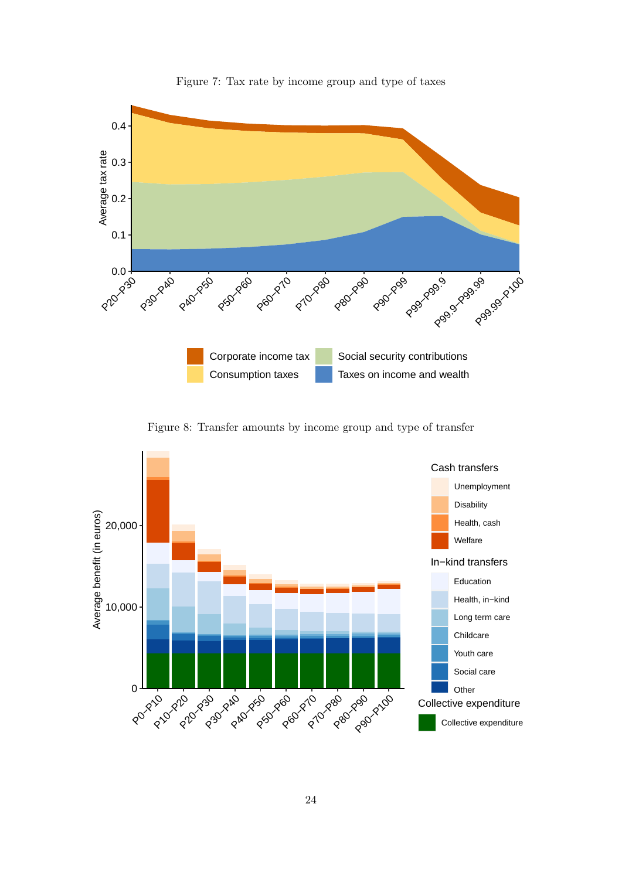Figure 7: Tax rate by income group and type of taxes

Figure 8: Transfer amounts by income group and type of transfer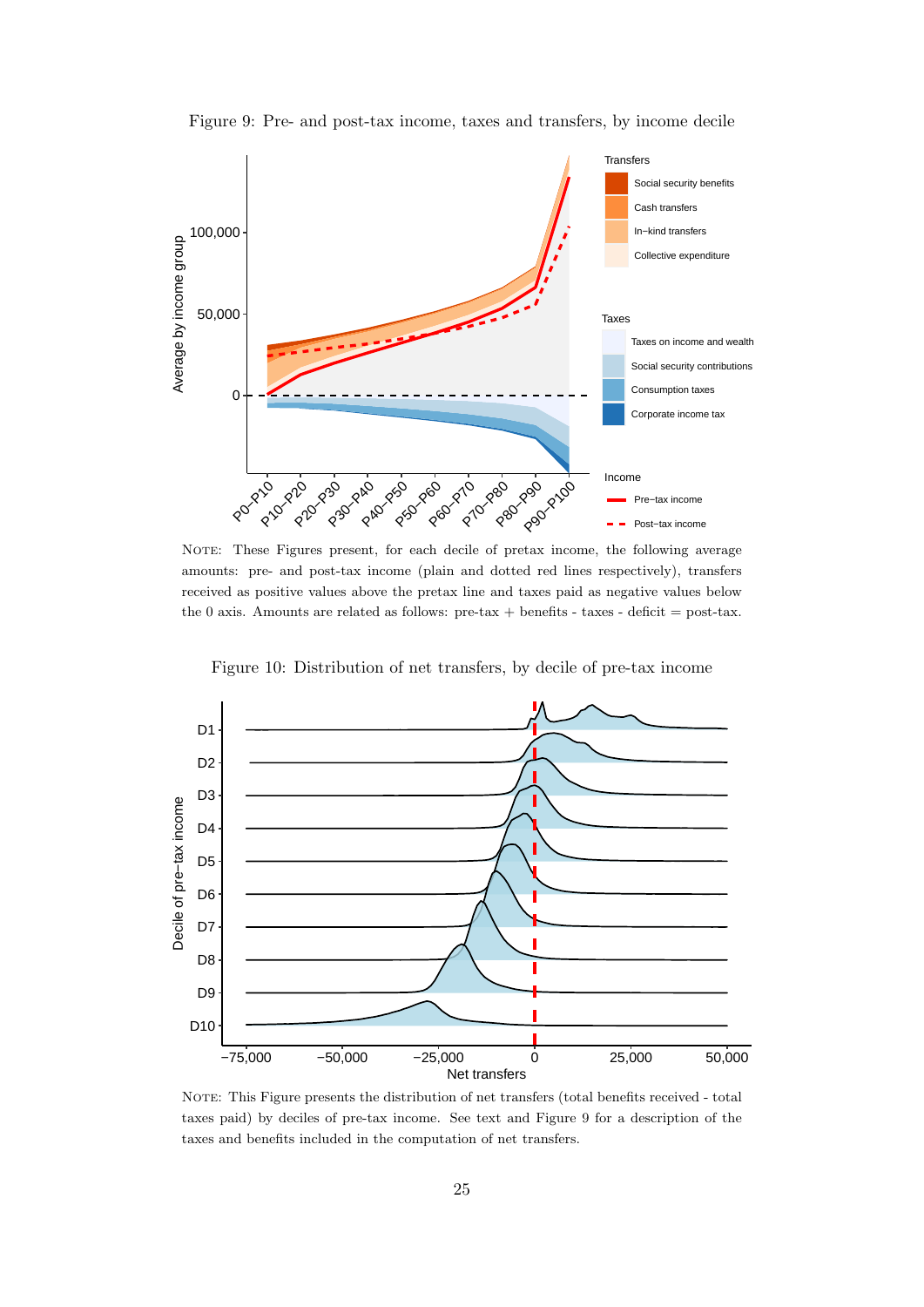Figure 9: Pre- and post-tax income, taxes and transfers, by income decile

NOTE: These Figures present, for each decile of pretax income, the following average amounts: pre- and post-tax income (plain and dotted red lines respectively), transfers received as positive values above the pretax line and taxes paid as negative values below the 0 axis. Amounts are related as follows: pre-tax + benefits - taxes - deficit = post-tax.

Figure 10: Distribution of net transfers, by decile of pre-tax income

NOTE: This Figure presents the distribution of net transfers (total benefits received - total taxes paid) by deciles of pre-tax income. See text and Figure 9 for a description of the taxes and benefits included in the computation of net transfers.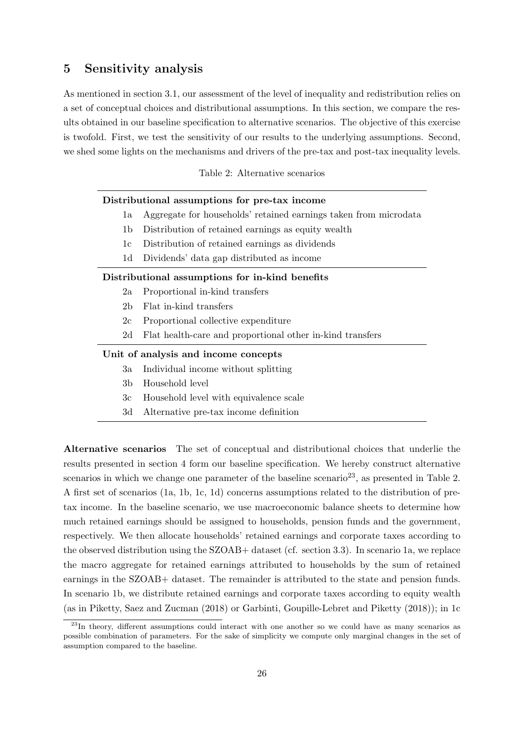## 5 Sensitivity analysis

As mentioned in section 3.1, our assessment of the level of inequality and redistribution relies on a set of conceptual choices and distributional assumptions. In this section, we compare the results obtained in our baseline specification to alternative scenarios. The objective of this exercise is twofold. First, we test the sensitivity of our results to the underlying assumptions. Second, we shed some lights on the mechanisms and drivers of the pre-tax and post-tax inequality levels.

Table 2: Alternative scenarios

| | |
|---|---|
| **Distributional assumptions for pre-tax income** | |
| 1a | Aggregate for households' retained earnings taken from microdata |
| 1b | Distribution of retained earnings as equity wealth |
| 1c | Distribution of retained earnings as dividends |
| 1d | Dividends' data gap distributed as income |
| **Distributional assumptions for in-kind benefits** | |
| 2a | Proportional in-kind transfers |
| 2b | Flat in-kind transfers |
| 2c | Proportional collective expenditure |
| 2d | Flat health-care and proportional other in-kind transfers |
| **Unit of analysis and income concepts** | |
| 3a | Individual income without splitting |
| 3b | Household level |
| 3c | Household level with equivalence scale |
| 3d | Alternative pre-tax income definition |

**Alternative scenarios** The set of conceptual and distributional choices that underlie the results presented in section 4 form our baseline specification. We hereby construct alternative scenarios in which we change one parameter of the baseline scenario[23], as presented in Table 2. A first set of scenarios (1a, 1b, 1c, 1d) concerns assumptions related to the distribution of pre-tax income. In the baseline scenario, we use macroeconomic balance sheets to determine how much retained earnings should be assigned to households, pension funds and the government, respectively. We then allocate households' retained earnings and corporate taxes according to the observed distribution using the SZOAB+ dataset (cf. section 3.3). In scenario 1a, we replace the macro aggregate for retained earnings attributed to households by the sum of retained earnings in the SZOAB+ dataset. The remainder is attributed to the state and pension funds. In scenario 1b, we distribute retained earnings and corporate taxes according to equity wealth (as in Piketty, Saez and Zucman (2018) or Garbinti, Goupille-Lebret and Piketty (2018)); in 1c

[23] In theory, different assumptions could interact with one another so we could have as many scenarios as possible combination of parameters. For the sake of simplicity we compute only marginal changes in the set of assumption compared to the baseline.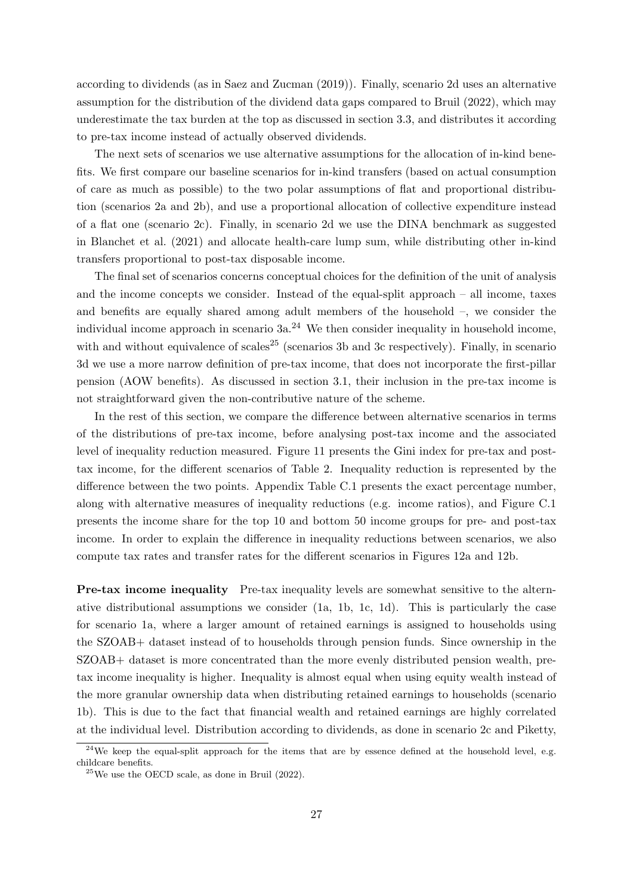according to dividends (as in Saez and Zucman (2019)). Finally, scenario 2d uses an alternative assumption for the distribution of the dividend data gaps compared to Bruil (2022), which may underestimate the tax burden at the top as discussed in section 3.3, and distributes it according to pre-tax income instead of actually observed dividends.

The next sets of scenarios we use alternative assumptions for the allocation of in-kind benefits. We first compare our baseline scenarios for in-kind transfers (based on actual consumption of care as much as possible) to the two polar assumptions of flat and proportional distribution (scenarios 2a and 2b), and use a proportional allocation of collective expenditure instead of a flat one (scenario 2c). Finally, in scenario 2d we use the DINA benchmark as suggested in Blanchet et al. (2021) and allocate health-care lump sum, while distributing other in-kind transfers proportional to post-tax disposable income.

The final set of scenarios concerns conceptual choices for the definition of the unit of analysis and the income concepts we consider. Instead of the equal-split approach – all income, taxes and benefits are equally shared among adult members of the household –, we consider the individual income approach in scenario 3a.[24] We then consider inequality in household income, with and without equivalence of scales[25] (scenarios 3b and 3c respectively). Finally, in scenario 3d we use a more narrow definition of pre-tax income, that does not incorporate the first-pillar pension (AOW benefits). As discussed in section 3.1, their inclusion in the pre-tax income is not straightforward given the non-contributive nature of the scheme.

In the rest of this section, we compare the difference between alternative scenarios in terms of the distributions of pre-tax income, before analysing post-tax income and the associated level of inequality reduction measured. Figure 11 presents the Gini index for pre-tax and post-tax income, for the different scenarios of Table 2. Inequality reduction is represented by the difference between the two points. Appendix Table C.1 presents the exact percentage number, along with alternative measures of inequality reductions (e.g. income ratios), and Figure C.1 presents the income share for the top 10 and bottom 50 income groups for pre- and post-tax income. In order to explain the difference in inequality reductions between scenarios, we also compute tax rates and transfer rates for the different scenarios in Figures 12a and 12b.

**Pre-tax income inequality** Pre-tax inequality levels are somewhat sensitive to the alternative distributional assumptions we consider (1a, 1b, 1c, 1d). This is particularly the case for scenario 1a, where a larger amount of retained earnings is assigned to households using the SZOAB+ dataset instead of to households through pension funds. Since ownership in the SZOAB+ dataset is more concentrated than the more evenly distributed pension wealth, pre-tax income inequality is higher. Inequality is almost equal when using equity wealth instead of the more granular ownership data when distributing retained earnings to households (scenario 1b). This is due to the fact that financial wealth and retained earnings are highly correlated at the individual level. Distribution according to dividends, as done in scenario 2c and Piketty,

[24] We keep the equal-split approach for the items that are by essence defined at the household level, e.g. childcare benefits.

[25] We use the OECD scale, as done in Bruil (2022).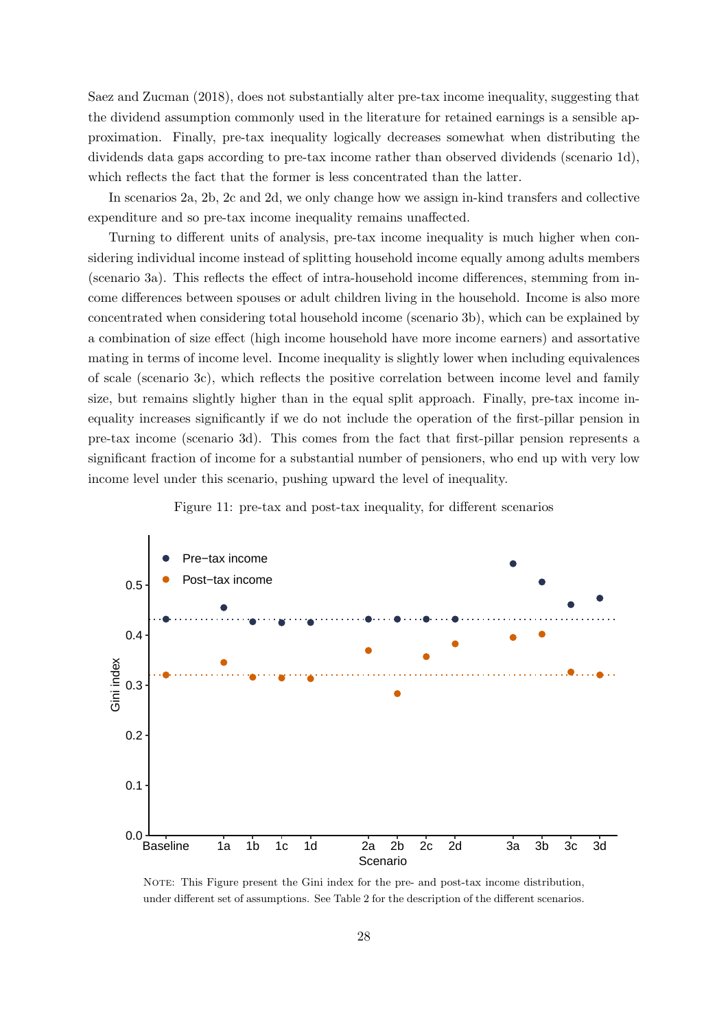Saez and Zucman (2018), does not substantially alter pre-tax income inequality, suggesting that the dividend assumption commonly used in the literature for retained earnings is a sensible approximation. Finally, pre-tax inequality logically decreases somewhat when distributing the dividends data gaps according to pre-tax income rather than observed dividends (scenario 1d), which reflects the fact that the former is less concentrated than the latter.

In scenarios 2a, 2b, 2c and 2d, we only change how we assign in-kind transfers and collective expenditure and so pre-tax income inequality remains unaffected.

Turning to different units of analysis, pre-tax income inequality is much higher when considering individual income instead of splitting household income equally among adults members (scenario 3a). This reflects the effect of intra-household income differences, stemming from income differences between spouses or adult children living in the household. Income is also more concentrated when considering total household income (scenario 3b), which can be explained by a combination of size effect (high income household have more income earners) and assortative mating in terms of income level. Income inequality is slightly lower when including equivalences of scale (scenario 3c), which reflects the positive correlation between income level and family size, but remains slightly higher than in the equal split approach. Finally, pre-tax income inequality increases significantly if we do not include the operation of the first-pillar pension in pre-tax income (scenario 3d). This comes from the fact that first-pillar pension represents a significant fraction of income for a substantial number of pensioners, who end up with very low income level under this scenario, pushing upward the level of inequality.

Figure 11: pre-tax and post-tax inequality, for different scenarios

Note: This Figure present the Gini index for the pre- and post-tax income distribution, under different set of assumptions. See Table 2 for the description of the different scenarios.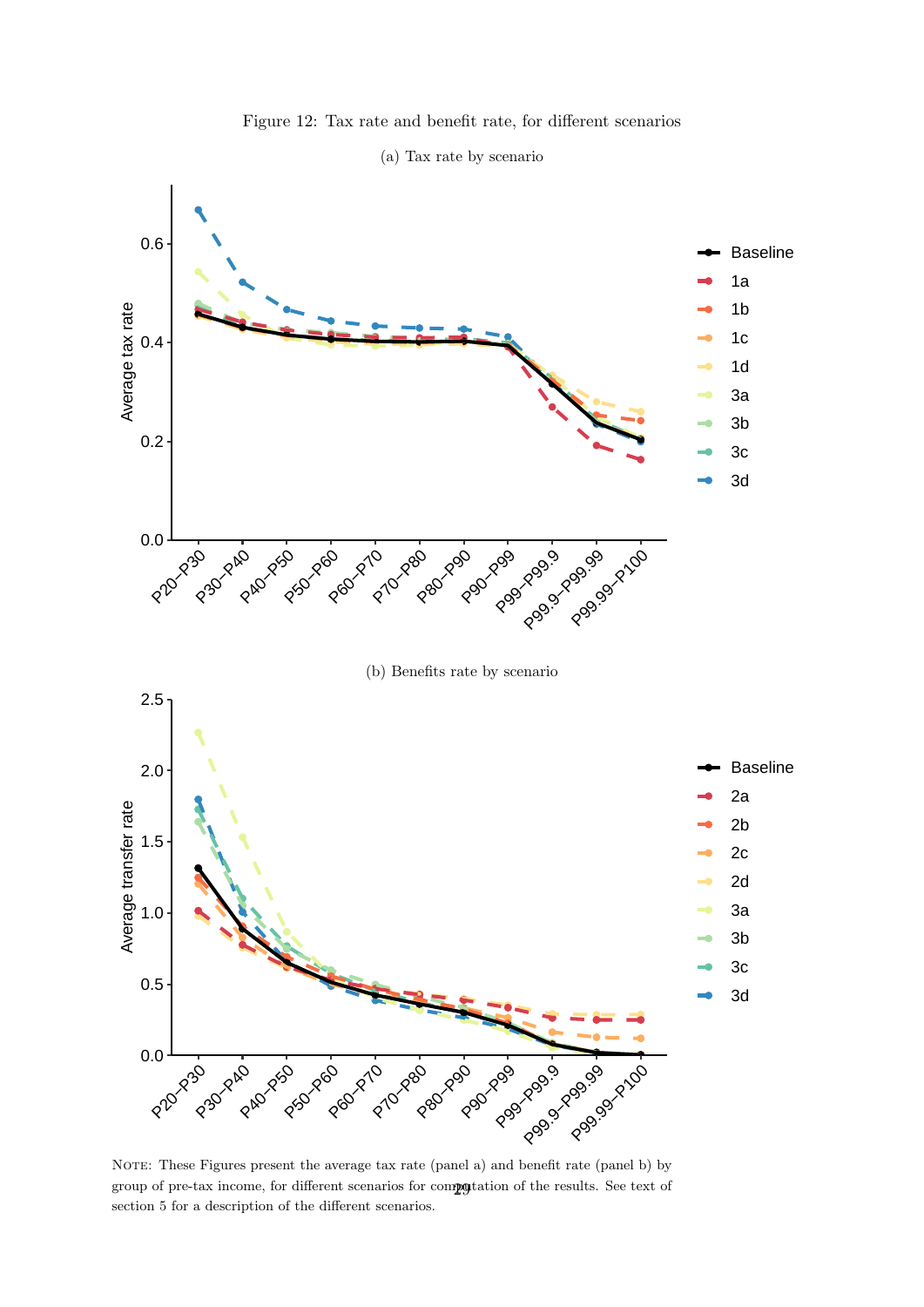Figure 12: Tax rate and benefit rate, for different scenarios

(a) Tax rate by scenario

(b) Benefits rate by scenario

Note: These Figures present the average tax rate (panel a) and benefit rate (panel b) by group of pre-tax income, for different scenarios for computation of the results. See text of section 5 for a description of the different scenarios.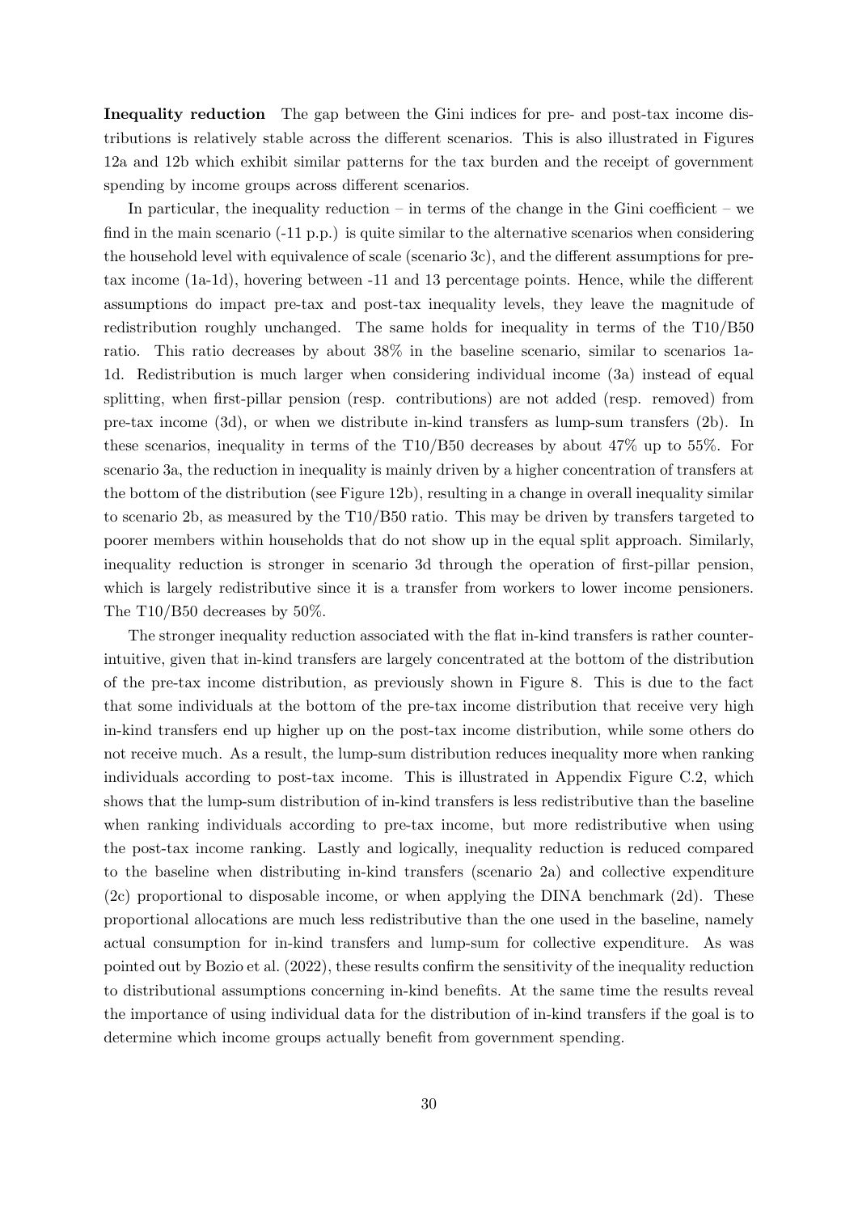**Inequality reduction** The gap between the Gini indices for pre- and post-tax income distributions is relatively stable across the different scenarios. This is also illustrated in Figures 12a and 12b which exhibit similar patterns for the tax burden and the receipt of government spending by income groups across different scenarios.

In particular, the inequality reduction – in terms of the change in the Gini coefficient – we find in the main scenario (-11 p.p.) is quite similar to the alternative scenarios when considering the household level with equivalence of scale (scenario 3c), and the different assumptions for pre-tax income (1a-1d), hovering between -11 and 13 percentage points. Hence, while the different assumptions do impact pre-tax and post-tax inequality levels, they leave the magnitude of redistribution roughly unchanged. The same holds for inequality in terms of the T10/B50 ratio. This ratio decreases by about 38% in the baseline scenario, similar to scenarios 1a-1d. Redistribution is much larger when considering individual income (3a) instead of equal splitting, when first-pillar pension (resp. contributions) are not added (resp. removed) from pre-tax income (3d), or when we distribute in-kind transfers as lump-sum transfers (2b). In these scenarios, inequality in terms of the T10/B50 decreases by about 47% up to 55%. For scenario 3a, the reduction in inequality is mainly driven by a higher concentration of transfers at the bottom of the distribution (see Figure 12b), resulting in a change in overall inequality similar to scenario 2b, as measured by the T10/B50 ratio. This may be driven by transfers targeted to poorer members within households that do not show up in the equal split approach. Similarly, inequality reduction is stronger in scenario 3d through the operation of first-pillar pension, which is largely redistributive since it is a transfer from workers to lower income pensioners. The T10/B50 decreases by 50%.

The stronger inequality reduction associated with the flat in-kind transfers is rather counter-intuitive, given that in-kind transfers are largely concentrated at the bottom of the distribution of the pre-tax income distribution, as previously shown in Figure 8. This is due to the fact that some individuals at the bottom of the pre-tax income distribution that receive very high in-kind transfers end up higher up on the post-tax income distribution, while some others do not receive much. As a result, the lump-sum distribution reduces inequality more when ranking individuals according to post-tax income. This is illustrated in Appendix Figure C.2, which shows that the lump-sum distribution of in-kind transfers is less redistributive than the baseline when ranking individuals according to pre-tax income, but more redistributive when using the post-tax income ranking. Lastly and logically, inequality reduction is reduced compared to the baseline when distributing in-kind transfers (scenario 2a) and collective expenditure (2c) proportional to disposable income, or when applying the DINA benchmark (2d). These proportional allocations are much less redistributive than the one used in the baseline, namely actual consumption for in-kind transfers and lump-sum for collective expenditure. As was pointed out by Bozio et al. (2022), these results confirm the sensitivity of the inequality reduction to distributional assumptions concerning in-kind benefits. At the same time the results reveal the importance of using individual data for the distribution of in-kind transfers if the goal is to determine which income groups actually benefit from government spending.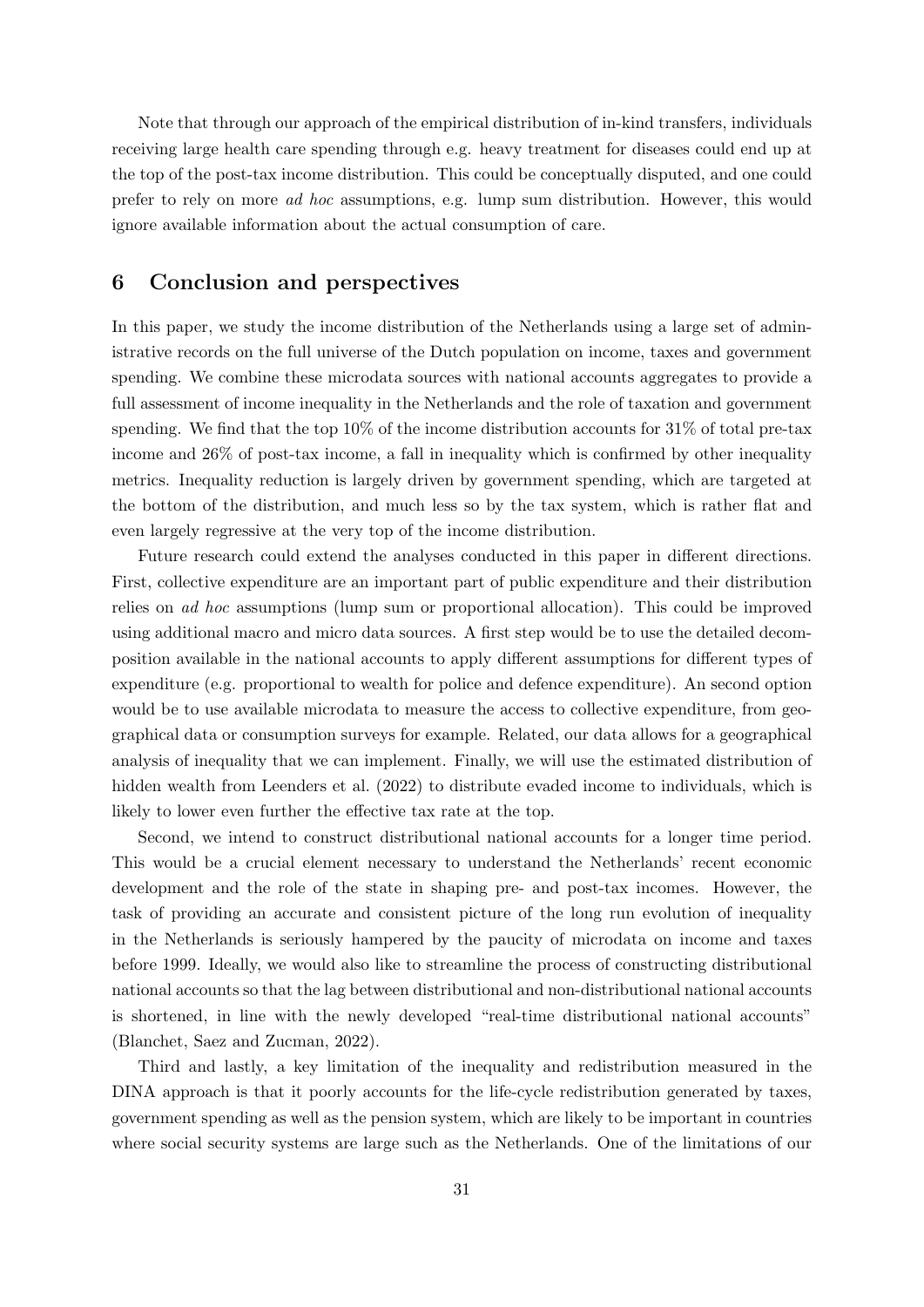Note that through our approach of the empirical distribution of in-kind transfers, individuals receiving large health care spending through e.g. heavy treatment for diseases could end up at the top of the post-tax income distribution. This could be conceptually disputed, and one could prefer to rely on more *ad hoc* assumptions, e.g. lump sum distribution. However, this would ignore available information about the actual consumption of care.

## 6 Conclusion and perspectives

In this paper, we study the income distribution of the Netherlands using a large set of administrative records on the full universe of the Dutch population on income, taxes and government spending. We combine these microdata sources with national accounts aggregates to provide a full assessment of income inequality in the Netherlands and the role of taxation and government spending. We find that the top 10% of the income distribution accounts for 31% of total pre-tax income and 26% of post-tax income, a fall in inequality which is confirmed by other inequality metrics. Inequality reduction is largely driven by government spending, which are targeted at the bottom of the distribution, and much less so by the tax system, which is rather flat and even largely regressive at the very top of the income distribution.

Future research could extend the analyses conducted in this paper in different directions. First, collective expenditure are an important part of public expenditure and their distribution relies on *ad hoc* assumptions (lump sum or proportional allocation). This could be improved using additional macro and micro data sources. A first step would be to use the detailed decomposition available in the national accounts to apply different assumptions for different types of expenditure (e.g. proportional to wealth for police and defence expenditure). An second option would be to use available microdata to measure the access to collective expenditure, from geographical data or consumption surveys for example. Related, our data allows for a geographical analysis of inequality that we can implement. Finally, we will use the estimated distribution of hidden wealth from Leenders et al. (2022) to distribute evaded income to individuals, which is likely to lower even further the effective tax rate at the top.

Second, we intend to construct distributional national accounts for a longer time period. This would be a crucial element necessary to understand the Netherlands' recent economic development and the role of the state in shaping pre- and post-tax incomes. However, the task of providing an accurate and consistent picture of the long run evolution of inequality in the Netherlands is seriously hampered by the paucity of microdata on income and taxes before 1999. Ideally, we would also like to streamline the process of constructing distributional national accounts so that the lag between distributional and non-distributional national accounts is shortened, in line with the newly developed "real-time distributional national accounts" (Blanchet, Saez and Zucman, 2022).

Third and lastly, a key limitation of the inequality and redistribution measured in the DINA approach is that it poorly accounts for the life-cycle redistribution generated by taxes, government spending as well as the pension system, which are likely to be important in countries where social security systems are large such as the Netherlands. One of the limitations of our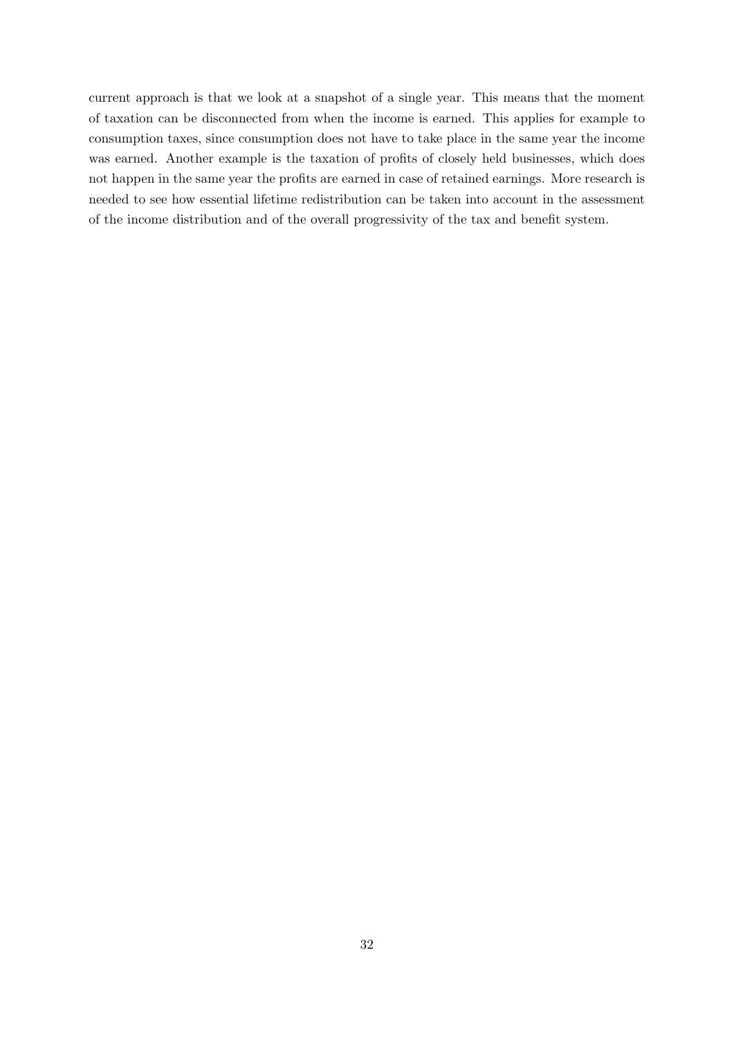current approach is that we look at a snapshot of a single year. This means that the moment of taxation can be disconnected from when the income is earned. This applies for example to consumption taxes, since consumption does not have to take place in the same year the income was earned. Another example is the taxation of profits of closely held businesses, which does not happen in the same year the profits are earned in case of retained earnings. More research is needed to see how essential lifetime redistribution can be taken into account in the assessment of the income distribution and of the overall progressivity of the tax and benefit system.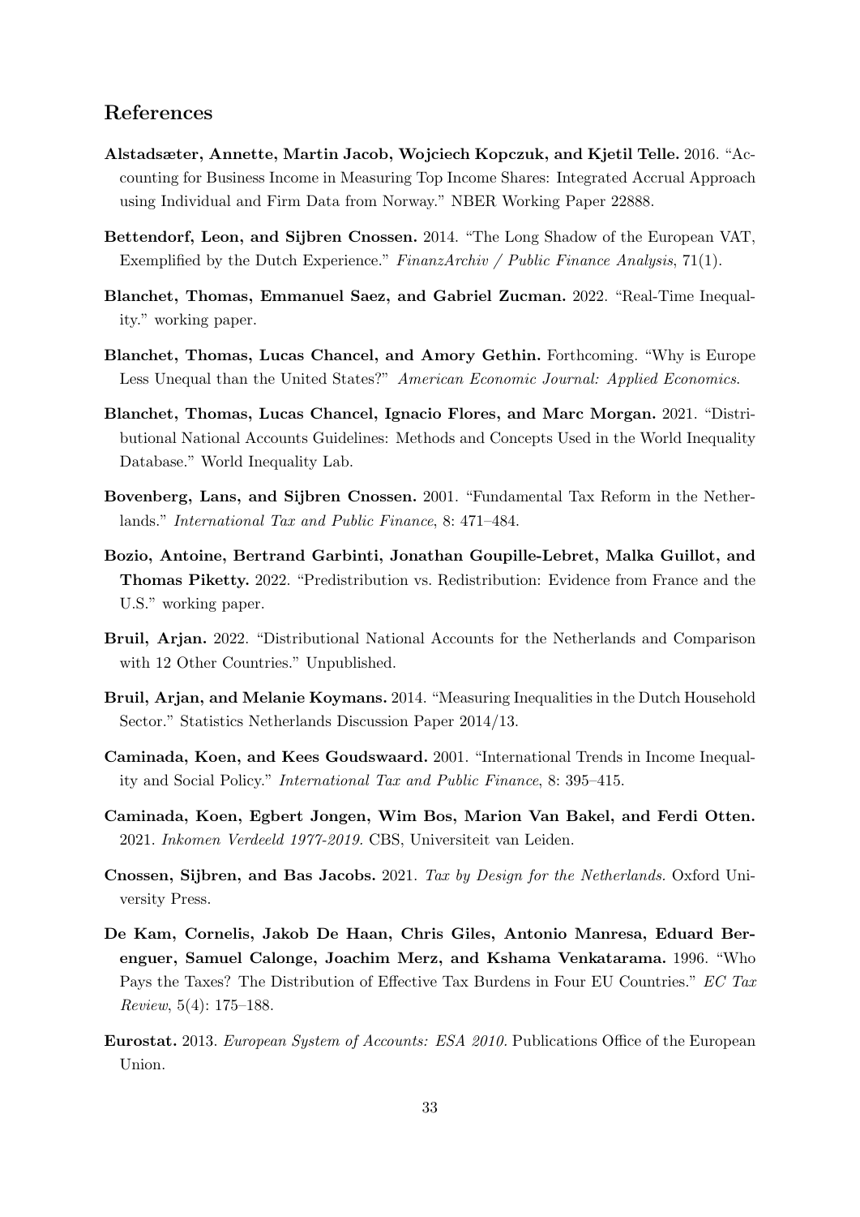## References

**Alstadsæter, Annette, Martin Jacob, Wojciech Kopczuk, and Kjetil Telle.** 2016. "Accounting for Business Income in Measuring Top Income Shares: Integrated Accrual Approach using Individual and Firm Data from Norway." NBER Working Paper 22888.

**Bettendorf, Leon, and Sijbren Cnossen.** 2014. "The Long Shadow of the European VAT, Exemplified by the Dutch Experience." *FinanzArchiv / Public Finance Analysis*, 71(1).

**Blanchet, Thomas, Emmanuel Saez, and Gabriel Zucman.** 2022. "Real-Time Inequality." working paper.

**Blanchet, Thomas, Lucas Chancel, and Amory Gethin.** Forthcoming. "Why is Europe Less Unequal than the United States?" *American Economic Journal: Applied Economics*.

**Blanchet, Thomas, Lucas Chancel, Ignacio Flores, and Marc Morgan.** 2021. "Distributional National Accounts Guidelines: Methods and Concepts Used in the World Inequality Database." World Inequality Lab.

**Bovenberg, Lans, and Sijbren Cnossen.** 2001. "Fundamental Tax Reform in the Netherlands." *International Tax and Public Finance*, 8: 471–484.

**Bozio, Antoine, Bertrand Garbinti, Jonathan Goupille-Lebret, Malka Guillot, and Thomas Piketty.** 2022. "Predistribution vs. Redistribution: Evidence from France and the U.S." working paper.

**Bruil, Arjan.** 2022. "Distributional National Accounts for the Netherlands and Comparison with 12 Other Countries." Unpublished.

**Bruil, Arjan, and Melanie Koymans.** 2014. "Measuring Inequalities in the Dutch Household Sector." Statistics Netherlands Discussion Paper 2014/13.

**Caminada, Koen, and Kees Goudswaard.** 2001. "International Trends in Income Inequality and Social Policy." *International Tax and Public Finance*, 8: 395–415.

**Caminada, Koen, Egbert Jongen, Wim Bos, Marion Van Bakel, and Ferdi Otten.** 2021. *Inkomen Verdeeld 1977-2019.* CBS, Universiteit van Leiden.

**Cnossen, Sijbren, and Bas Jacobs.** 2021. *Tax by Design for the Netherlands.* Oxford University Press.

**De Kam, Cornelis, Jakob De Haan, Chris Giles, Antonio Manresa, Eduard Berenguer, Samuel Calonge, Joachim Merz, and Kshama Venkatarama.** 1996. "Who Pays the Taxes? The Distribution of Effective Tax Burdens in Four EU Countries." *EC Tax Review*, 5(4): 175–188.

**Eurostat.** 2013. *European System of Accounts: ESA 2010.* Publications Office of the European Union.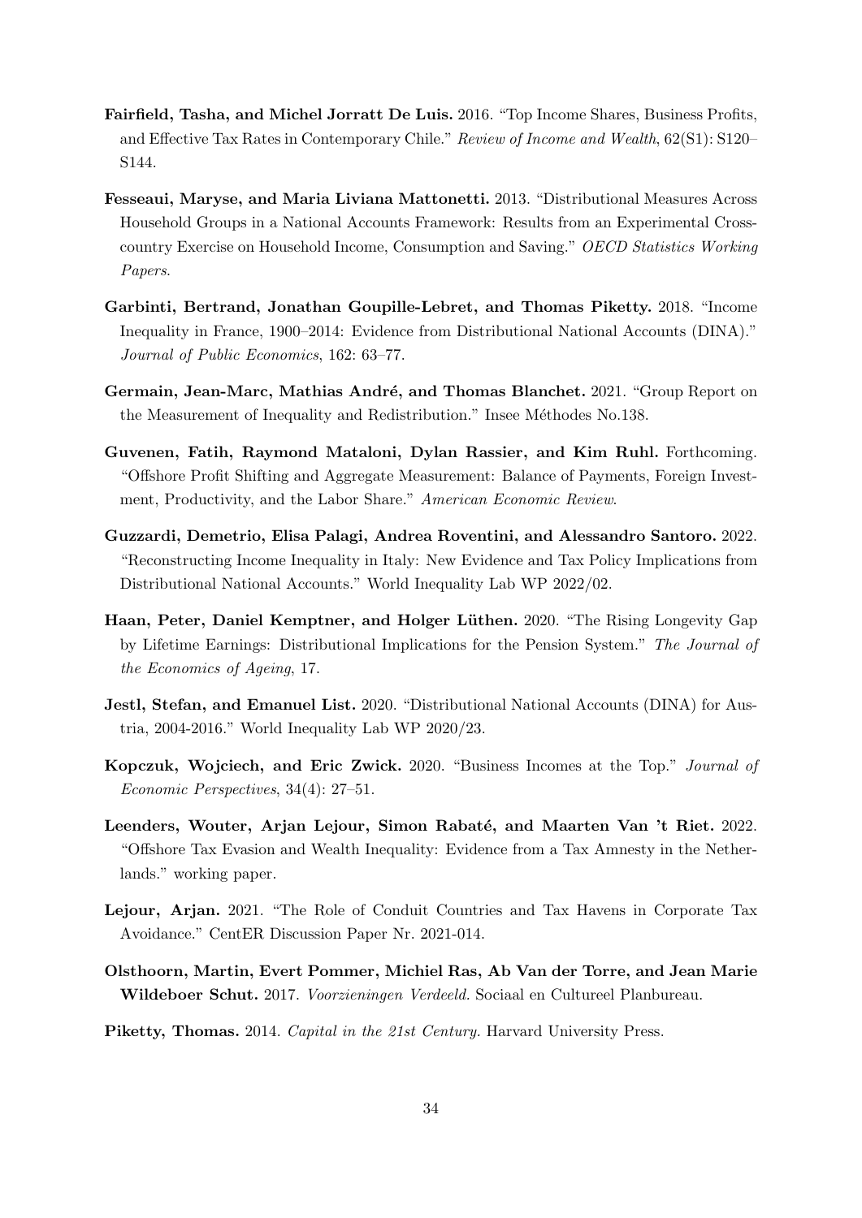**Fairfield, Tasha, and Michel Jorratt De Luis.** 2016. "Top Income Shares, Business Profits, and Effective Tax Rates in Contemporary Chile." *Review of Income and Wealth*, 62(S1): S120–S144.

**Fesseaui, Maryse, and Maria Liviana Mattonetti.** 2013. "Distributional Measures Across Household Groups in a National Accounts Framework: Results from an Experimental Cross-country Exercise on Household Income, Consumption and Saving." *OECD Statistics Working Papers.*

**Garbinti, Bertrand, Jonathan Goupille-Lebret, and Thomas Piketty.** 2018. "Income Inequality in France, 1900–2014: Evidence from Distributional National Accounts (DINA)." *Journal of Public Economics*, 162: 63–77.

**Germain, Jean-Marc, Mathias André, and Thomas Blanchet.** 2021. "Group Report on the Measurement of Inequality and Redistribution." Insee Méthodes No.138.

**Guvenen, Fatih, Raymond Mataloni, Dylan Rassier, and Kim Ruhl.** Forthcoming. "Offshore Profit Shifting and Aggregate Measurement: Balance of Payments, Foreign Investment, Productivity, and the Labor Share." *American Economic Review*.

**Guzzardi, Demetrio, Elisa Palagi, Andrea Roventini, and Alessandro Santoro.** 2022. "Reconstructing Income Inequality in Italy: New Evidence and Tax Policy Implications from Distributional National Accounts." World Inequality Lab WP 2022/02.

**Haan, Peter, Daniel Kemptner, and Holger Lüthen.** 2020. "The Rising Longevity Gap by Lifetime Earnings: Distributional Implications for the Pension System." *The Journal of the Economics of Ageing*, 17.

**Jestl, Stefan, and Emanuel List.** 2020. "Distributional National Accounts (DINA) for Austria, 2004-2016." World Inequality Lab WP 2020/23.

**Kopczuk, Wojciech, and Eric Zwick.** 2020. "Business Incomes at the Top." *Journal of Economic Perspectives*, 34(4): 27–51.

**Leenders, Wouter, Arjan Lejour, Simon Rabaté, and Maarten Van 't Riet.** 2022. "Offshore Tax Evasion and Wealth Inequality: Evidence from a Tax Amnesty in the Netherlands." working paper.

**Lejour, Arjan.** 2021. "The Role of Conduit Countries and Tax Havens in Corporate Tax Avoidance." CentER Discussion Paper Nr. 2021-014.

**Olsthoorn, Martin, Evert Pommer, Michiel Ras, Ab Van der Torre, and Jean Marie Wildeboer Schut.** 2017. *Voorzieningen Verdeeld.* Sociaal en Cultureel Planbureau.

**Piketty, Thomas.** 2014. *Capital in the 21st Century.* Harvard University Press.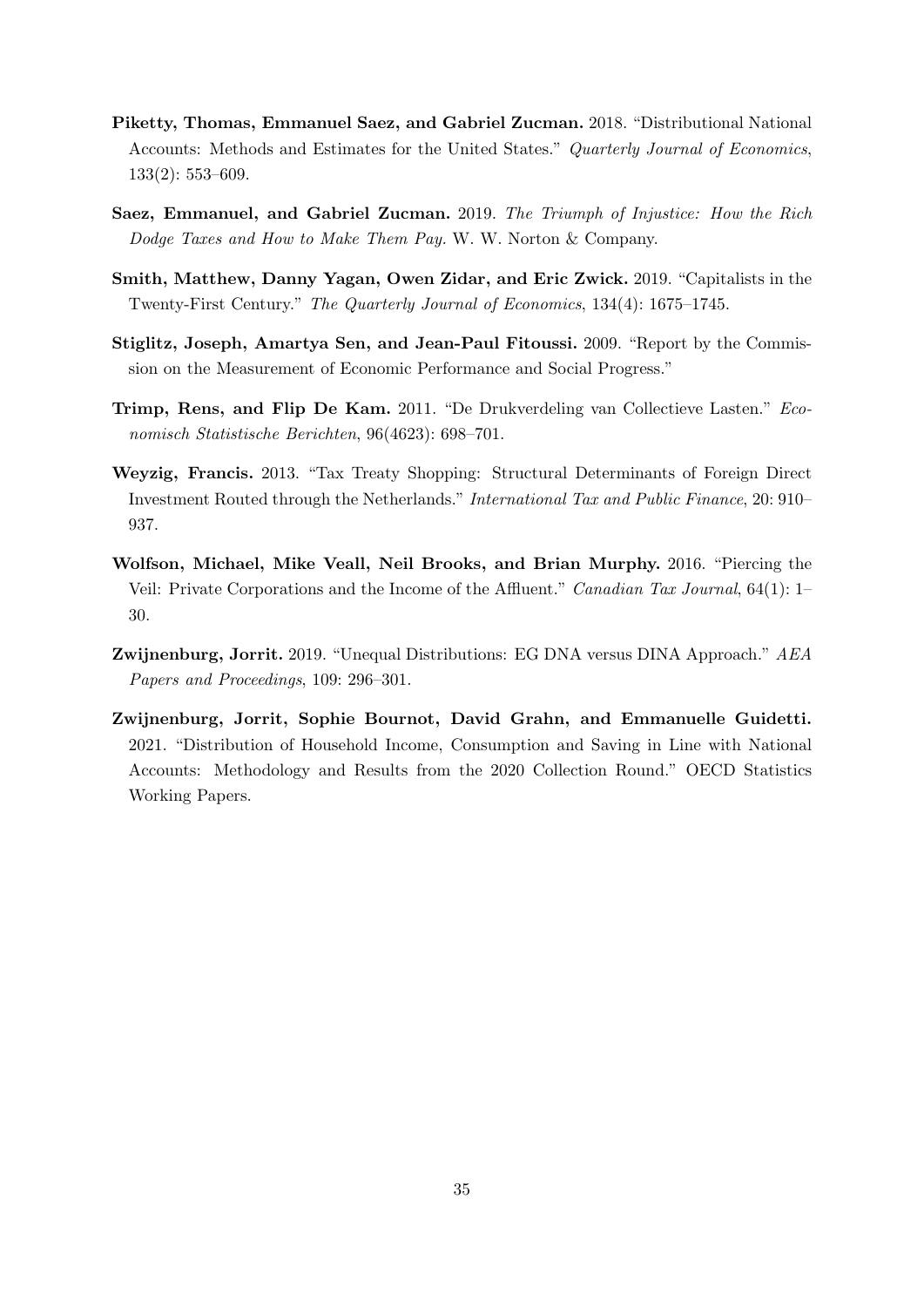**Piketty, Thomas, Emmanuel Saez, and Gabriel Zucman.** 2018. "Distributional National Accounts: Methods and Estimates for the United States." *Quarterly Journal of Economics*, 133(2): 553–609.

**Saez, Emmanuel, and Gabriel Zucman.** 2019. *The Triumph of Injustice: How the Rich Dodge Taxes and How to Make Them Pay.* W. W. Norton & Company.

**Smith, Matthew, Danny Yagan, Owen Zidar, and Eric Zwick.** 2019. "Capitalists in the Twenty-First Century." *The Quarterly Journal of Economics*, 134(4): 1675–1745.

**Stiglitz, Joseph, Amartya Sen, and Jean-Paul Fitoussi.** 2009. "Report by the Commission on the Measurement of Economic Performance and Social Progress."

**Trimp, Rens, and Flip De Kam.** 2011. "De Drukverdeling van Collectieve Lasten." *Economisch Statistische Berichten*, 96(4623): 698–701.

**Weyzig, Francis.** 2013. "Tax Treaty Shopping: Structural Determinants of Foreign Direct Investment Routed through the Netherlands." *International Tax and Public Finance*, 20: 910–937.

**Wolfson, Michael, Mike Veall, Neil Brooks, and Brian Murphy.** 2016. "Piercing the Veil: Private Corporations and the Income of the Affluent." *Canadian Tax Journal*, 64(1): 1–30.

**Zwijnenburg, Jorrit.** 2019. "Unequal Distributions: EG DNA versus DINA Approach." *AEA Papers and Proceedings*, 109: 296–301.

**Zwijnenburg, Jorrit, Sophie Bournot, David Grahn, and Emmanuelle Guidetti.** 2021. "Distribution of Household Income, Consumption and Saving in Line with National Accounts: Methodology and Results from the 2020 Collection Round." OECD Statistics Working Papers.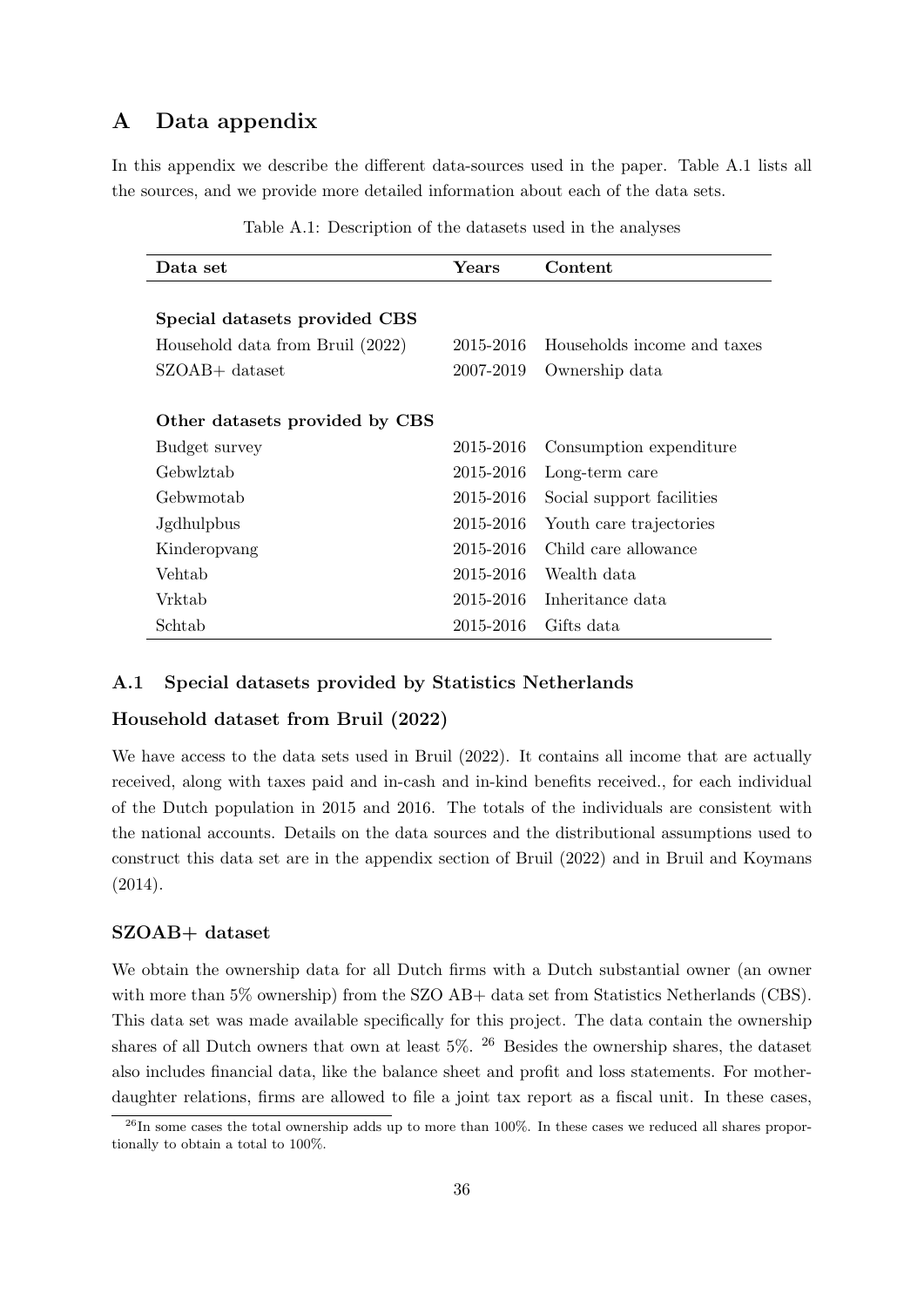# A Data appendix

In this appendix we describe the different data-sources used in the paper. Table A.1 lists all the sources, and we provide more detailed information about each of the data sets.

Table A.1: Description of the datasets used in the analyses

| **Data set** | **Years** | **Content** |
|---|---|---|
| **Special datasets provided CBS** | | |
| Household data from Bruil (2022) | 2015-2016 | Households income and taxes |
| SZOAB+ dataset | 2007-2019 | Ownership data |
| **Other datasets provided by CBS** | | |
| Budget survey | 2015-2016 | Consumption expenditure |
| Gebwlztab | 2015-2016 | Long-term care |
| Gebwmotab | 2015-2016 | Social support facilities |
| Jgdhulpbus | 2015-2016 | Youth care trajectories |
| Kinderopvang | 2015-2016 | Child care allowance |
| Vehtab | 2015-2016 | Wealth data |
| Vrktab | 2015-2016 | Inheritance data |
| Schtab | 2015-2016 | Gifts data |

## A.1 Special datasets provided by Statistics Netherlands

### Household dataset from Bruil (2022)

We have access to the data sets used in Bruil (2022). It contains all income that are actually received, along with taxes paid and in-cash and in-kind benefits received., for each individual of the Dutch population in 2015 and 2016. The totals of the individuals are consistent with the national accounts. Details on the data sources and the distributional assumptions used to construct this data set are in the appendix section of Bruil (2022) and in Bruil and Koymans (2014).

### SZOAB+ dataset

We obtain the ownership data for all Dutch firms with a Dutch substantial owner (an owner with more than 5% ownership) from the SZO AB+ data set from Statistics Netherlands (CBS). This data set was made available specifically for this project. The data contain the ownership shares of all Dutch owners that own at least 5%. [26] Besides the ownership shares, the dataset also includes financial data, like the balance sheet and profit and loss statements. For mother-daughter relations, firms are allowed to file a joint tax report as a fiscal unit. In these cases,

[26] In some cases the total ownership adds up to more than 100%. In these cases we reduced all shares proportionally to obtain a total to 100%.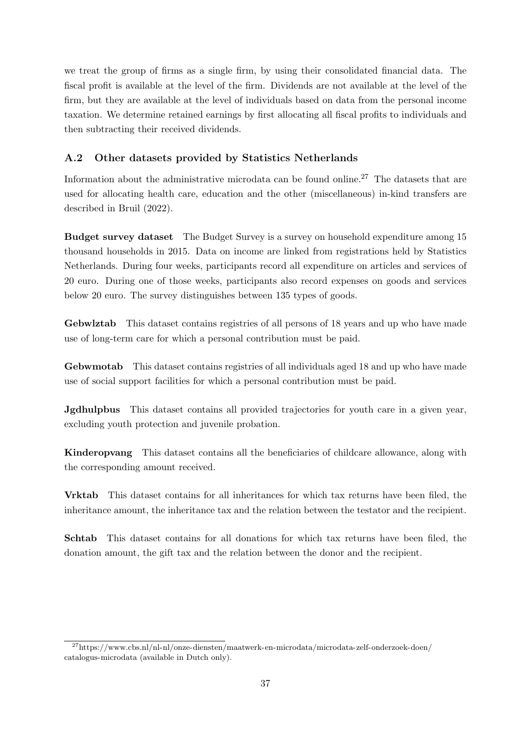we treat the group of firms as a single firm, by using their consolidated financial data. The fiscal profit is available at the level of the firm. Dividends are not available at the level of the firm, but they are available at the level of individuals based on data from the personal income taxation. We determine retained earnings by first allocating all fiscal profits to individuals and then subtracting their received dividends.

### A.2 Other datasets provided by Statistics Netherlands

Information about the administrative microdata can be found online.[27] The datasets that are used for allocating health care, education and the other (miscellaneous) in-kind transfers are described in Bruil (2022).

**Budget survey dataset** The Budget Survey is a survey on household expenditure among 15 thousand households in 2015. Data on income are linked from registrations held by Statistics Netherlands. During four weeks, participants record all expenditure on articles and services of 20 euro. During one of those weeks, participants also record expenses on goods and services below 20 euro. The survey distinguishes between 135 types of goods.

**Gebwlztab** This dataset contains registries of all persons of 18 years and up who have made use of long-term care for which a personal contribution must be paid.

**Gebwmotab** This dataset contains registries of all individuals aged 18 and up who have made use of social support facilities for which a personal contribution must be paid.

**Jgdhulpbus** This dataset contains all provided trajectories for youth care in a given year, excluding youth protection and juvenile probation.

**Kinderopvang** This dataset contains all the beneficiaries of childcare allowance, along with the corresponding amount received.

**Vrktab** This dataset contains for all inheritances for which tax returns have been filed, the inheritance amount, the inheritance tax and the relation between the testator and the recipient.

**Schtab** This dataset contains for all donations for which tax returns have been filed, the donation amount, the gift tax and the relation between the donor and the recipient.

[27] https://www.cbs.nl/nl-nl/onze-diensten/maatwerk-en-microdata/microdata-zelf-onderzoek-doen/catalogus-microdata (available in Dutch only).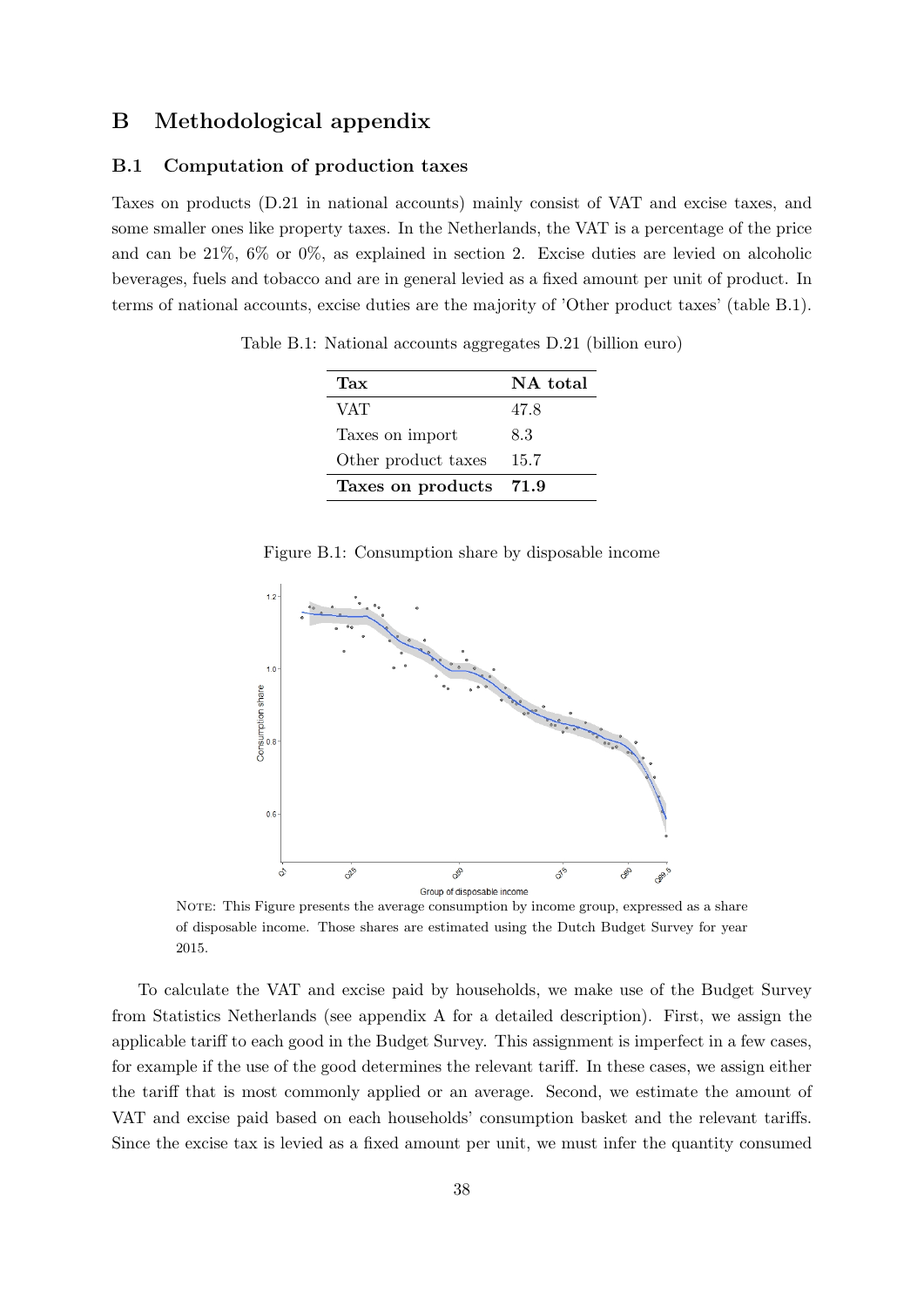## B Methodological appendix

### B.1 Computation of production taxes

Taxes on products (D.21 in national accounts) mainly consist of VAT and excise taxes, and some smaller ones like property taxes. In the Netherlands, the VAT is a percentage of the price and can be 21%, 6% or 0%, as explained in section 2. Excise duties are levied on alcoholic beverages, fuels and tobacco and are in general levied as a fixed amount per unit of product. In terms of national accounts, excise duties are the majority of 'Other product taxes' (table B.1).

Table B.1: National accounts aggregates D.21 (billion euro)

| **Tax** | **NA total** |
|---|---|
| VAT | 47.8 |
| Taxes on import | 8.3 |
| Other product taxes | 15.7 |
| **Taxes on products** | **71.9** |

Figure B.1: Consumption share by disposable income

NOTE: This Figure presents the average consumption by income group, expressed as a share of disposable income. Those shares are estimated using the Dutch Budget Survey for year 2015.

To calculate the VAT and excise paid by households, we make use of the Budget Survey from Statistics Netherlands (see appendix A for a detailed description). First, we assign the applicable tariff to each good in the Budget Survey. This assignment is imperfect in a few cases, for example if the use of the good determines the relevant tariff. In these cases, we assign either the tariff that is most commonly applied or an average. Second, we estimate the amount of VAT and excise paid based on each households' consumption basket and the relevant tariffs. Since the excise tax is levied as a fixed amount per unit, we must infer the quantity consumed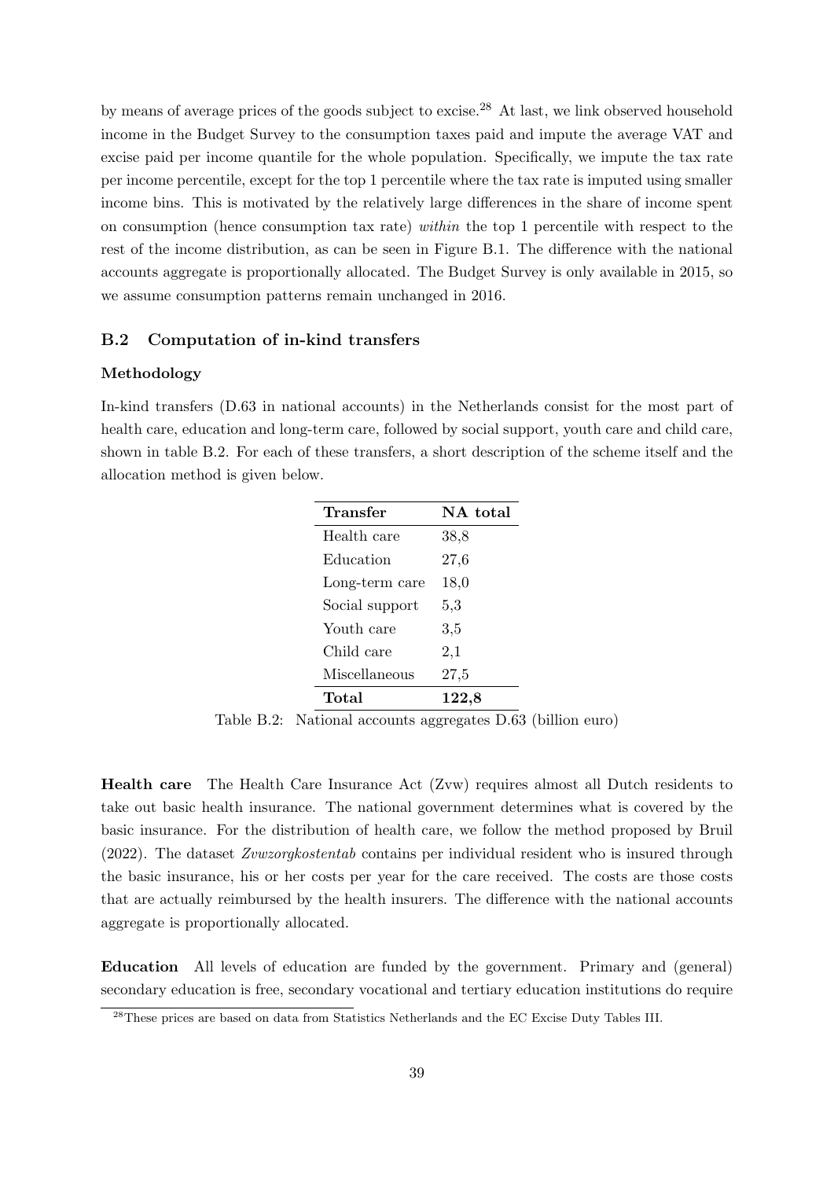by means of average prices of the goods subject to excise.[28] At last, we link observed household income in the Budget Survey to the consumption taxes paid and impute the average VAT and excise paid per income quantile for the whole population. Specifically, we impute the tax rate per income percentile, except for the top 1 percentile where the tax rate is imputed using smaller income bins. This is motivated by the relatively large differences in the share of income spent on consumption (hence consumption tax rate) *within* the top 1 percentile with respect to the rest of the income distribution, as can be seen in Figure B.1. The difference with the national accounts aggregate is proportionally allocated. The Budget Survey is only available in 2015, so we assume consumption patterns remain unchanged in 2016.

### B.2 Computation of in-kind transfers

#### Methodology

In-kind transfers (D.63 in national accounts) in the Netherlands consist for the most part of health care, education and long-term care, followed by social support, youth care and child care, shown in table B.2. For each of these transfers, a short description of the scheme itself and the allocation method is given below.

| Transfer | NA total |
|---|---|
| Health care | 38,8 |
| Education | 27,6 |
| Long-term care | 18,0 |
| Social support | 5,3 |
| Youth care | 3,5 |
| Child care | 2,1 |
| Miscellaneous | 27,5 |
| **Total** | **122,8** |

Table B.2: National accounts aggregates D.63 (billion euro)

**Health care** The Health Care Insurance Act (Zvw) requires almost all Dutch residents to take out basic health insurance. The national government determines what is covered by the basic insurance. For the distribution of health care, we follow the method proposed by Bruil (2022). The dataset *Zvwzorgkostentab* contains per individual resident who is insured through the basic insurance, his or her costs per year for the care received. The costs are those costs that are actually reimbursed by the health insurers. The difference with the national accounts aggregate is proportionally allocated.

**Education** All levels of education are funded by the government. Primary and (general) secondary education is free, secondary vocational and tertiary education institutions do require

[28] These prices are based on data from Statistics Netherlands and the EC Excise Duty Tables III.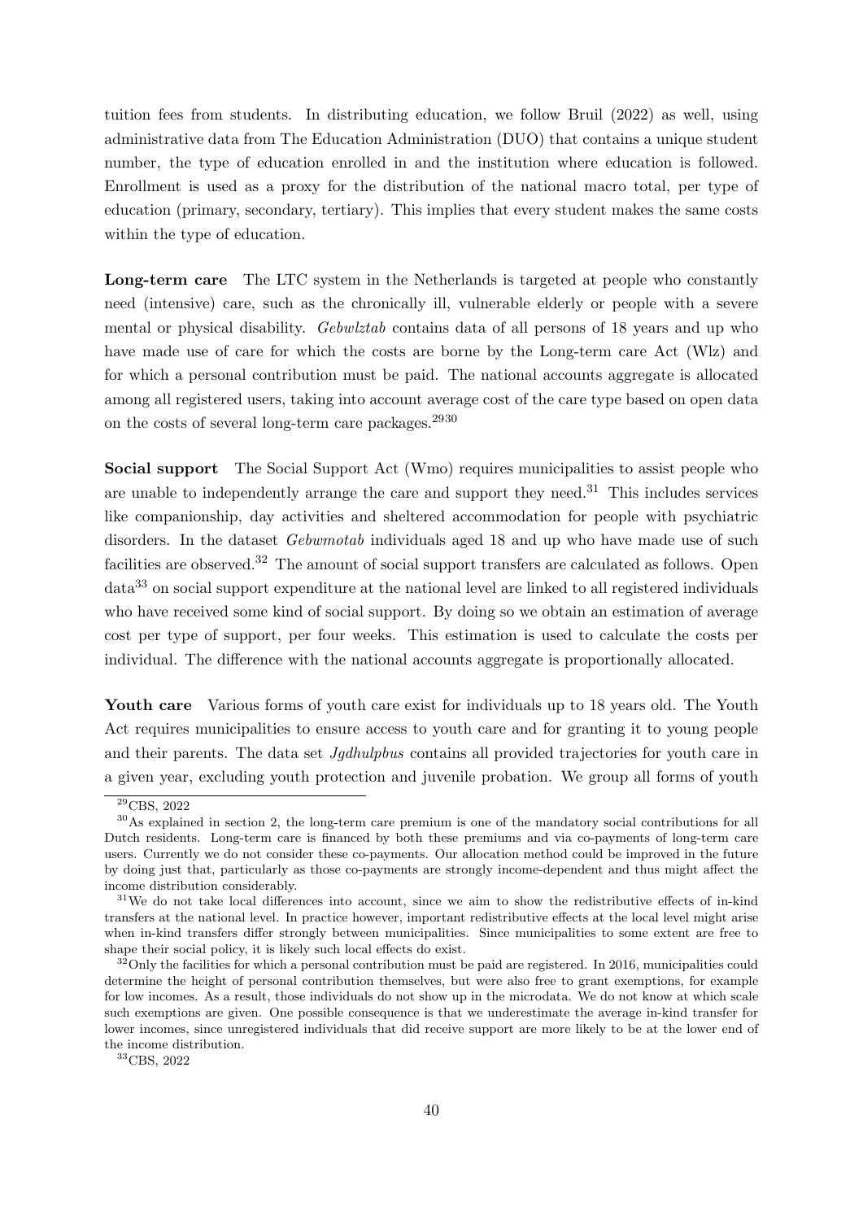tuition fees from students. In distributing education, we follow Bruil (2022) as well, using administrative data from The Education Administration (DUO) that contains a unique student number, the type of education enrolled in and the institution where education is followed. Enrollment is used as a proxy for the distribution of the national macro total, per type of education (primary, secondary, tertiary). This implies that every student makes the same costs within the type of education.

**Long-term care** The LTC system in the Netherlands is targeted at people who constantly need (intensive) care, such as the chronically ill, vulnerable elderly or people with a severe mental or physical disability. *Gebwlztab* contains data of all persons of 18 years and up who have made use of care for which the costs are borne by the Long-term care Act (Wlz) and for which a personal contribution must be paid. The national accounts aggregate is allocated among all registered users, taking into account average cost of the care type based on open data on the costs of several long-term care packages.[29][30]

**Social support** The Social Support Act (Wmo) requires municipalities to assist people who are unable to independently arrange the care and support they need.[31] This includes services like companionship, day activities and sheltered accommodation for people with psychiatric disorders. In the dataset *Gebwmotab* individuals aged 18 and up who have made use of such facilities are observed.[32] The amount of social support transfers are calculated as follows. Open data[33] on social support expenditure at the national level are linked to all registered individuals who have received some kind of social support. By doing so we obtain an estimation of average cost per type of support, per four weeks. This estimation is used to calculate the costs per individual. The difference with the national accounts aggregate is proportionally allocated.

**Youth care** Various forms of youth care exist for individuals up to 18 years old. The Youth Act requires municipalities to ensure access to youth care and for granting it to young people and their parents. The data set *Jgdhulpbus* contains all provided trajectories for youth care in a given year, excluding youth protection and juvenile probation. We group all forms of youth

---

[29] CBS, 2022

[30] As explained in section 2, the long-term care premium is one of the mandatory social contributions for all Dutch residents. Long-term care is financed by both these premiums and via co-payments of long-term care users. Currently we do not consider these co-payments. Our allocation method could be improved in the future by doing just that, particularly as those co-payments are strongly income-dependent and thus might affect the income distribution considerably.

[31] We do not take local differences into account, since we aim to show the redistributive effects of in-kind transfers at the national level. In practice however, important redistributive effects at the local level might arise when in-kind transfers differ strongly between municipalities. Since municipalities to some extent are free to shape their social policy, it is likely such local effects do exist.

[32] Only the facilities for which a personal contribution must be paid are registered. In 2016, municipalities could determine the height of personal contribution themselves, but were also free to grant exemptions, for example for low incomes. As a result, those individuals do not show up in the microdata. We do not know at which scale such exemptions are given. One possible consequence is that we underestimate the average in-kind transfer for lower incomes, since unregistered individuals that did receive support are more likely to be at the lower end of the income distribution.

[33] CBS, 2022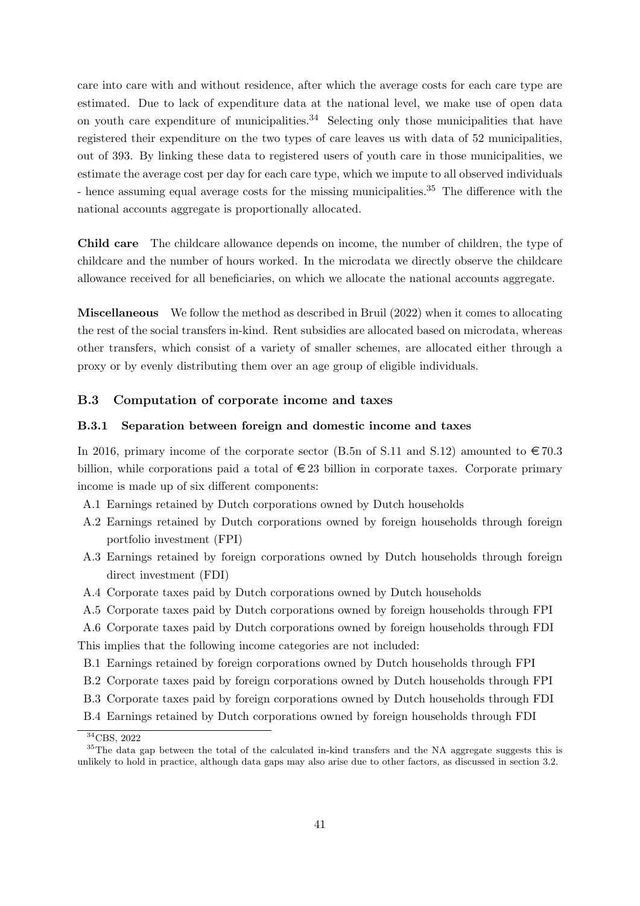care into care with and without residence, after which the average costs for each care type are estimated. Due to lack of expenditure data at the national level, we make use of open data on youth care expenditure of municipalities.[34] Selecting only those municipalities that have registered their expenditure on the two types of care leaves us with data of 52 municipalities, out of 393. By linking these data to registered users of youth care in those municipalities, we estimate the average cost per day for each care type, which we impute to all observed individuals - hence assuming equal average costs for the missing municipalities.[35] The difference with the national accounts aggregate is proportionally allocated.

**Child care** The childcare allowance depends on income, the number of children, the type of childcare and the number of hours worked. In the microdata we directly observe the childcare allowance received for all beneficiaries, on which we allocate the national accounts aggregate.

**Miscellaneous** We follow the method as described in Bruil (2022) when it comes to allocating the rest of the social transfers in-kind. Rent subsidies are allocated based on microdata, whereas other transfers, which consist of a variety of smaller schemes, are allocated either through a proxy or by evenly distributing them over an age group of eligible individuals.

## B.3 Computation of corporate income and taxes

### B.3.1 Separation between foreign and domestic income and taxes

In 2016, primary income of the corporate sector (B.5n of S.11 and S.12) amounted to €70.3 billion, while corporations paid a total of €23 billion in corporate taxes. Corporate primary income is made up of six different components:

- A.1 Earnings retained by Dutch corporations owned by Dutch households
- A.2 Earnings retained by Dutch corporations owned by foreign households through foreign portfolio investment (FPI)
- A.3 Earnings retained by foreign corporations owned by Dutch households through foreign direct investment (FDI)
- A.4 Corporate taxes paid by Dutch corporations owned by Dutch households
- A.5 Corporate taxes paid by Dutch corporations owned by foreign households through FPI
- A.6 Corporate taxes paid by Dutch corporations owned by foreign households through FDI

This implies that the following income categories are not included:

- B.1 Earnings retained by foreign corporations owned by Dutch households through FPI
- B.2 Corporate taxes paid by foreign corporations owned by Dutch households through FPI
- B.3 Corporate taxes paid by foreign corporations owned by Dutch households through FDI
- B.4 Earnings retained by Dutch corporations owned by foreign households through FDI

[34] CBS, 2022

[35] The data gap between the total of the calculated in-kind transfers and the NA aggregate suggests this is unlikely to hold in practice, although data gaps may also arise due to other factors, as discussed in section 3.2.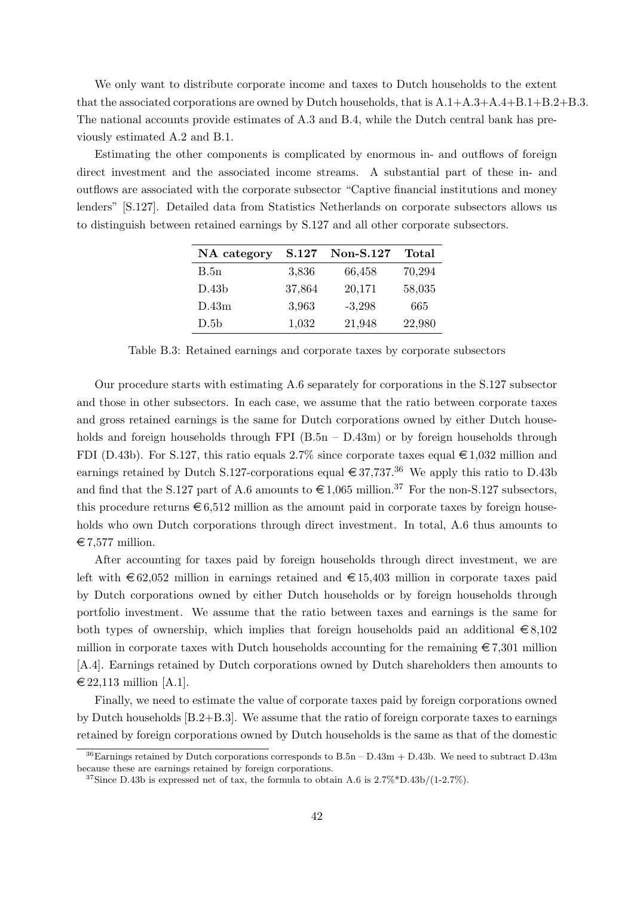We only want to distribute corporate income and taxes to Dutch households to the extent that the associated corporations are owned by Dutch households, that is A.1+A.3+A.4+B.1+B.2+B.3. The national accounts provide estimates of A.3 and B.4, while the Dutch central bank has previously estimated A.2 and B.1.

Estimating the other components is complicated by enormous in- and outflows of foreign direct investment and the associated income streams. A substantial part of these in- and outflows are associated with the corporate subsector "Captive financial institutions and money lenders" [S.127]. Detailed data from Statistics Netherlands on corporate subsectors allows us to distinguish between retained earnings by S.127 and all other corporate subsectors.

| NA category | S.127 | Non-S.127 | Total |
|---|---|---|---|
| B.5n | 3,836 | 66,458 | 70,294 |
| D.43b | 37,864 | 20,171 | 58,035 |
| D.43m | 3,963 | -3,298 | 665 |
| D.5b | 1,032 | 21,948 | 22,980 |

Table B.3: Retained earnings and corporate taxes by corporate subsectors

Our procedure starts with estimating A.6 separately for corporations in the S.127 subsector and those in other subsectors. In each case, we assume that the ratio between corporate taxes and gross retained earnings is the same for Dutch corporations owned by either Dutch households and foreign households through FPI (B.5n – D.43m) or by foreign households through FDI (D.43b). For S.127, this ratio equals 2.7% since corporate taxes equal €1,032 million and earnings retained by Dutch S.127-corporations equal €37,737.[36] We apply this ratio to D.43b and find that the S.127 part of A.6 amounts to €1,065 million.[37] For the non-S.127 subsectors, this procedure returns €6,512 million as the amount paid in corporate taxes by foreign households who own Dutch corporations through direct investment. In total, A.6 thus amounts to €7,577 million.

After accounting for taxes paid by foreign households through direct investment, we are left with €62,052 million in earnings retained and €15,403 million in corporate taxes paid by Dutch corporations owned by either Dutch households or by foreign households through portfolio investment. We assume that the ratio between taxes and earnings is the same for both types of ownership, which implies that foreign households paid an additional €8,102 million in corporate taxes with Dutch households accounting for the remaining €7,301 million [A.4]. Earnings retained by Dutch corporations owned by Dutch shareholders then amounts to €22,113 million [A.1].

Finally, we need to estimate the value of corporate taxes paid by foreign corporations owned by Dutch households [B.2+B.3]. We assume that the ratio of foreign corporate taxes to earnings retained by foreign corporations owned by Dutch households is the same as that of the domestic

[36] Earnings retained by Dutch corporations corresponds to B.5n – D.43m + D.43b. We need to subtract D.43m because these are earnings retained by foreign corporations.

[37] Since D.43b is expressed net of tax, the formula to obtain A.6 is 2.7%*D.43b/(1-2.7%).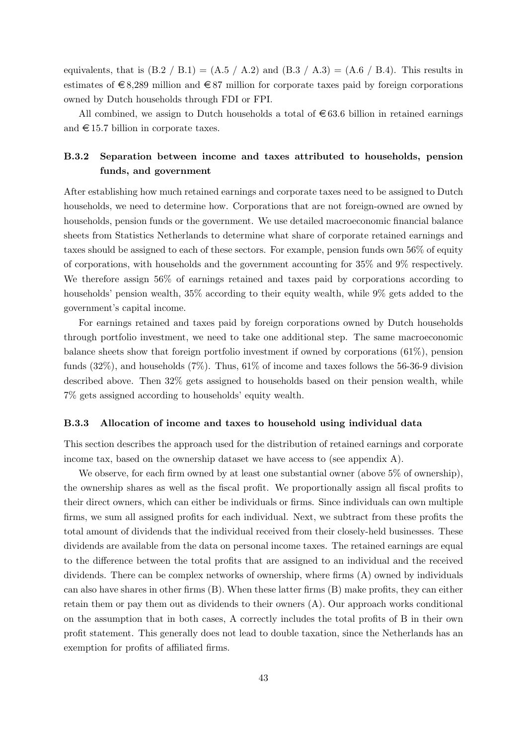equivalents, that is (B.2 / B.1) = (A.5 / A.2) and (B.3 / A.3) = (A.6 / B.4). This results in estimates of €8,289 million and €87 million for corporate taxes paid by foreign corporations owned by Dutch households through FDI or FPI.

All combined, we assign to Dutch households a total of €63.6 billion in retained earnings and €15.7 billion in corporate taxes.

### B.3.2 Separation between income and taxes attributed to households, pension funds, and government

After establishing how much retained earnings and corporate taxes need to be assigned to Dutch households, we need to determine how. Corporations that are not foreign-owned are owned by households, pension funds or the government. We use detailed macroeconomic financial balance sheets from Statistics Netherlands to determine what share of corporate retained earnings and taxes should be assigned to each of these sectors. For example, pension funds own 56% of equity of corporations, with households and the government accounting for 35% and 9% respectively. We therefore assign 56% of earnings retained and taxes paid by corporations according to households' pension wealth, 35% according to their equity wealth, while 9% gets added to the government's capital income.

For earnings retained and taxes paid by foreign corporations owned by Dutch households through portfolio investment, we need to take one additional step. The same macroeconomic balance sheets show that foreign portfolio investment if owned by corporations (61%), pension funds (32%), and households (7%). Thus, 61% of income and taxes follows the 56-36-9 division described above. Then 32% gets assigned to households based on their pension wealth, while 7% gets assigned according to households' equity wealth.

### B.3.3 Allocation of income and taxes to household using individual data

This section describes the approach used for the distribution of retained earnings and corporate income tax, based on the ownership dataset we have access to (see appendix A).

We observe, for each firm owned by at least one substantial owner (above 5% of ownership), the ownership shares as well as the fiscal profit. We proportionally assign all fiscal profits to their direct owners, which can either be individuals or firms. Since individuals can own multiple firms, we sum all assigned profits for each individual. Next, we subtract from these profits the total amount of dividends that the individual received from their closely-held businesses. These dividends are available from the data on personal income taxes. The retained earnings are equal to the difference between the total profits that are assigned to an individual and the received dividends. There can be complex networks of ownership, where firms (A) owned by individuals can also have shares in other firms (B). When these latter firms (B) make profits, they can either retain them or pay them out as dividends to their owners (A). Our approach works conditional on the assumption that in both cases, A correctly includes the total profits of B in their own profit statement. This generally does not lead to double taxation, since the Netherlands has an exemption for profits of affiliated firms.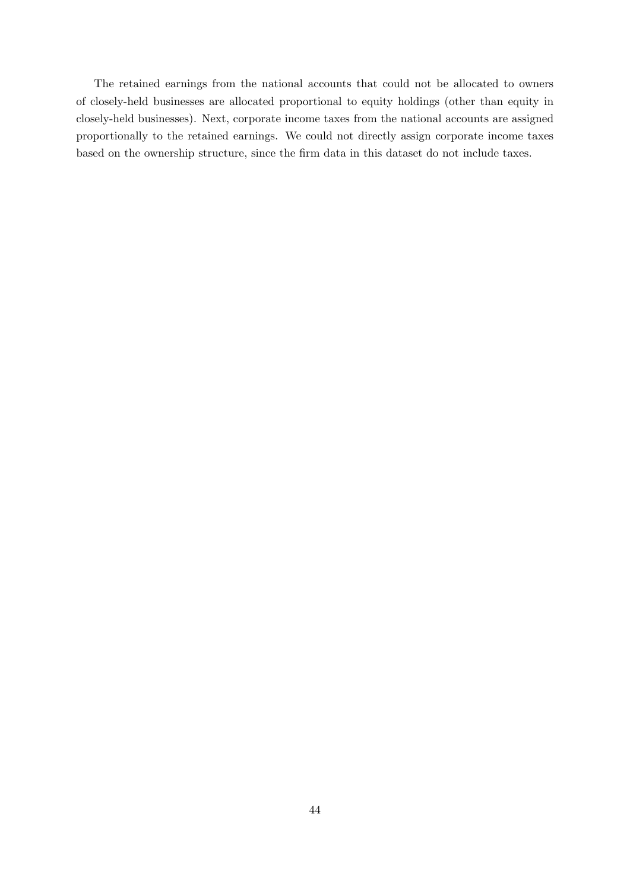The retained earnings from the national accounts that could not be allocated to owners of closely-held businesses are allocated proportional to equity holdings (other than equity in closely-held businesses). Next, corporate income taxes from the national accounts are assigned proportionally to the retained earnings. We could not directly assign corporate income taxes based on the ownership structure, since the firm data in this dataset do not include taxes.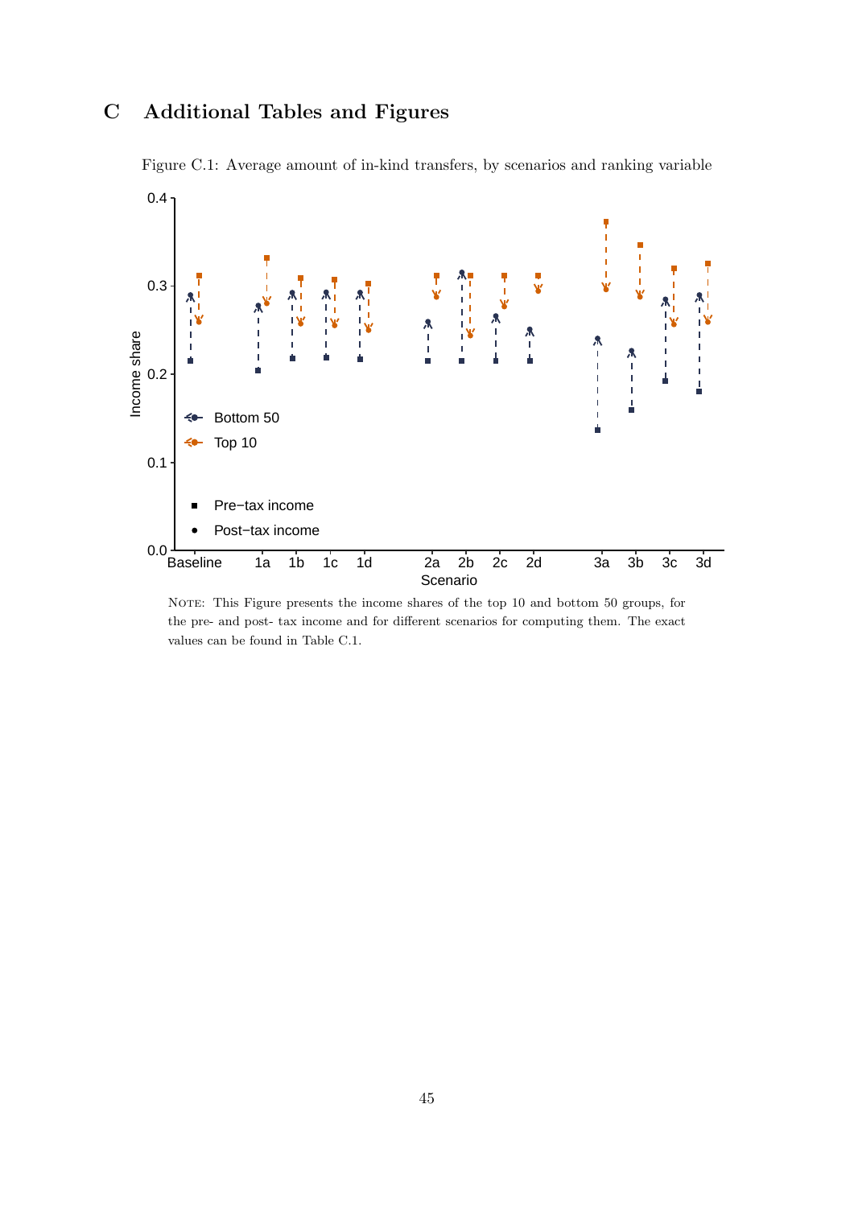# C Additional Tables and Figures

Figure C.1: Average amount of in-kind transfers, by scenarios and ranking variable

NOTE: This Figure presents the income shares of the top 10 and bottom 50 groups, for the pre- and post- tax income and for different scenarios for computing them. The exact values can be found in Table C.1.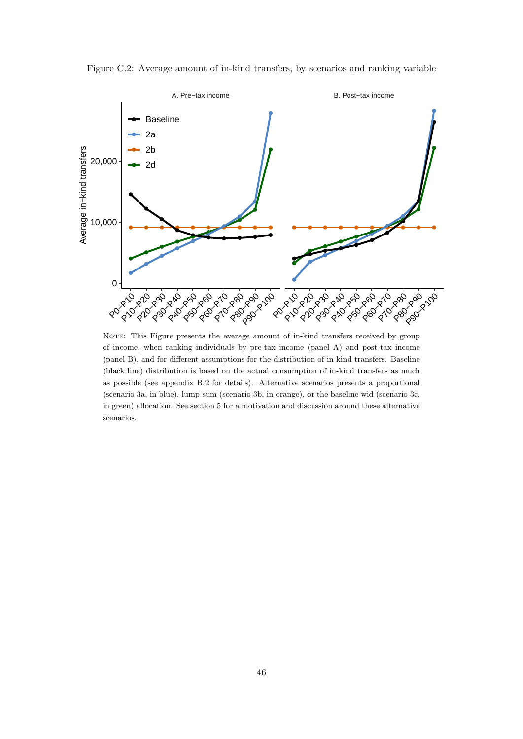Figure C.2: Average amount of in-kind transfers, by scenarios and ranking variable

NOTE: This Figure presents the average amount of in-kind transfers received by group of income, when ranking individuals by pre-tax income (panel A) and post-tax income (panel B), and for different assumptions for the distribution of in-kind transfers. Baseline (black line) distribution is based on the actual consumption of in-kind transfers as much as possible (see appendix B.2 for details). Alternative scenarios presents a proportional (scenario 3a, in blue), lump-sum (scenario 3b, in orange), or the baseline wid (scenario 3c, in green) allocation. See section 5 for a motivation and discussion around these alternative scenarios.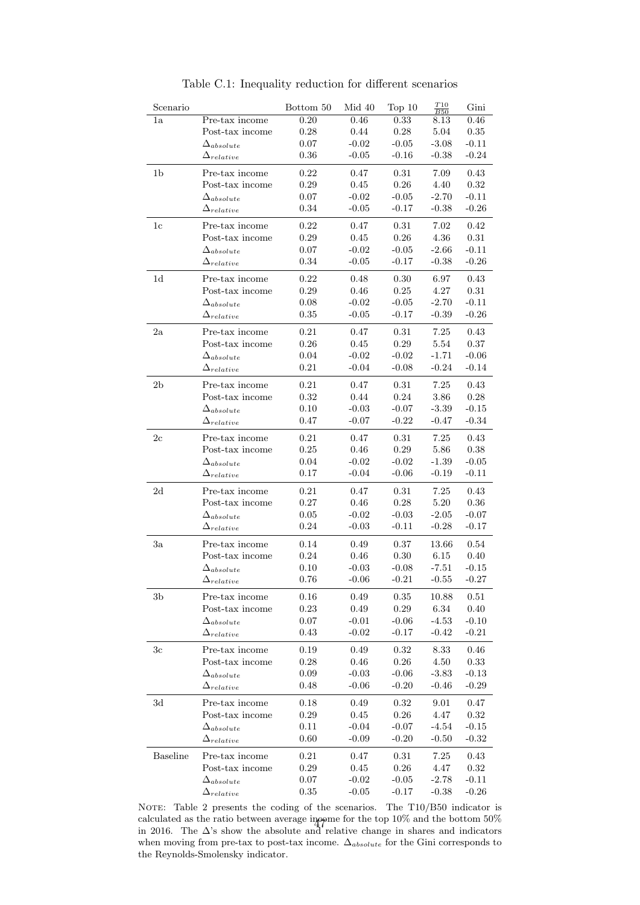Table C.1: Inequality reduction for different scenarios

| Scenario | | Bottom 50 | Mid 40 | Top 10 | $\frac{T10}{B50}$ | Gini |
|---|---|---|---|---|---|---|
| 1a | Pre-tax income | 0.20 | 0.46 | 0.33 | 8.13 | 0.46 |
| | Post-tax income | 0.28 | 0.44 | 0.28 | 5.04 | 0.35 |
| | $\Delta_{absolute}$ | 0.07 | -0.02 | -0.05 | -3.08 | -0.11 |
| | $\Delta_{relative}$ | 0.36 | -0.05 | -0.16 | -0.38 | -0.24 |
| 1b | Pre-tax income | 0.22 | 0.47 | 0.31 | 7.09 | 0.43 |
| | Post-tax income | 0.29 | 0.45 | 0.26 | 4.40 | 0.32 |
| | $\Delta_{absolute}$ | 0.07 | -0.02 | -0.05 | -2.70 | -0.11 |
| | $\Delta_{relative}$ | 0.34 | -0.05 | -0.17 | -0.38 | -0.26 |
| 1c | Pre-tax income | 0.22 | 0.47 | 0.31 | 7.02 | 0.42 |
| | Post-tax income | 0.29 | 0.45 | 0.26 | 4.36 | 0.31 |
| | $\Delta_{absolute}$ | 0.07 | -0.02 | -0.05 | -2.66 | -0.11 |
| | $\Delta_{relative}$ | 0.34 | -0.05 | -0.17 | -0.38 | -0.26 |
| 1d | Pre-tax income | 0.22 | 0.48 | 0.30 | 6.97 | 0.43 |
| | Post-tax income | 0.29 | 0.46 | 0.25 | 4.27 | 0.31 |
| | $\Delta_{absolute}$ | 0.08 | -0.02 | -0.05 | -2.70 | -0.11 |
| | $\Delta_{relative}$ | 0.35 | -0.05 | -0.17 | -0.39 | -0.26 |
| 2a | Pre-tax income | 0.21 | 0.47 | 0.31 | 7.25 | 0.43 |
| | Post-tax income | 0.26 | 0.45 | 0.29 | 5.54 | 0.37 |
| | $\Delta_{absolute}$ | 0.04 | -0.02 | -0.02 | -1.71 | -0.06 |
| | $\Delta_{relative}$ | 0.21 | -0.04 | -0.08 | -0.24 | -0.14 |
| 2b | Pre-tax income | 0.21 | 0.47 | 0.31 | 7.25 | 0.43 |
| | Post-tax income | 0.32 | 0.44 | 0.24 | 3.86 | 0.28 |
| | $\Delta_{absolute}$ | 0.10 | -0.03 | -0.07 | -3.39 | -0.15 |
| | $\Delta_{relative}$ | 0.47 | -0.07 | -0.22 | -0.47 | -0.34 |
| 2c | Pre-tax income | 0.21 | 0.47 | 0.31 | 7.25 | 0.43 |
| | Post-tax income | 0.25 | 0.46 | 0.29 | 5.86 | 0.38 |
| | $\Delta_{absolute}$ | 0.04 | -0.02 | -0.02 | -1.39 | -0.05 |
| | $\Delta_{relative}$ | 0.17 | -0.04 | -0.06 | -0.19 | -0.11 |
| 2d | Pre-tax income | 0.21 | 0.47 | 0.31 | 7.25 | 0.43 |
| | Post-tax income | 0.27 | 0.46 | 0.28 | 5.20 | 0.36 |
| | $\Delta_{absolute}$ | 0.05 | -0.02 | -0.03 | -2.05 | -0.07 |
| | $\Delta_{relative}$ | 0.24 | -0.03 | -0.11 | -0.28 | -0.17 |
| 3a | Pre-tax income | 0.14 | 0.49 | 0.37 | 13.66 | 0.54 |
| | Post-tax income | 0.24 | 0.46 | 0.30 | 6.15 | 0.40 |
| | $\Delta_{absolute}$ | 0.10 | -0.03 | -0.08 | -7.51 | -0.15 |
| | $\Delta_{relative}$ | 0.76 | -0.06 | -0.21 | -0.55 | -0.27 |
| 3b | Pre-tax income | 0.16 | 0.49 | 0.35 | 10.88 | 0.51 |
| | Post-tax income | 0.23 | 0.49 | 0.29 | 6.34 | 0.40 |
| | $\Delta_{absolute}$ | 0.07 | -0.01 | -0.06 | -4.53 | -0.10 |
| | $\Delta_{relative}$ | 0.43 | -0.02 | -0.17 | -0.42 | -0.21 |
| 3c | Pre-tax income | 0.19 | 0.49 | 0.32 | 8.33 | 0.46 |
| | Post-tax income | 0.28 | 0.46 | 0.26 | 4.50 | 0.33 |
| | $\Delta_{absolute}$ | 0.09 | -0.03 | -0.06 | -3.83 | -0.13 |
| | $\Delta_{relative}$ | 0.48 | -0.06 | -0.20 | -0.46 | -0.29 |
| 3d | Pre-tax income | 0.18 | 0.49 | 0.32 | 9.01 | 0.47 |
| | Post-tax income | 0.29 | 0.45 | 0.26 | 4.47 | 0.32 |
| | $\Delta_{absolute}$ | 0.11 | -0.04 | -0.07 | -4.54 | -0.15 |
| | $\Delta_{relative}$ | 0.60 | -0.09 | -0.20 | -0.50 | -0.32 |
| Baseline | Pre-tax income | 0.21 | 0.47 | 0.31 | 7.25 | 0.43 |
| | Post-tax income | 0.29 | 0.45 | 0.26 | 4.47 | 0.32 |
| | $\Delta_{absolute}$ | 0.07 | -0.02 | -0.05 | -2.78 | -0.11 |
| | $\Delta_{relative}$ | 0.35 | -0.05 | -0.17 | -0.38 | -0.26 |

NOTE: Table 2 presents the coding of the scenarios. The T10/B50 indicator is calculated as the ratio between average income for the top 10% and the bottom 50% in 2016. The Δ's show the absolute and relative change in shares and indicators when moving from pre-tax to post-tax income. $\Delta_{absolute}$ for the Gini corresponds to the Reynolds-Smolensky indicator.